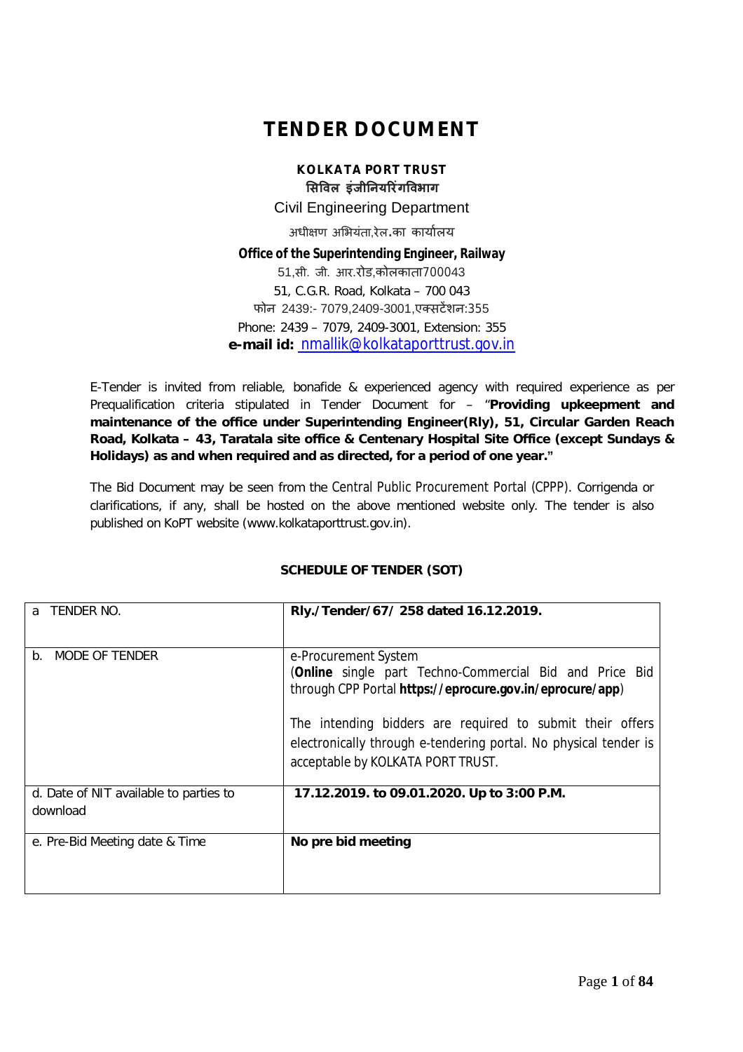# TENDER DOCUMENT

**KOLKATA PORT TRUST**

**सिविल इंजीनियरिंगविभाग**

Civil Engineering Department

अधीक्षण अभियंता,रेल.का कार्यालय

**Office of the Superintending Engineer, Railway**

51,सी. जी. आर.रोड,कोलकाता700043

51, C.G.R. Road, Kolkata – 700 043

फोन 2439:- 7079,2409-3001,एक्सटेंशन:355

Phone: 2439 – 7079, 2409-3001, Extension: 355

**e-mail id:** nmallik@kolkataporttrust.gov.in

E-Tender is invited from reliable, bonafide & experienced agency with required experience as per Prequalification criteria stipulated in Tender Document for – "**Providing upkeepment and maintenance of the office under Superintending Engineer(Rly), 51, Circular Garden Reach Road, Kolkata – 43, Taratala site office & Centenary Hospital Site Office (except Sundays & Holidays) as and when required and as directed, for a period of one year.**"

The Bid Document may be seen from the Central Public Procurement Portal (CPPP). Corrigenda or clarifications, if any, shall be hosted on the above mentioned website only. The tender is also published on KoPT website (www.kolkataporttrust.gov.in).

**SCHEDULE OF TENDER (SOT)**

| | |
|---|---|
| a TENDER NO. | **Rly./Tender/67/ 258 dated 16.12.2019.** |
| b. MODE OF TENDER | e-Procurement System<br>(**Online** single part Techno-Commercial Bid and Price Bid through CPP Portal **https://eprocure.gov.in/eprocure/app**)<br><br>The intending bidders are required to submit their offers electronically through e-tendering portal. No physical tender is acceptable by KOLKATA PORT TRUST. |
| d. Date of NIT available to parties to download | **17.12.2019. to 09.01.2020. Up to 3:00 P.M.** |
| e. Pre-Bid Meeting date & Time | **No pre bid meeting** |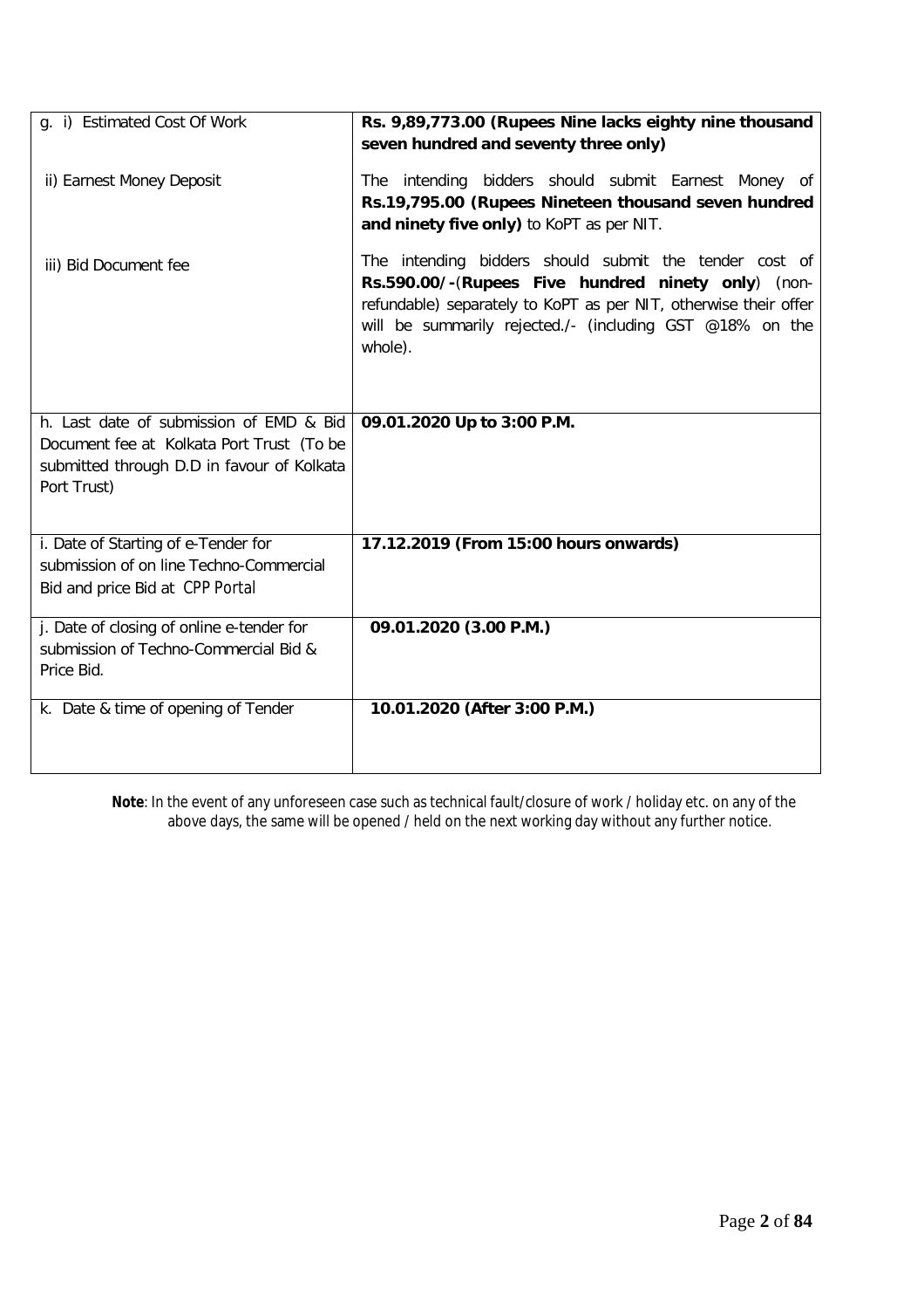| | |
|---|---|
| g. i) Estimated Cost Of Work | **Rs. 9,89,773.00 (Rupees Nine lacks eighty nine thousand seven hundred and seventy three only)** |
| ii) Earnest Money Deposit | The intending bidders should submit Earnest Money of **Rs.19,795.00 (Rupees Nineteen thousand seven hundred and ninety five only)** to KoPT as per NIT. |
| iii) Bid Document fee | The intending bidders should submit the tender cost of **Rs.590.00/-**(**Rupees Five hundred ninety only**) (non-refundable) separately to KoPT as per NIT, otherwise their offer will be summarily rejected./- (including GST @18% on the whole). |
| h. Last date of submission of EMD & Bid Document fee at Kolkata Port Trust (To be submitted through D.D in favour of Kolkata Port Trust) | **09.01.2020 Up to 3:00 P.M.** |
| i. Date of Starting of e-Tender for submission of on line Techno-Commercial Bid and price Bid at CPP Portal | **17.12.2019 (From 15:00 hours onwards)** |
| j. Date of closing of online e-tender for submission of Techno-Commercial Bid & Price Bid. | **09.01.2020 (3.00 P.M.)** |
| k. Date & time of opening of Tender | **10.01.2020 (After 3:00 P.M.)** |

**Note**: In the event of any unforeseen case such as technical fault/closure of work / holiday etc. on any of the above days, the same will be opened / held on the next working day without any further notice.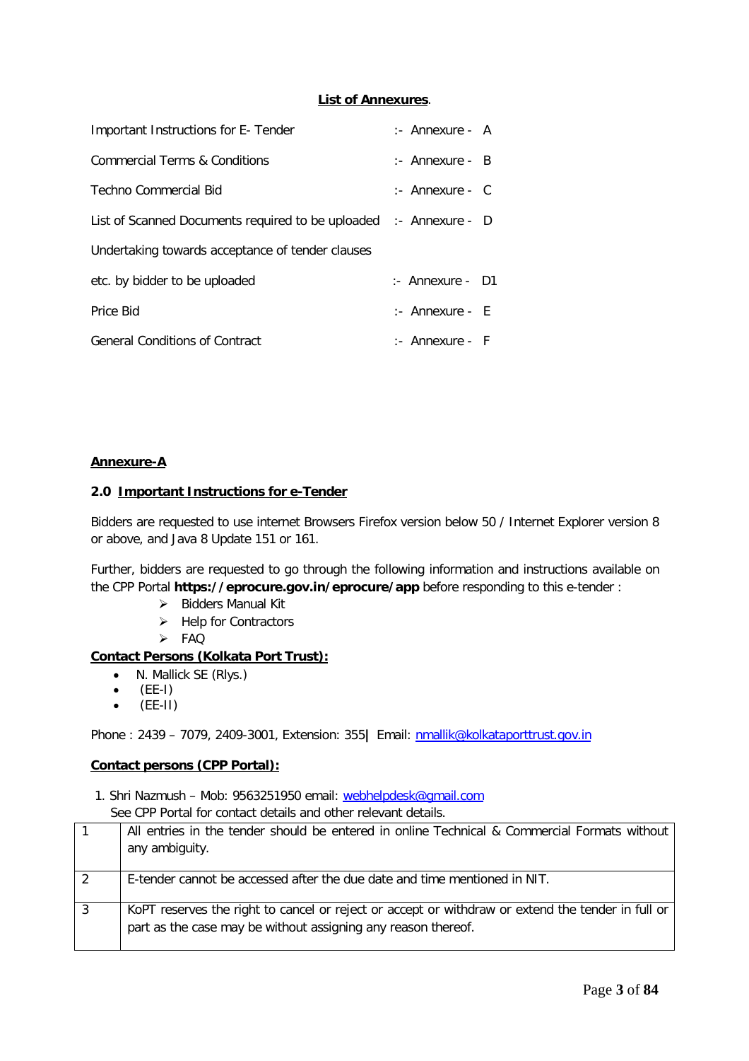**List of Annexures**.

| | | |
|---|---|---|
| Important Instructions for E- Tender | :- Annexure - | A |
| Commercial Terms & Conditions | :- Annexure - | B |
| Techno Commercial Bid | :- Annexure - | C |
| List of Scanned Documents required to be uploaded | :- Annexure - | D |
| Undertaking towards acceptance of tender clauses etc. by bidder to be uploaded | :- Annexure - | D1 |
| Price Bid | :- Annexure - | E |
| General Conditions of Contract | :- Annexure - | F |

**Annexure-A**

**2.0 Important Instructions for e-Tender**

Bidders are requested to use internet Browsers Firefox version below 50 / Internet Explorer version 8 or above, and Java 8 Update 151 or 161.

Further, bidders are requested to go through the following information and instructions available on the CPP Portal **https://eprocure.gov.in/eprocure/app** before responding to this e-tender :

- Bidders Manual Kit
- Help for Contractors
- FAQ

**Contact Persons (Kolkata Port Trust):**

- N. Mallick SE (Rlys.)
- (EE-I)
- (EE-II)

Phone : 2439 – 7079, 2409-3001, Extension: 355| Email: nmallik@kolkataporttrust.gov.in

**Contact persons (CPP Portal):**

1. Shri Nazmush – Mob: 9563251950 email: webhelpdesk@gmail.com
   See CPP Portal for contact details and other relevant details.

| | |
|---|---|
| 1 | All entries in the tender should be entered in online Technical & Commercial Formats without any ambiguity. |
| 2 | E-tender cannot be accessed after the due date and time mentioned in NIT. |
| 3 | KoPT reserves the right to cancel or reject or accept or withdraw or extend the tender in full or part as the case may be without assigning any reason thereof. |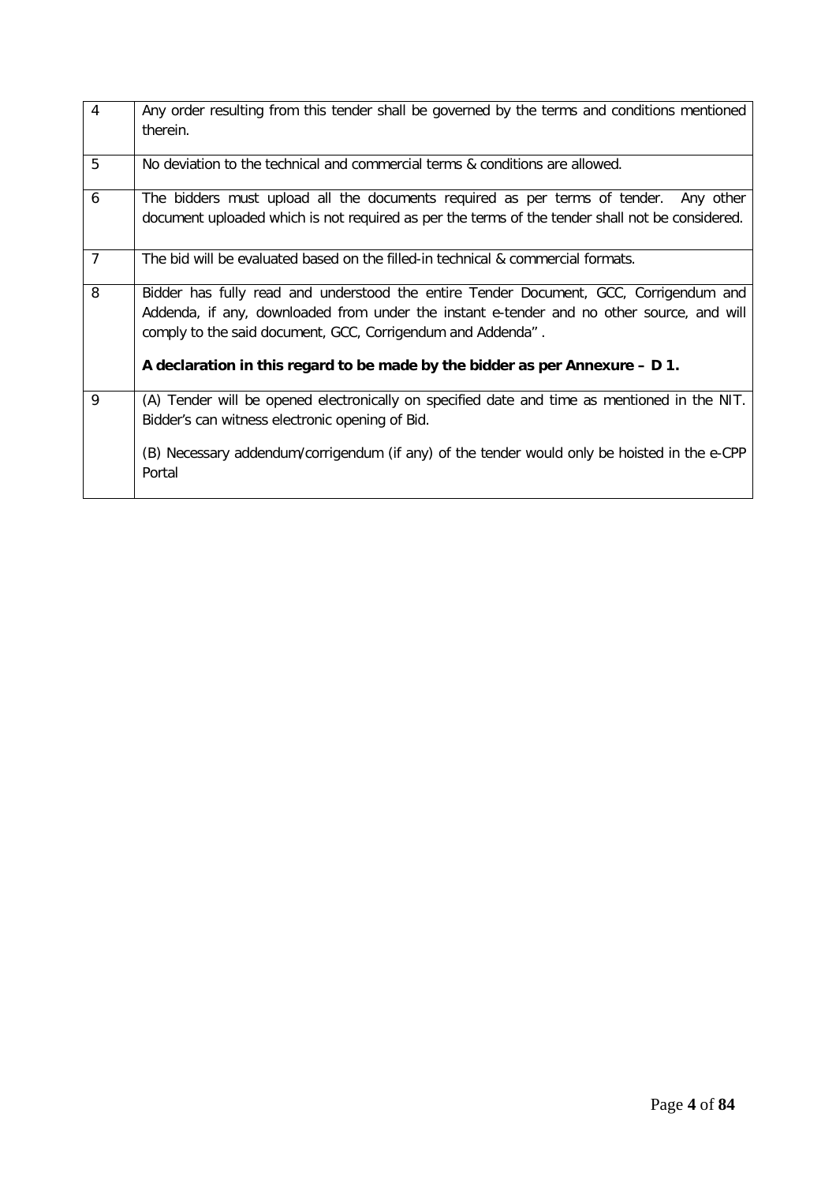| | |
|---|---|
| 4 | Any order resulting from this tender shall be governed by the terms and conditions mentioned therein. |
| 5 | No deviation to the technical and commercial terms & conditions are allowed. |
| 6 | The bidders must upload all the documents required as per terms of tender. Any other document uploaded which is not required as per the terms of the tender shall not be considered. |
| 7 | The bid will be evaluated based on the filled-in technical & commercial formats. |
| 8 | Bidder has fully read and understood the entire Tender Document, GCC, Corrigendum and Addenda, if any, downloaded from under the instant e-tender and no other source, and will comply to the said document, GCC, Corrigendum and Addenda" .<br><br>**A declaration in this regard to be made by the bidder as per Annexure – D 1.** |
| 9 | (A) Tender will be opened electronically on specified date and time as mentioned in the NIT. Bidder's can witness electronic opening of Bid.<br><br>(B) Necessary addendum/corrigendum (if any) of the tender would only be hoisted in the e-CPP Portal |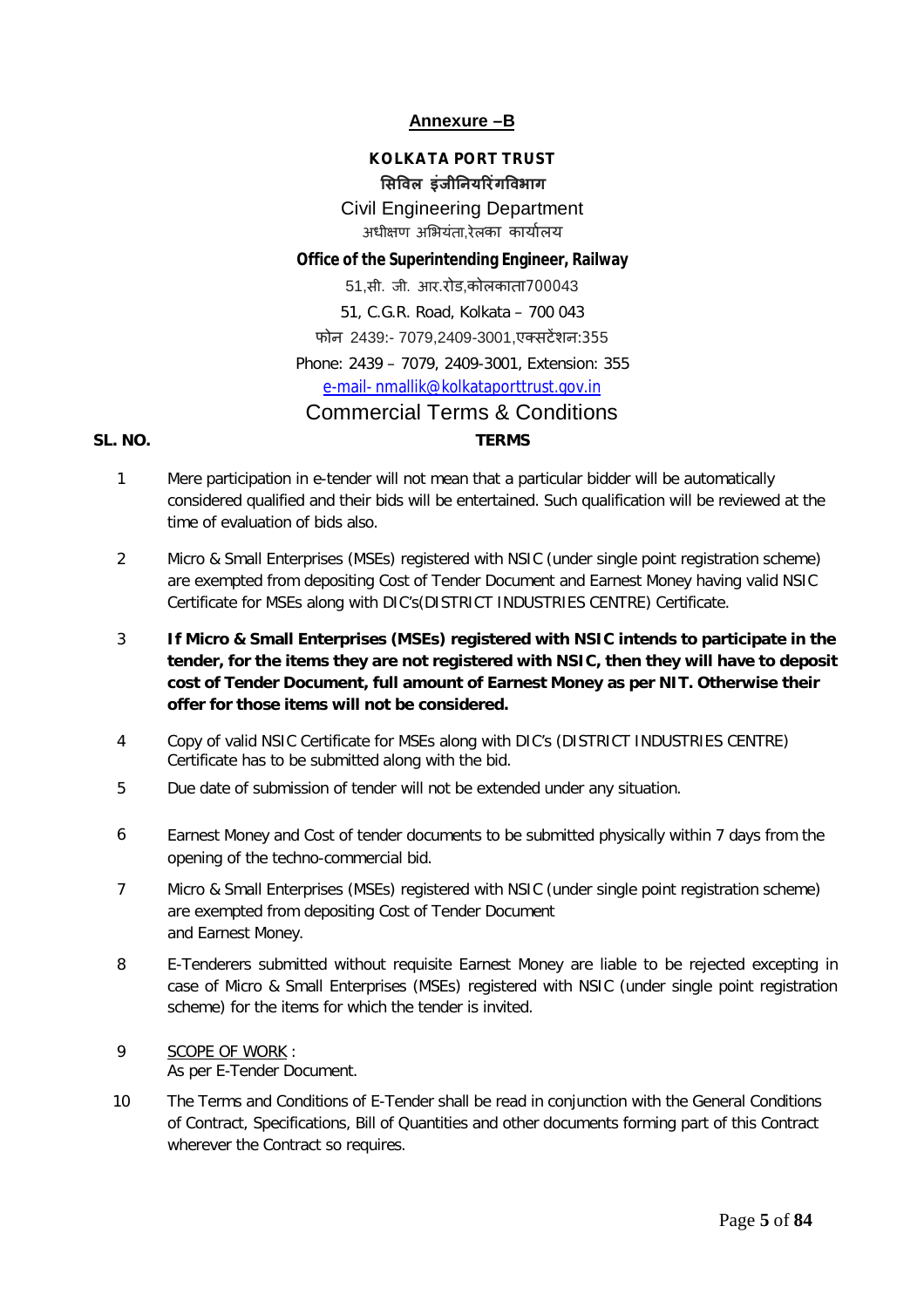## Annexure –B

**KOLKATA PORT TRUST**

**सिविल इंजीनियरिंगविभाग**

Civil Engineering Department

अधीक्षण अभियंता,रेलका कार्यालय

**Office of the Superintending Engineer, Railway**

51,सी. जी. आर.रोड,कोलकाता700043

51, C.G.R. Road, Kolkata – 700 043

फोन 2439:- 7079,2409-3001,एक्सटेंशन:355

Phone: 2439 – 7079, 2409-3001, Extension: 355

e-mail- nmallik@kolkataporttrust.gov.in

## Commercial Terms & Conditions

| SL. NO. | TERMS |
|---|---|
| 1 | Mere participation in e-tender will not mean that a particular bidder will be automatically considered qualified and their bids will be entertained. Such qualification will be reviewed at the time of evaluation of bids also. |
| 2 | Micro & Small Enterprises (MSEs) registered with NSIC (under single point registration scheme) are exempted from depositing Cost of Tender Document and Earnest Money having valid NSIC Certificate for MSEs along with DIC's(DISTRICT INDUSTRIES CENTRE) Certificate. |
| 3 | **If Micro & Small Enterprises (MSEs) registered with NSIC intends to participate in the tender, for the items they are not registered with NSIC, then they will have to deposit cost of Tender Document, full amount of Earnest Money as per NIT. Otherwise their offer for those items will not be considered.** |
| 4 | Copy of valid NSIC Certificate for MSEs along with DIC's (DISTRICT INDUSTRIES CENTRE) Certificate has to be submitted along with the bid. |
| 5 | Due date of submission of tender will not be extended under any situation. |
| 6 | Earnest Money and Cost of tender documents to be submitted physically within 7 days from the opening of the techno-commercial bid. |
| 7 | Micro & Small Enterprises (MSEs) registered with NSIC (under single point registration scheme) are exempted from depositing Cost of Tender Document and Earnest Money. |
| 8 | E-Tenderers submitted without requisite Earnest Money are liable to be rejected excepting in case of Micro & Small Enterprises (MSEs) registered with NSIC (under single point registration scheme) for the items for which the tender is invited. |
| 9 | SCOPE OF WORK : As per E-Tender Document. |
| 10 | The Terms and Conditions of E-Tender shall be read in conjunction with the General Conditions of Contract, Specifications, Bill of Quantities and other documents forming part of this Contract wherever the Contract so requires. |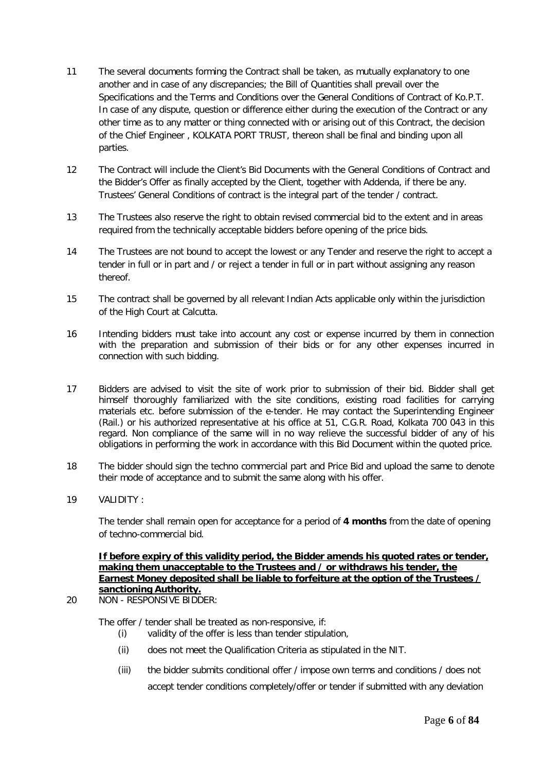11 The several documents forming the Contract shall be taken, as mutually explanatory to one another and in case of any discrepancies; the Bill of Quantities shall prevail over the Specifications and the Terms and Conditions over the General Conditions of Contract of Ko.P.T. In case of any dispute, question or difference either during the execution of the Contract or any other time as to any matter or thing connected with or arising out of this Contract, the decision of the Chief Engineer , KOLKATA PORT TRUST, thereon shall be final and binding upon all parties.

12 The Contract will include the Client's Bid Documents with the General Conditions of Contract and the Bidder's Offer as finally accepted by the Client, together with Addenda, if there be any. Trustees' General Conditions of contract is the integral part of the tender / contract.

13 The Trustees also reserve the right to obtain revised commercial bid to the extent and in areas required from the technically acceptable bidders before opening of the price bids.

14 The Trustees are not bound to accept the lowest or any Tender and reserve the right to accept a tender in full or in part and / or reject a tender in full or in part without assigning any reason thereof.

15 The contract shall be governed by all relevant Indian Acts applicable only within the jurisdiction of the High Court at Calcutta.

16 Intending bidders must take into account any cost or expense incurred by them in connection with the preparation and submission of their bids or for any other expenses incurred in connection with such bidding.

17 Bidders are advised to visit the site of work prior to submission of their bid. Bidder shall get himself thoroughly familiarized with the site conditions, existing road facilities for carrying materials etc. before submission of the e-tender. He may contact the Superintending Engineer (Rail.) or his authorized representative at his office at 51, C.G.R. Road, Kolkata 700 043 in this regard. Non compliance of the same will in no way relieve the successful bidder of any of his obligations in performing the work in accordance with this Bid Document within the quoted price.

18 The bidder should sign the techno commercial part and Price Bid and upload the same to denote their mode of acceptance and to submit the same along with his offer.

19 VALIDITY :

The tender shall remain open for acceptance for a period of **4 months** from the date of opening of techno-commercial bid.

**If before expiry of this validity period, the Bidder amends his quoted rates or tender, making them unacceptable to the Trustees and / or withdraws his tender, the Earnest Money deposited shall be liable to forfeiture at the option of the Trustees / sanctioning Authority.**

20 NON - RESPONSIVE BIDDER:

The offer / tender shall be treated as non-responsive, if:

(i) validity of the offer is less than tender stipulation,

(ii) does not meet the Qualification Criteria as stipulated in the NIT.

(iii) the bidder submits conditional offer / impose own terms and conditions / does not accept tender conditions completely/offer or tender if submitted with any deviation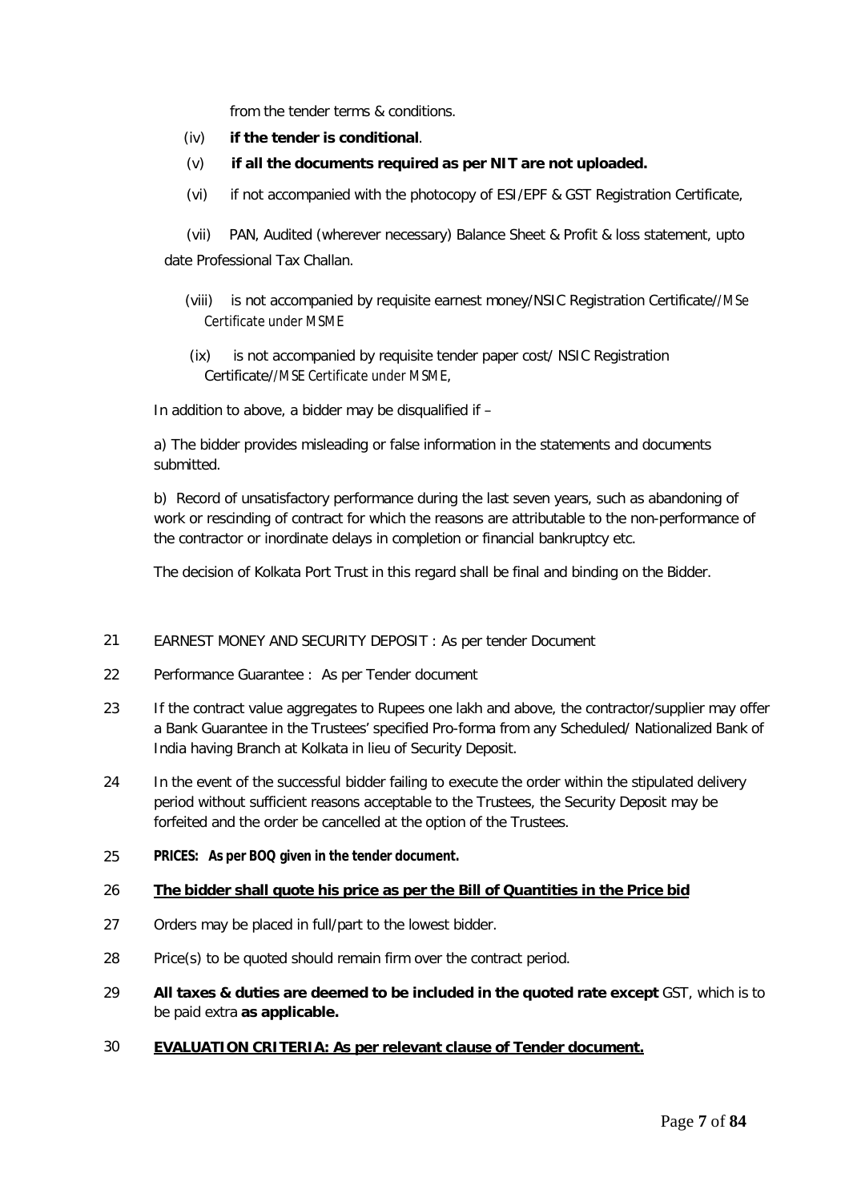from the tender terms & conditions.

(iv) **if the tender is conditional**.

(v) **if all the documents required as per NIT are not uploaded.**

(vi) if not accompanied with the photocopy of ESI/EPF & GST Registration Certificate,

(vii) PAN, Audited (wherever necessary) Balance Sheet & Profit & loss statement, upto date Professional Tax Challan.

(viii) is not accompanied by requisite earnest money/NSIC Registration Certificate//MSe Certificate under MSME

(ix) is not accompanied by requisite tender paper cost/ NSIC Registration Certificate//MSE Certificate under MSME,

In addition to above, a bidder may be disqualified if –

a) The bidder provides misleading or false information in the statements and documents submitted.

b) Record of unsatisfactory performance during the last seven years, such as abandoning of work or rescinding of contract for which the reasons are attributable to the non-performance of the contractor or inordinate delays in completion or financial bankruptcy etc.

The decision of Kolkata Port Trust in this regard shall be final and binding on the Bidder.

21 EARNEST MONEY AND SECURITY DEPOSIT : As per tender Document

22 Performance Guarantee : As per Tender document

23 If the contract value aggregates to Rupees one lakh and above, the contractor/supplier may offer a Bank Guarantee in the Trustees' specified Pro-forma from any Scheduled/ Nationalized Bank of India having Branch at Kolkata in lieu of Security Deposit.

24 In the event of the successful bidder failing to execute the order within the stipulated delivery period without sufficient reasons acceptable to the Trustees, the Security Deposit may be forfeited and the order be cancelled at the option of the Trustees.

25 **PRICES: As per BOQ given in the tender document.**

26 **<u>The bidder shall quote his price as per the Bill of Quantities in the Price bid</u>**

27 Orders may be placed in full/part to the lowest bidder.

28 Price(s) to be quoted should remain firm over the contract period.

29 **All taxes & duties are deemed to be included in the quoted rate except** GST, which is to be paid extra **as applicable.**

30 **<u>EVALUATION CRITERIA: As per relevant clause of Tender document.</u>**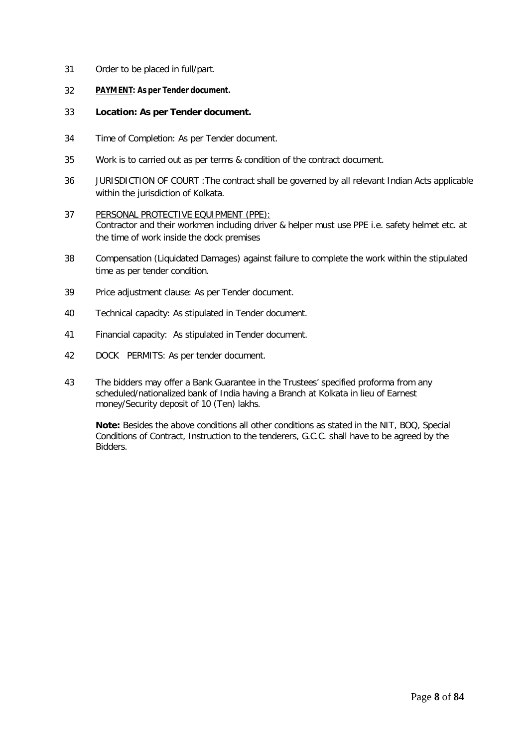31 Order to be placed in full/part.

32 **<u>PAYMENT</u>: As per Tender document.**

33 **Location: As per Tender document.**

34 Time of Completion: As per Tender document.

35 Work is to carried out as per terms & condition of the contract document.

36 <u>JURISDICTION OF COURT</u> :The contract shall be governed by all relevant Indian Acts applicable within the jurisdiction of Kolkata.

37 <u>PERSONAL PROTECTIVE EQUIPMENT (PPE):</u>
Contractor and their workmen including driver & helper must use PPE i.e. safety helmet etc. at the time of work inside the dock premises

38 Compensation (Liquidated Damages) against failure to complete the work within the stipulated time as per tender condition.

39 Price adjustment clause: As per Tender document.

40 Technical capacity: As stipulated in Tender document.

41 Financial capacity: As stipulated in Tender document.

42 DOCK PERMITS: As per tender document.

43 The bidders may offer a Bank Guarantee in the Trustees' specified proforma from any scheduled/nationalized bank of India having a Branch at Kolkata in lieu of Earnest money/Security deposit of 10 (Ten) lakhs.

**Note:** Besides the above conditions all other conditions as stated in the NIT, BOQ, Special Conditions of Contract, Instruction to the tenderers, G.C.C. shall have to be agreed by the Bidders.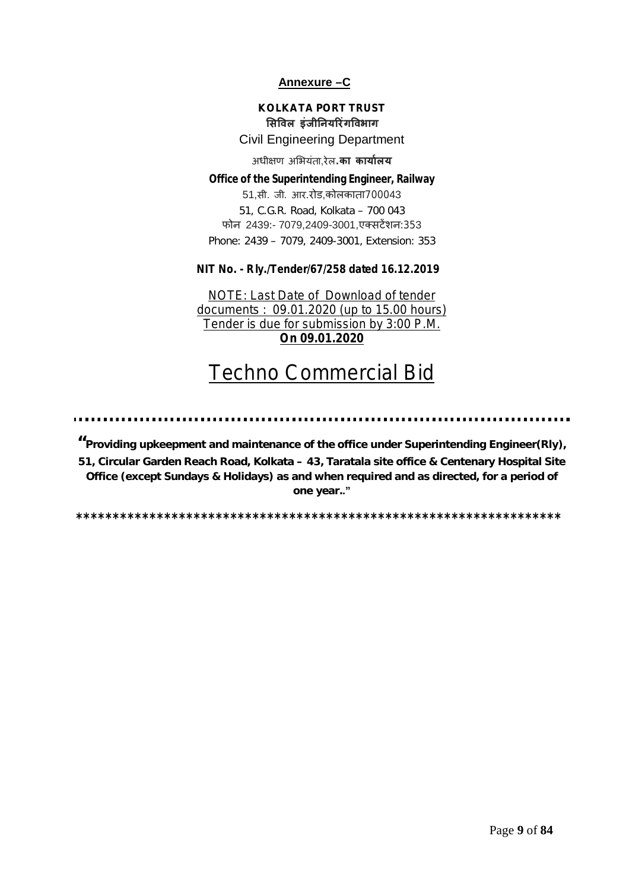**Annexure –C**

**KOLKATA PORT TRUST**

**सिविल इंजीनियरिंगविभाग**

Civil Engineering Department

अधीक्षण अभियंता,रेल**.का कार्यालय**

**Office of the Superintending Engineer, Railway**

51,सी. जी. आर.रोड,कोलकाता700043

51, C.G.R. Road, Kolkata – 700 043

फोन 2439:- 7079,2409-3001,एक्सटेंशन:353

Phone: 2439 – 7079, 2409-3001, Extension: 353

**NIT No. - Rly./Tender/67/258 dated 16.12.2019**

NOTE: Last Date of Download of tender documents : 09.01.2020 (up to 15.00 hours)
Tender is due for submission by 3:00 P.M.
**On 09.01.2020**

# Techno Commercial Bid

---

**"Providing upkeepment and maintenance of the office under Superintending Engineer(Rly), 51, Circular Garden Reach Road, Kolkata – 43, Taratala site office & Centenary Hospital Site Office (except Sundays & Holidays) as and when required and as directed, for a period of one year.."**

*****************************************************************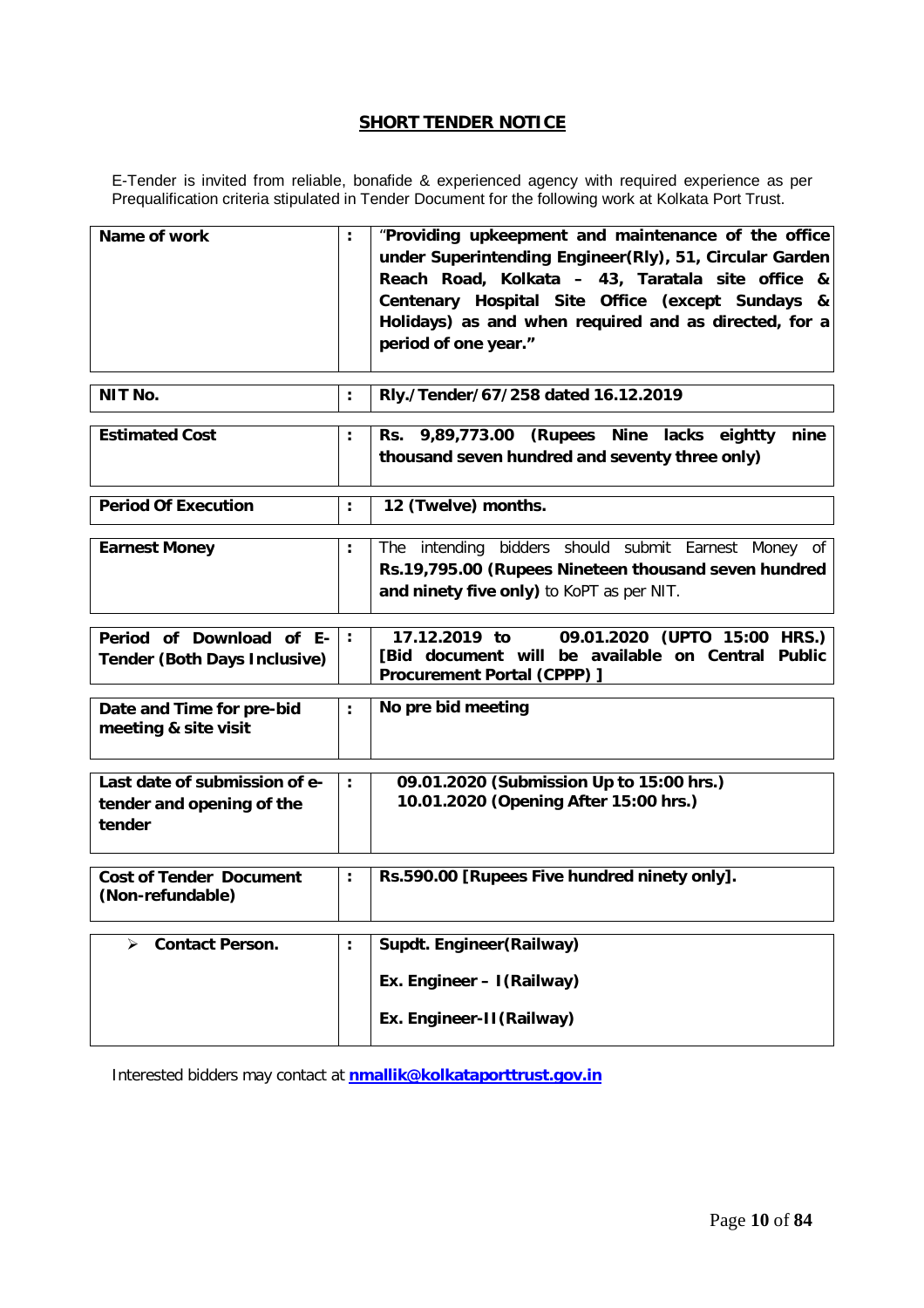## SHORT TENDER NOTICE

E-Tender is invited from reliable, bonafide & experienced agency with required experience as per Prequalification criteria stipulated in Tender Document for the following work at Kolkata Port Trust.

| | | |
|---|---|---|
| **Name of work** | **:** | "**Providing upkeepment and maintenance of the office under Superintending Engineer(Rly), 51, Circular Garden Reach Road, Kolkata – 43, Taratala site office & Centenary Hospital Site Office (except Sundays & Holidays) as and when required and as directed, for a period of one year.**" |
| **NIT No.** | **:** | **Rly./Tender/67/258 dated 16.12.2019** |
| **Estimated Cost** | **:** | **Rs. 9,89,773.00 (Rupees Nine lacks eightty nine thousand seven hundred and seventy three only)** |
| **Period Of Execution** | **:** | **12 (Twelve) months.** |
| **Earnest Money** | **:** | The intending bidders should submit Earnest Money of **Rs.19,795.00 (Rupees Nineteen thousand seven hundred and ninety five only)** to KoPT as per NIT. |
| **Period of Download of E-Tender (Both Days Inclusive)** | **:** | **17.12.2019 to 09.01.2020 (UPTO 15:00 HRS.) [Bid document will be available on Central Public Procurement Portal (CPPP) ]** |
| **Date and Time for pre-bid meeting & site visit** | **:** | **No pre bid meeting** |
| **Last date of submission of e-tender and opening of the tender** | **:** | **09.01.2020 (Submission Up to 15:00 hrs.)**<br>**10.01.2020 (Opening After 15:00 hrs.)** |
| **Cost of Tender Document (Non-refundable)** | **:** | **Rs.590.00 [Rupees Five hundred ninety only].** |
| ➢ **Contact Person.** | **:** | **Supdt. Engineer(Railway)**<br>**Ex. Engineer – I(Railway)**<br>**Ex. Engineer-II(Railway)** |

Interested bidders may contact at **nmallik@kolkataporttrust.gov.in**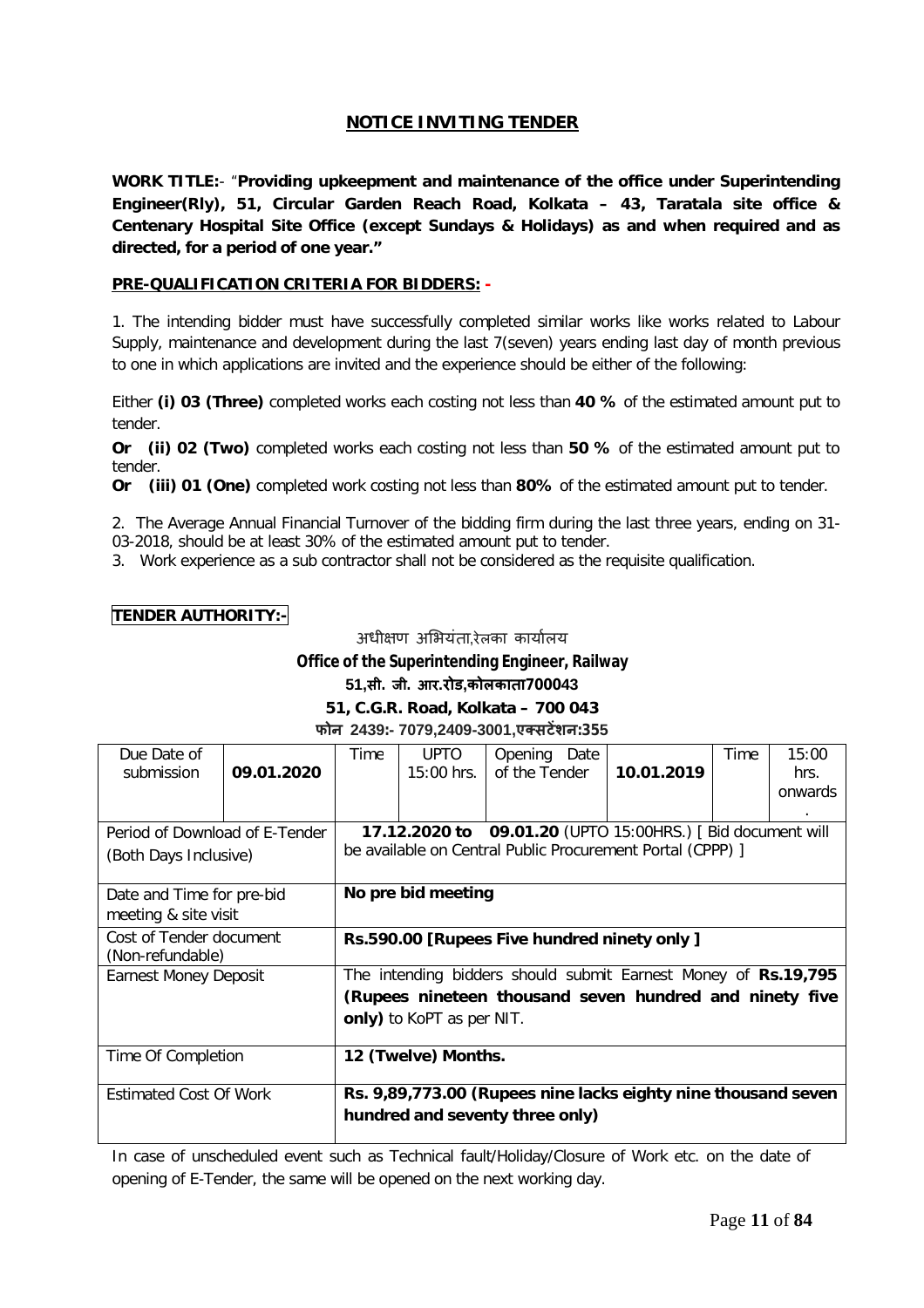## NOTICE INVITING TENDER

**WORK TITLE:**- "**Providing upkeepment and maintenance of the office under Superintending Engineer(Rly), 51, Circular Garden Reach Road, Kolkata – 43, Taratala site office & Centenary Hospital Site Office (except Sundays & Holidays) as and when required and as directed, for a period of one year.**"

**PRE-QUALIFICATION CRITERIA FOR BIDDERS: -**

1. The intending bidder must have successfully completed similar works like works related to Labour Supply, maintenance and development during the last 7(seven) years ending last day of month previous to one in which applications are invited and the experience should be either of the following:

Either **(i) 03 (Three)** completed works each costing not less than **40 %** of the estimated amount put to tender.

**Or (ii) 02 (Two)** completed works each costing not less than **50 %** of the estimated amount put to tender.

**Or (iii) 01 (One)** completed work costing not less than **80%** of the estimated amount put to tender.

2. The Average Annual Financial Turnover of the bidding firm during the last three years, ending on 31-03-2018, should be at least 30% of the estimated amount put to tender.

3. Work experience as a sub contractor shall not be considered as the requisite qualification.

**TENDER AUTHORITY:-**

अधीक्षण अभियंता,रेलका कार्यालय

**Office of the Superintending Engineer, Railway**

**51,सी. जी. आर.रोड,कोलकाता700043**

**51, C.G.R. Road, Kolkata – 700 043**

**फोन 2439:- 7079,2409-3001,एक्सटेंशन:355**

| Due Date of submission | **09.01.2020** | Time | UPTO 15:00 hrs. | Opening Date of the Tender | **10.01.2019** | Time | 15:00 hrs. onwards. |
|---|---|---|---|---|---|---|---|
| Period of Download of E-Tender (Both Days Inclusive) | | **17.12.2020 to 09.01.20** (UPTO 15:00HRS.) [ Bid document will be available on Central Public Procurement Portal (CPPP) ] | | | | | |
| Date and Time for pre-bid meeting & site visit | | **No pre bid meeting** | | | | | |
| Cost of Tender document (Non-refundable) | | **Rs.590.00 [Rupees Five hundred ninety only ]** | | | | | |
| Earnest Money Deposit | | The intending bidders should submit Earnest Money of **Rs.19,795 (Rupees nineteen thousand seven hundred and ninety five only)** to KoPT as per NIT. | | | | | |
| Time Of Completion | | **12 (Twelve) Months.** | | | | | |
| Estimated Cost Of Work | | **Rs. 9,89,773.00 (Rupees nine lacks eighty nine thousand seven hundred and seventy three only)** | | | | | |

In case of unscheduled event such as Technical fault/Holiday/Closure of Work etc. on the date of opening of E-Tender, the same will be opened on the next working day.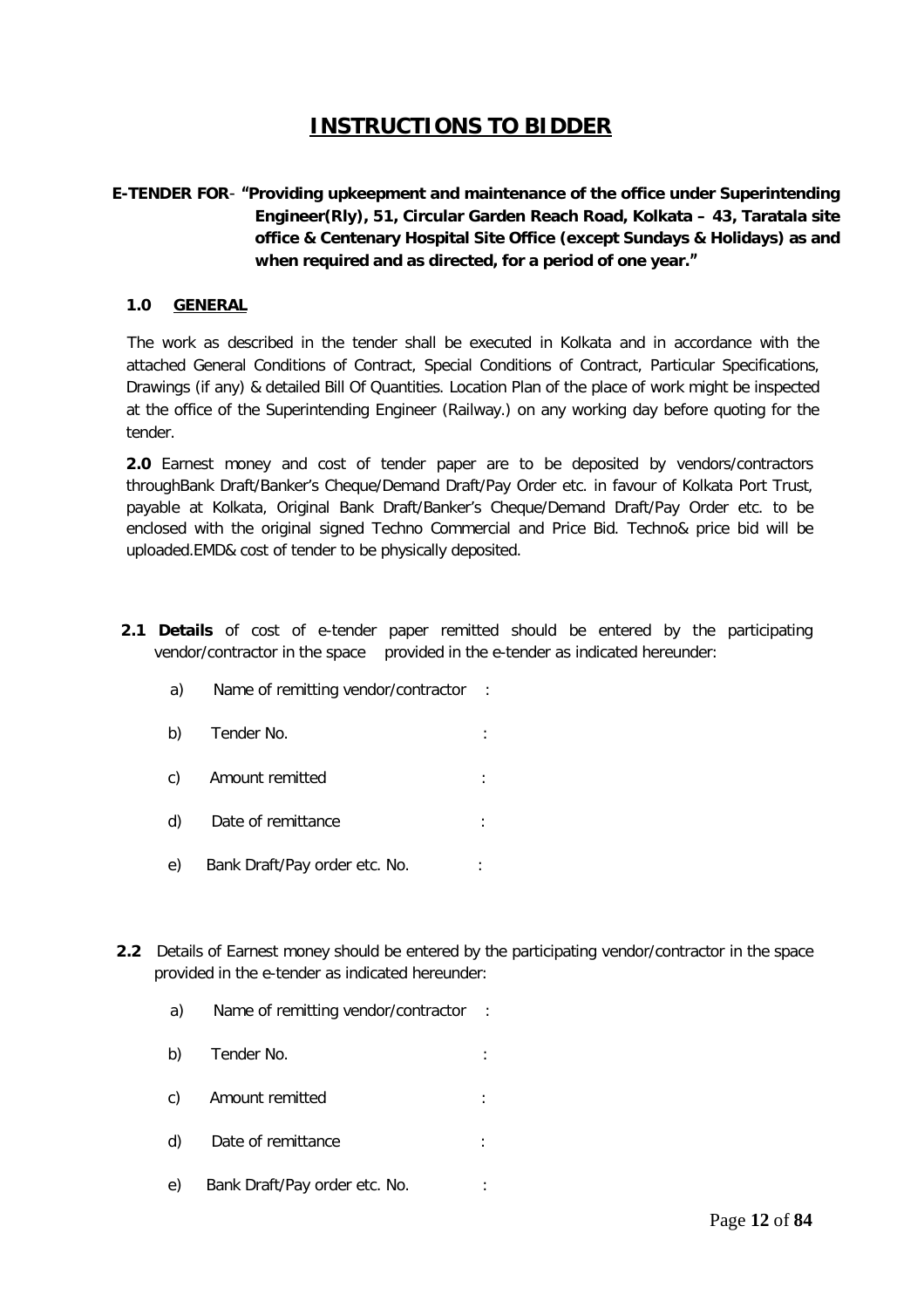# INSTRUCTIONS TO BIDDER

**E-TENDER FOR**- **"Providing upkeepment and maintenance of the office under Superintending Engineer(Rly), 51, Circular Garden Reach Road, Kolkata – 43, Taratala site office & Centenary Hospital Site Office (except Sundays & Holidays) as and when required and as directed, for a period of one year."**

**1.0 GENERAL**

The work as described in the tender shall be executed in Kolkata and in accordance with the attached General Conditions of Contract, Special Conditions of Contract, Particular Specifications, Drawings (if any) & detailed Bill Of Quantities. Location Plan of the place of work might be inspected at the office of the Superintending Engineer (Railway.) on any working day before quoting for the tender.

**2.0** Earnest money and cost of tender paper are to be deposited by vendors/contractors throughBank Draft/Banker's Cheque/Demand Draft/Pay Order etc. in favour of Kolkata Port Trust, payable at Kolkata, Original Bank Draft/Banker's Cheque/Demand Draft/Pay Order etc. to be enclosed with the original signed Techno Commercial and Price Bid. Techno& price bid will be uploaded.EMD& cost of tender to be physically deposited.

**2.1 Details** of cost of e-tender paper remitted should be entered by the participating vendor/contractor in the space provided in the e-tender as indicated hereunder:

a) Name of remitting vendor/contractor :

b) Tender No. :

c) Amount remitted :

d) Date of remittance :

e) Bank Draft/Pay order etc. No. :

**2.2** Details of Earnest money should be entered by the participating vendor/contractor in the space provided in the e-tender as indicated hereunder:

a) Name of remitting vendor/contractor :

b) Tender No. :

c) Amount remitted :

d) Date of remittance :

e) Bank Draft/Pay order etc. No. :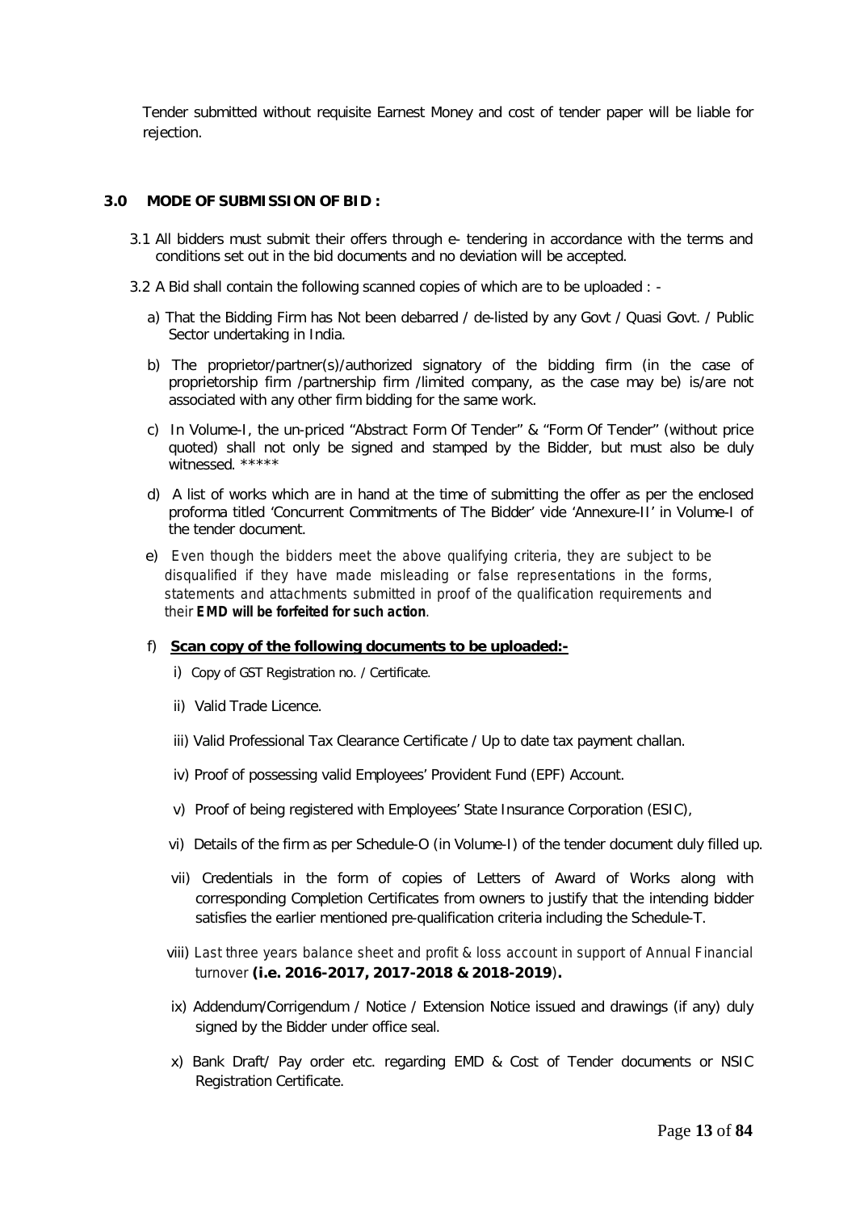Tender submitted without requisite Earnest Money and cost of tender paper will be liable for rejection.

## 3.0 MODE OF SUBMISSION OF BID :

3.1 All bidders must submit their offers through e- tendering in accordance with the terms and conditions set out in the bid documents and no deviation will be accepted.

3.2 A Bid shall contain the following scanned copies of which are to be uploaded : -

a) That the Bidding Firm has Not been debarred / de-listed by any Govt / Quasi Govt. / Public Sector undertaking in India.

b) The proprietor/partner(s)/authorized signatory of the bidding firm (in the case of proprietorship firm /partnership firm /limited company, as the case may be) is/are not associated with any other firm bidding for the same work.

c) In Volume-I, the un-priced "Abstract Form Of Tender" & "Form Of Tender" (without price quoted) shall not only be signed and stamped by the Bidder, but must also be duly witnessed. *****

d) A list of works which are in hand at the time of submitting the offer as per the enclosed proforma titled 'Concurrent Commitments of The Bidder' vide 'Annexure-II' in Volume-I of the tender document.

e) Even though the bidders meet the above qualifying criteria, they are subject to be disqualified if they have made misleading or false representations in the forms, statements and attachments submitted in proof of the qualification requirements and their **EMD will be forfeited for such action**.

f) **Scan copy of the following documents to be uploaded:-**

i) Copy of GST Registration no. / Certificate.

ii) Valid Trade Licence.

iii) Valid Professional Tax Clearance Certificate / Up to date tax payment challan.

iv) Proof of possessing valid Employees' Provident Fund (EPF) Account.

v) Proof of being registered with Employees' State Insurance Corporation (ESIC),

vi) Details of the firm as per Schedule-O (in Volume-I) of the tender document duly filled up.

vii) Credentials in the form of copies of Letters of Award of Works along with corresponding Completion Certificates from owners to justify that the intending bidder satisfies the earlier mentioned pre-qualification criteria including the Schedule-T.

viii) Last three years balance sheet and profit & loss account in support of Annual Financial turnover **(i.e. 2016-2017, 2017-2018 & 2018-2019)**.

ix) Addendum/Corrigendum / Notice / Extension Notice issued and drawings (if any) duly signed by the Bidder under office seal.

x) Bank Draft/ Pay order etc. regarding EMD & Cost of Tender documents or NSIC Registration Certificate.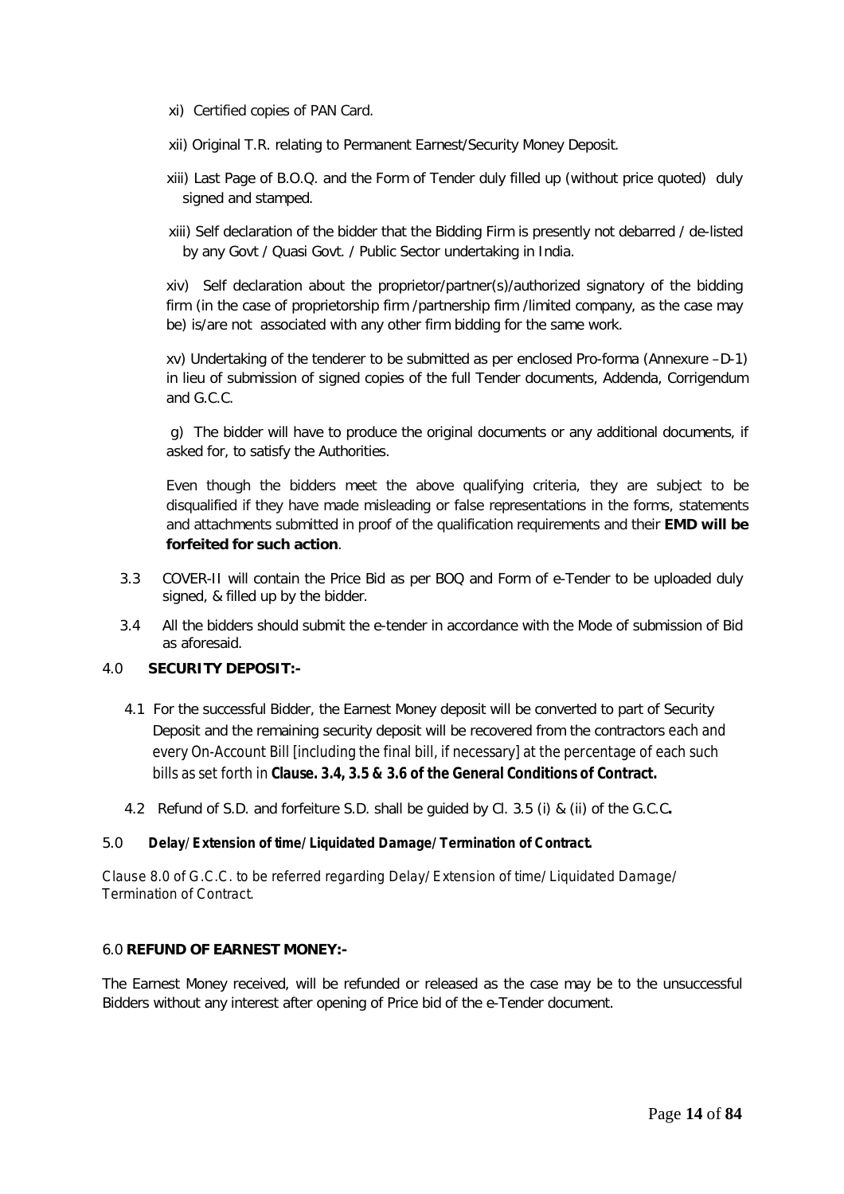xi) Certified copies of PAN Card.

xii) Original T.R. relating to Permanent Earnest/Security Money Deposit.

xiii) Last Page of B.O.Q. and the Form of Tender duly filled up (without price quoted) duly signed and stamped.

xiii) Self declaration of the bidder that the Bidding Firm is presently not debarred / de-listed by any Govt / Quasi Govt. / Public Sector undertaking in India.

xiv) Self declaration about the proprietor/partner(s)/authorized signatory of the bidding firm (in the case of proprietorship firm /partnership firm /limited company, as the case may be) is/are not associated with any other firm bidding for the same work.

xv) Undertaking of the tenderer to be submitted as per enclosed Pro-forma (Annexure –D-1) in lieu of submission of signed copies of the full Tender documents, Addenda, Corrigendum and G.C.C.

g) The bidder will have to produce the original documents or any additional documents, if asked for, to satisfy the Authorities.

Even though the bidders meet the above qualifying criteria, they are subject to be disqualified if they have made misleading or false representations in the forms, statements and attachments submitted in proof of the qualification requirements and their **EMD will be forfeited for such action**.

3.3 COVER-II will contain the Price Bid as per BOQ and Form of e-Tender to be uploaded duly signed, & filled up by the bidder.

3.4 All the bidders should submit the e-tender in accordance with the Mode of submission of Bid as aforesaid.

## 4.0 SECURITY DEPOSIT:-

4.1 For the successful Bidder, the Earnest Money deposit will be converted to part of Security Deposit and the remaining security deposit will be recovered from the contractors *each and every On-Account Bill [including the final bill, if necessary] at the percentage of each such bills as set forth in* ***Clause. 3.4, 3.5 & 3.6 of the General Conditions of Contract.***

4.2 Refund of S.D. and forfeiture S.D. shall be guided by Cl. 3.5 (i) & (ii) of the G.C.C**.**

## 5.0 *Delay/ Extension of time/ Liquidated Damage/ Termination of Contract.*

*Clause 8.0 of G.C.C. to be referred regarding Delay/ Extension of time/ Liquidated Damage/ Termination of Contract.*

## 6.0 REFUND OF EARNEST MONEY:-

The Earnest Money received, will be refunded or released as the case may be to the unsuccessful Bidders without any interest after opening of Price bid of the e-Tender document.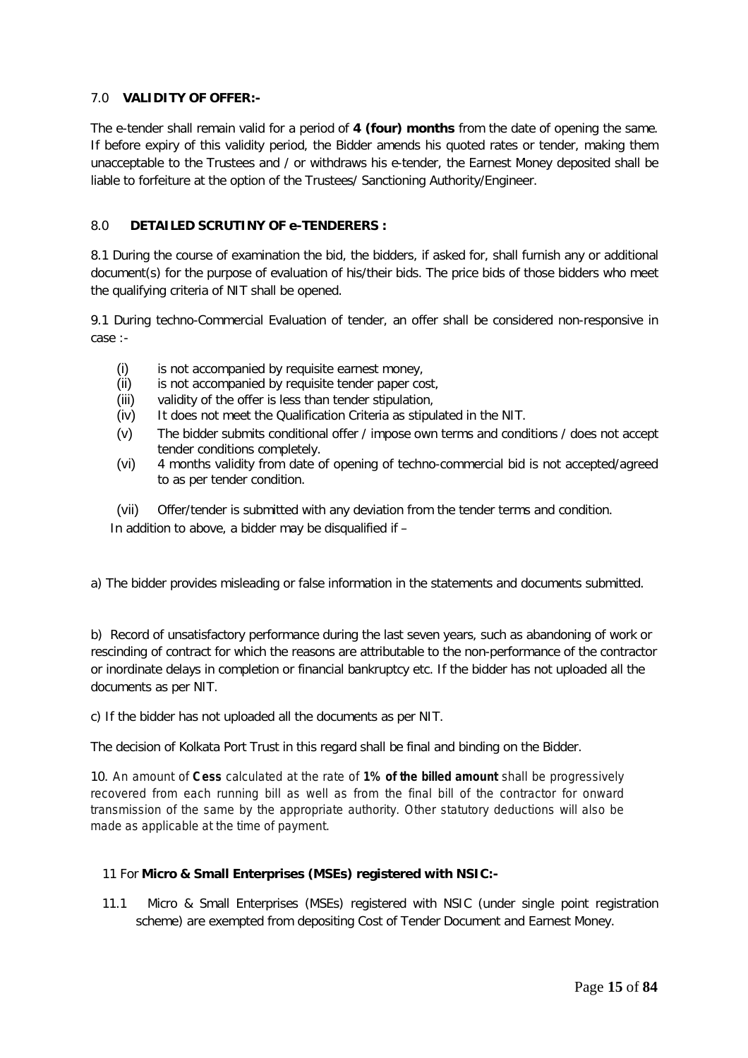## 7.0 **VALIDITY OF OFFER:-**

The e-tender shall remain valid for a period of **4 (four) months** from the date of opening the same. If before expiry of this validity period, the Bidder amends his quoted rates or tender, making them unacceptable to the Trustees and / or withdraws his e-tender, the Earnest Money deposited shall be liable to forfeiture at the option of the Trustees/ Sanctioning Authority/Engineer.

## 8.0 **DETAILED SCRUTINY OF e-TENDERERS :**

8.1 During the course of examination the bid, the bidders, if asked for, shall furnish any or additional document(s) for the purpose of evaluation of his/their bids. The price bids of those bidders who meet the qualifying criteria of NIT shall be opened.

9.1 During techno-Commercial Evaluation of tender, an offer shall be considered non-responsive in case :-

- (i) is not accompanied by requisite earnest money,
- (ii) is not accompanied by requisite tender paper cost,
- (iii) validity of the offer is less than tender stipulation,
- (iv) It does not meet the Qualification Criteria as stipulated in the NIT.
- (v) The bidder submits conditional offer / impose own terms and conditions / does not accept tender conditions completely.
- (vi) 4 months validity from date of opening of techno-commercial bid is not accepted/agreed to as per tender condition.
- (vii) Offer/tender is submitted with any deviation from the tender terms and condition.

In addition to above, a bidder may be disqualified if –

a) The bidder provides misleading or false information in the statements and documents submitted.

b) Record of unsatisfactory performance during the last seven years, such as abandoning of work or rescinding of contract for which the reasons are attributable to the non-performance of the contractor or inordinate delays in completion or financial bankruptcy etc. If the bidder has not uploaded all the documents as per NIT.

c) If the bidder has not uploaded all the documents as per NIT.

The decision of Kolkata Port Trust in this regard shall be final and binding on the Bidder.

10. An amount of **Cess** calculated at the rate of **1% of the billed amount** shall be progressively recovered from each running bill as well as from the final bill of the contractor for onward transmission of the same by the appropriate authority. Other statutory deductions will also be made as applicable at the time of payment.

11 For **Micro & Small Enterprises (MSEs) registered with NSIC:-**

11.1 Micro & Small Enterprises (MSEs) registered with NSIC (under single point registration scheme) are exempted from depositing Cost of Tender Document and Earnest Money.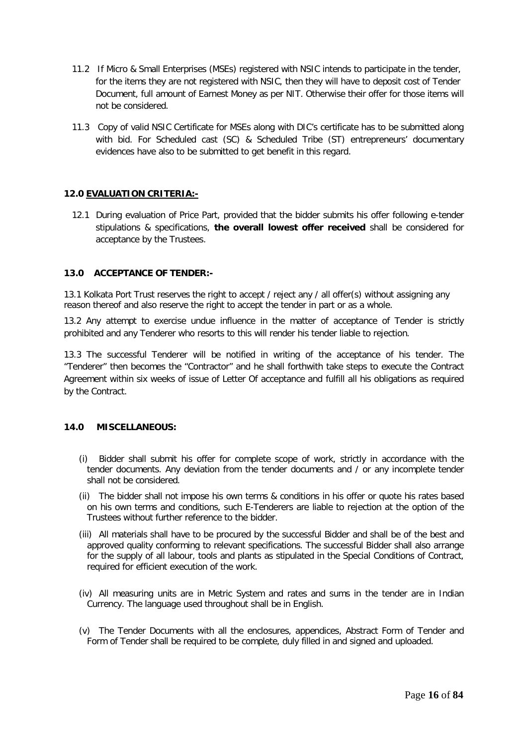11.2 If Micro & Small Enterprises (MSEs) registered with NSIC intends to participate in the tender, for the items they are not registered with NSIC, then they will have to deposit cost of Tender Document, full amount of Earnest Money as per NIT. Otherwise their offer for those items will not be considered.

11.3 Copy of valid NSIC Certificate for MSEs along with DIC's certificate has to be submitted along with bid. For Scheduled cast (SC) & Scheduled Tribe (ST) entrepreneurs' documentary evidences have also to be submitted to get benefit in this regard.

## 12.0 EVALUATION CRITERIA:-

12.1 During evaluation of Price Part, provided that the bidder submits his offer following e-tender stipulations & specifications, **the overall lowest offer received** shall be considered for acceptance by the Trustees.

## 13.0 ACCEPTANCE OF TENDER:-

13.1 Kolkata Port Trust reserves the right to accept / reject any / all offer(s) without assigning any reason thereof and also reserve the right to accept the tender in part or as a whole.

13.2 Any attempt to exercise undue influence in the matter of acceptance of Tender is strictly prohibited and any Tenderer who resorts to this will render his tender liable to rejection.

13.3 The successful Tenderer will be notified in writing of the acceptance of his tender. The "Tenderer" then becomes the "Contractor" and he shall forthwith take steps to execute the Contract Agreement within six weeks of issue of Letter Of acceptance and fulfill all his obligations as required by the Contract.

## 14.0 MISCELLANEOUS:

(i) Bidder shall submit his offer for complete scope of work, strictly in accordance with the tender documents. Any deviation from the tender documents and / or any incomplete tender shall not be considered.

(ii) The bidder shall not impose his own terms & conditions in his offer or quote his rates based on his own terms and conditions, such E-Tenderers are liable to rejection at the option of the Trustees without further reference to the bidder.

(iii) All materials shall have to be procured by the successful Bidder and shall be of the best and approved quality conforming to relevant specifications. The successful Bidder shall also arrange for the supply of all labour, tools and plants as stipulated in the Special Conditions of Contract, required for efficient execution of the work.

(iv) All measuring units are in Metric System and rates and sums in the tender are in Indian Currency. The language used throughout shall be in English.

(v) The Tender Documents with all the enclosures, appendices, Abstract Form of Tender and Form of Tender shall be required to be complete, duly filled in and signed and uploaded.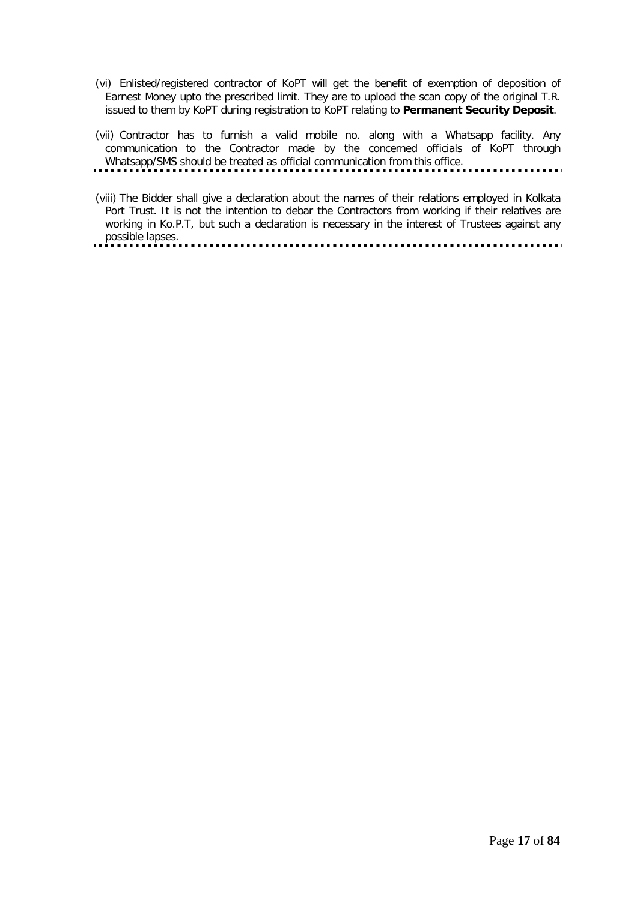(vi) Enlisted/registered contractor of KoPT will get the benefit of exemption of deposition of Earnest Money upto the prescribed limit. They are to upload the scan copy of the original T.R. issued to them by KoPT during registration to KoPT relating to **Permanent Security Deposit**.

(vii) Contractor has to furnish a valid mobile no. along with a Whatsapp facility. Any communication to the Contractor made by the concerned officials of KoPT through Whatsapp/SMS should be treated as official communication from this office.

(viii) The Bidder shall give a declaration about the names of their relations employed in Kolkata Port Trust. It is not the intention to debar the Contractors from working if their relatives are working in Ko.P.T, but such a declaration is necessary in the interest of Trustees against any possible lapses.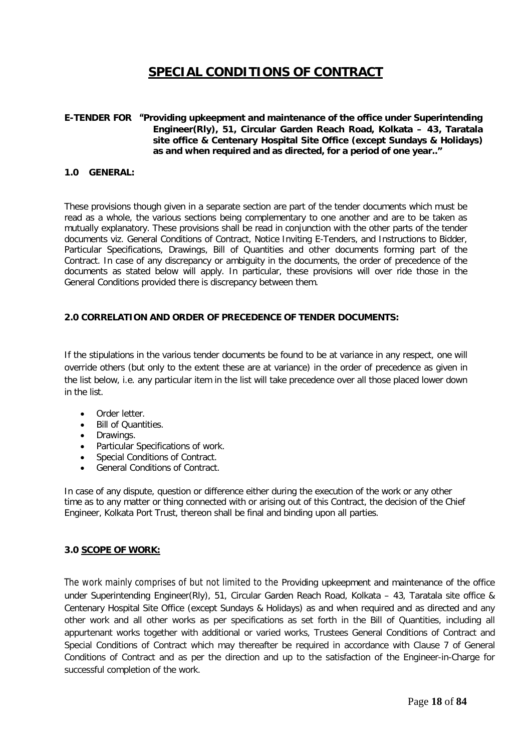# SPECIAL CONDITIONS OF CONTRACT

**E-TENDER FOR "Providing upkeepment and maintenance of the office under Superintending Engineer(Rly), 51, Circular Garden Reach Road, Kolkata – 43, Taratala site office & Centenary Hospital Site Office (except Sundays & Holidays) as and when required and as directed, for a period of one year.."**

**1.0 GENERAL:**

These provisions though given in a separate section are part of the tender documents which must be read as a whole, the various sections being complementary to one another and are to be taken as mutually explanatory. These provisions shall be read in conjunction with the other parts of the tender documents viz. General Conditions of Contract, Notice Inviting E-Tenders, and Instructions to Bidder, Particular Specifications, Drawings, Bill of Quantities and other documents forming part of the Contract. In case of any discrepancy or ambiguity in the documents, the order of precedence of the documents as stated below will apply. In particular, these provisions will over ride those in the General Conditions provided there is discrepancy between them.

**2.0 CORRELATION AND ORDER OF PRECEDENCE OF TENDER DOCUMENTS:**

If the stipulations in the various tender documents be found to be at variance in any respect, one will override others (but only to the extent these are at variance) in the order of precedence as given in the list below, i.e. any particular item in the list will take precedence over all those placed lower down in the list.

- Order letter.
- Bill of Quantities.
- Drawings.
- Particular Specifications of work.
- Special Conditions of Contract.
- General Conditions of Contract.

In case of any dispute, question or difference either during the execution of the work or any other time as to any matter or thing connected with or arising out of this Contract, the decision of the Chief Engineer, Kolkata Port Trust, thereon shall be final and binding upon all parties.

**3.0 <u>SCOPE OF WORK:</u>**

*The work mainly comprises of but not limited to the* Providing upkeepment and maintenance of the office under Superintending Engineer(Rly), 51, Circular Garden Reach Road, Kolkata – 43, Taratala site office & Centenary Hospital Site Office (except Sundays & Holidays) as and when required and as directed and any other work and all other works as per specifications as set forth in the Bill of Quantities, including all appurtenant works together with additional or varied works, Trustees General Conditions of Contract and Special Conditions of Contract which may thereafter be required in accordance with Clause 7 of General Conditions of Contract and as per the direction and up to the satisfaction of the Engineer-in-Charge for successful completion of the work.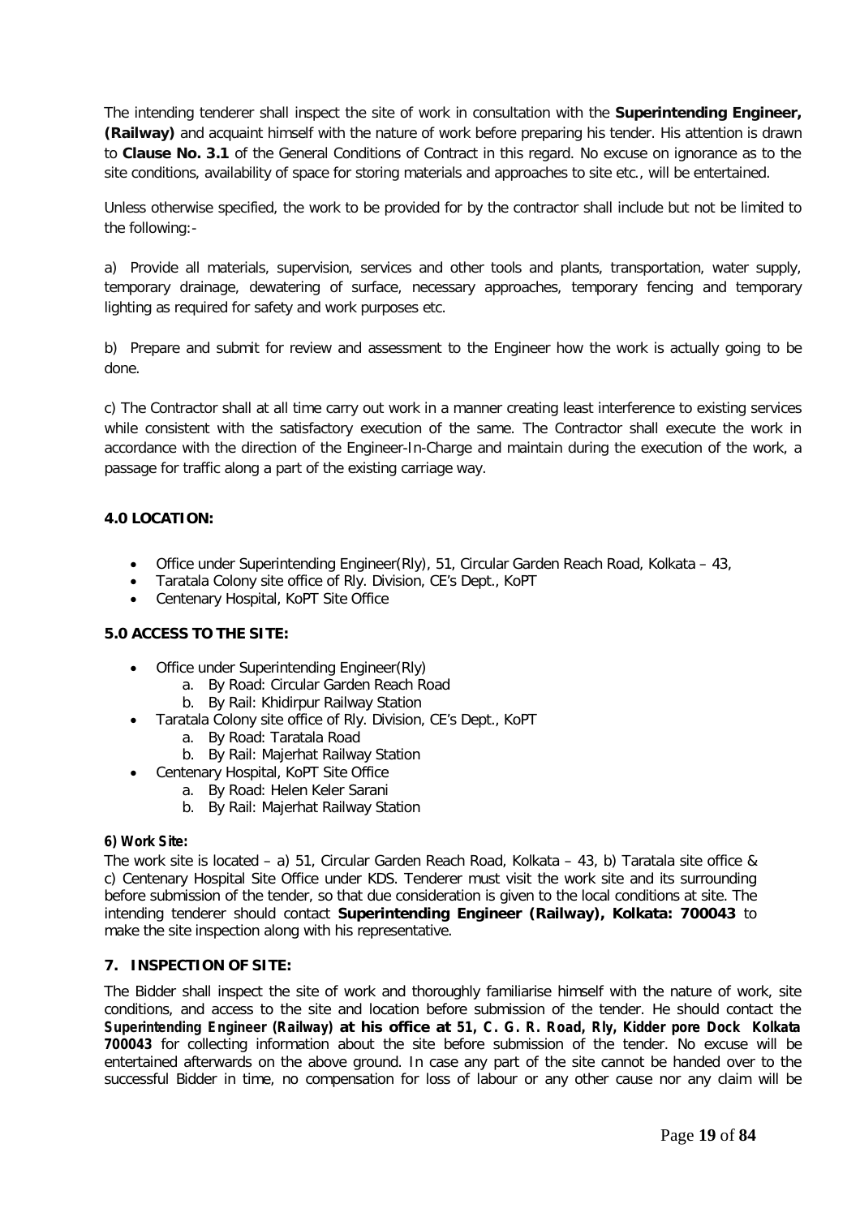The intending tenderer shall inspect the site of work in consultation with the **Superintending Engineer, (Railway)** and acquaint himself with the nature of work before preparing his tender. His attention is drawn to **Clause No. 3.1** of the General Conditions of Contract in this regard. No excuse on ignorance as to the site conditions, availability of space for storing materials and approaches to site etc., will be entertained.

Unless otherwise specified, the work to be provided for by the contractor shall include but not be limited to the following:-

a) Provide all materials, supervision, services and other tools and plants, transportation, water supply, temporary drainage, dewatering of surface, necessary approaches, temporary fencing and temporary lighting as required for safety and work purposes etc.

b) Prepare and submit for review and assessment to the Engineer how the work is actually going to be done.

c) The Contractor shall at all time carry out work in a manner creating least interference to existing services while consistent with the satisfactory execution of the same. The Contractor shall execute the work in accordance with the direction of the Engineer-In-Charge and maintain during the execution of the work, a passage for traffic along a part of the existing carriage way.

### 4.0 LOCATION:

- Office under Superintending Engineer(Rly), 51, Circular Garden Reach Road, Kolkata – 43,
- Taratala Colony site office of Rly. Division, CE's Dept., KoPT
- Centenary Hospital, KoPT Site Office

### 5.0 ACCESS TO THE SITE:

- Office under Superintending Engineer(Rly)
  a. By Road: Circular Garden Reach Road
  b. By Rail: Khidirpur Railway Station
- Taratala Colony site office of Rly. Division, CE's Dept., KoPT
  a. By Road: Taratala Road
  b. By Rail: Majerhat Railway Station
- Centenary Hospital, KoPT Site Office
  a. By Road: Helen Keler Sarani
  b. By Rail: Majerhat Railway Station

**6) Work Site:**

The work site is located – a) 51, Circular Garden Reach Road, Kolkata – 43, b) Taratala site office & c) Centenary Hospital Site Office under KDS. Tenderer must visit the work site and its surrounding before submission of the tender, so that due consideration is given to the local conditions at site. The intending tenderer should contact **Superintending Engineer (Railway), Kolkata: 700043** to make the site inspection along with his representative.

### 7. INSPECTION OF SITE:

The Bidder shall inspect the site of work and thoroughly familiarise himself with the nature of work, site conditions, and access to the site and location before submission of the tender. He should contact the **Superintending Engineer (Railway) at his office at 51, C. G. R. Road, Rly, Kidder pore Dock Kolkata 700043** for collecting information about the site before submission of the tender. No excuse will be entertained afterwards on the above ground. In case any part of the site cannot be handed over to the successful Bidder in time, no compensation for loss of labour or any other cause nor any claim will be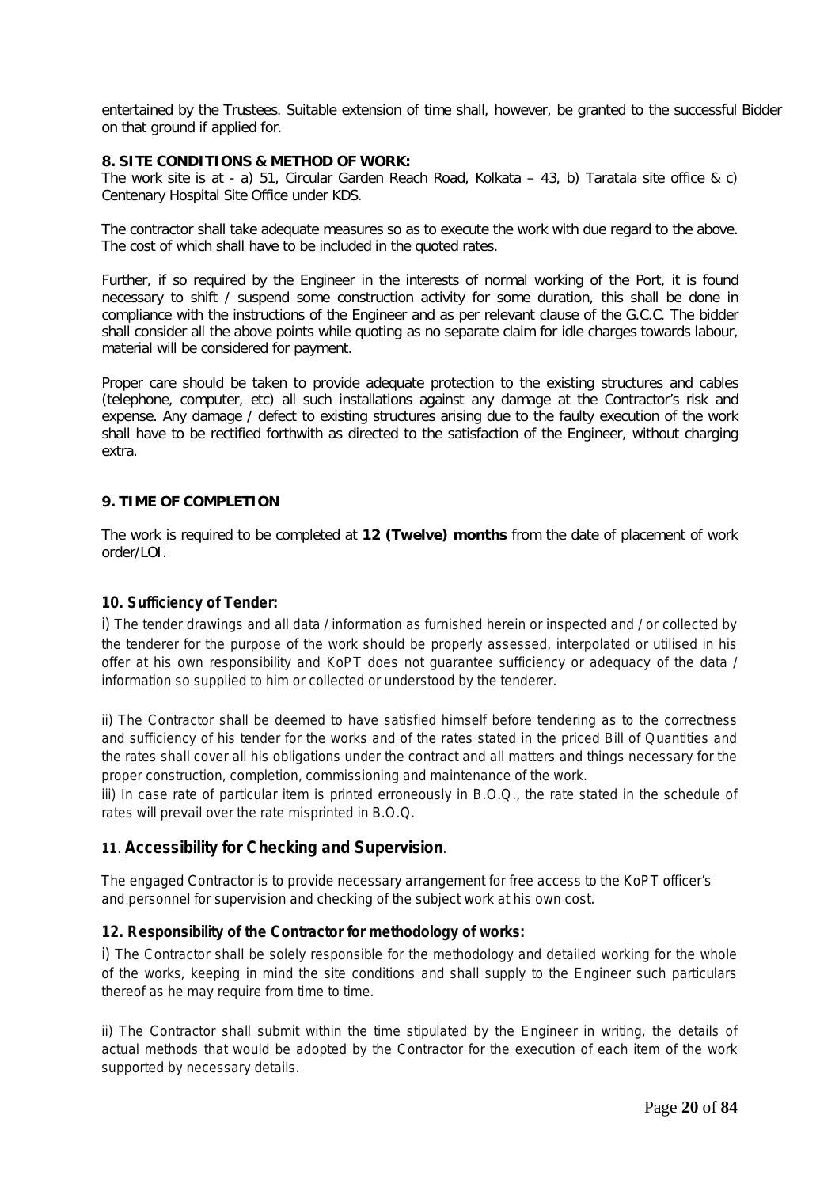entertained by the Trustees. Suitable extension of time shall, however, be granted to the successful Bidder on that ground if applied for.

**8. SITE CONDITIONS & METHOD OF WORK:**

The work site is at - a) 51, Circular Garden Reach Road, Kolkata – 43, b) Taratala site office & c) Centenary Hospital Site Office under KDS.

The contractor shall take adequate measures so as to execute the work with due regard to the above. The cost of which shall have to be included in the quoted rates.

Further, if so required by the Engineer in the interests of normal working of the Port, it is found necessary to shift / suspend some construction activity for some duration, this shall be done in compliance with the instructions of the Engineer and as per relevant clause of the G.C.C. The bidder shall consider all the above points while quoting as no separate claim for idle charges towards labour, material will be considered for payment.

Proper care should be taken to provide adequate protection to the existing structures and cables (telephone, computer, etc) all such installations against any damage at the Contractor's risk and expense. Any damage / defect to existing structures arising due to the faulty execution of the work shall have to be rectified forthwith as directed to the satisfaction of the Engineer, without charging extra.

**9. TIME OF COMPLETION**

The work is required to be completed at **12 (Twelve) months** from the date of placement of work order/LOI.

**10. Sufficiency of Tender:**

i) The tender drawings and all data / information as furnished herein or inspected and / or collected by the tenderer for the purpose of the work should be properly assessed, interpolated or utilised in his offer at his own responsibility and KoPT does not guarantee sufficiency or adequacy of the data / information so supplied to him or collected or understood by the tenderer.

ii) The Contractor shall be deemed to have satisfied himself before tendering as to the correctness and sufficiency of his tender for the works and of the rates stated in the priced Bill of Quantities and the rates shall cover all his obligations under the contract and all matters and things necessary for the proper construction, completion, commissioning and maintenance of the work.

iii) In case rate of particular item is printed erroneously in B.O.Q., the rate stated in the schedule of rates will prevail over the rate misprinted in B.O.Q.

**11**. **<u>Accessibility for Checking and Supervision</u>**.

The engaged Contractor is to provide necessary arrangement for free access to the KoPT officer's and personnel for supervision and checking of the subject work at his own cost.

**12. Responsibility of the Contractor for methodology of works:**

i) The Contractor shall be solely responsible for the methodology and detailed working for the whole of the works, keeping in mind the site conditions and shall supply to the Engineer such particulars thereof as he may require from time to time.

ii) The Contractor shall submit within the time stipulated by the Engineer in writing, the details of actual methods that would be adopted by the Contractor for the execution of each item of the work supported by necessary details.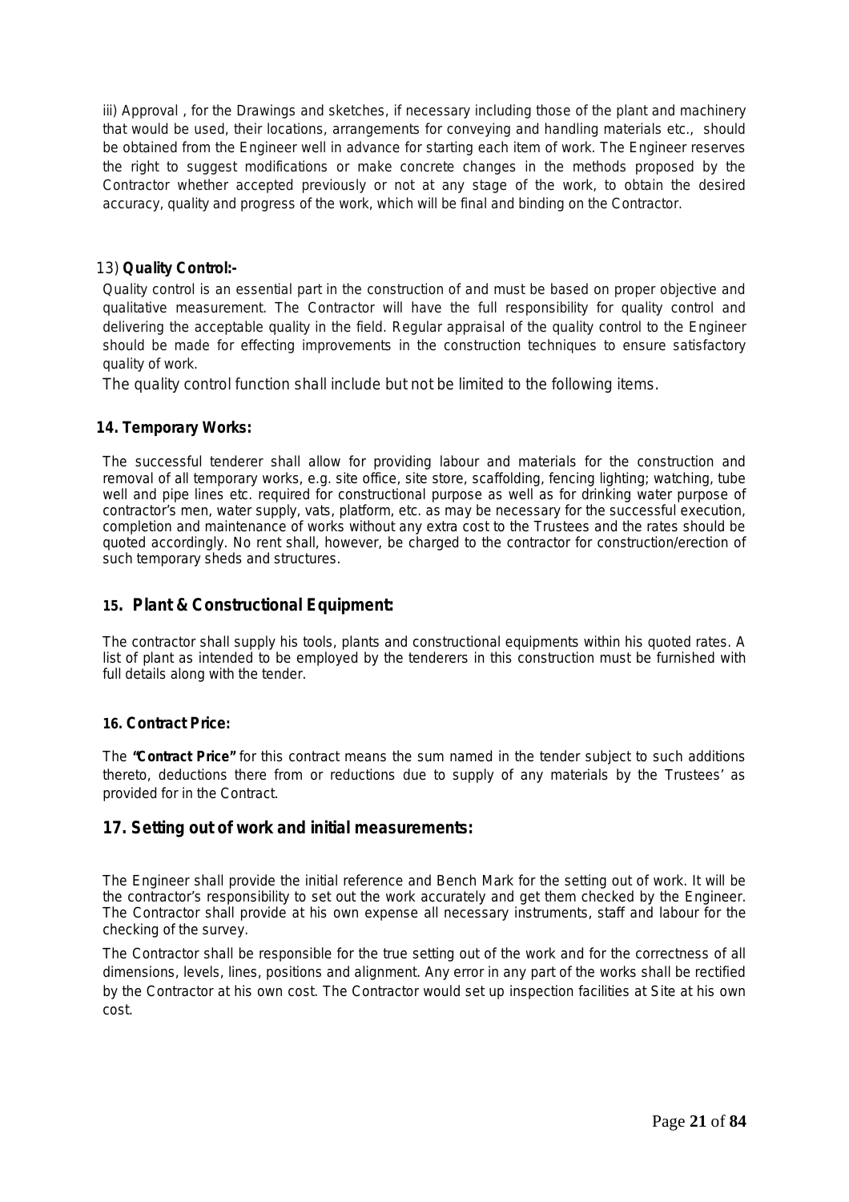iii) Approval , for the Drawings and sketches, if necessary including those of the plant and machinery that would be used, their locations, arrangements for conveying and handling materials etc., should be obtained from the Engineer well in advance for starting each item of work. The Engineer reserves the right to suggest modifications or make concrete changes in the methods proposed by the Contractor whether accepted previously or not at any stage of the work, to obtain the desired accuracy, quality and progress of the work, which will be final and binding on the Contractor.

### 13) **Quality Control:-**

Quality control is an essential part in the construction of and must be based on proper objective and qualitative measurement. The Contractor will have the full responsibility for quality control and delivering the acceptable quality in the field. Regular appraisal of the quality control to the Engineer should be made for effecting improvements in the construction techniques to ensure satisfactory quality of work.

The quality control function shall include but not be limited to the following items.

### **14. Temporary Works:**

The successful tenderer shall allow for providing labour and materials for the construction and removal of all temporary works, e.g. site office, site store, scaffolding, fencing lighting; watching, tube well and pipe lines etc. required for constructional purpose as well as for drinking water purpose of contractor's men, water supply, vats, platform, etc. as may be necessary for the successful execution, completion and maintenance of works without any extra cost to the Trustees and the rates should be quoted accordingly. No rent shall, however, be charged to the contractor for construction/erection of such temporary sheds and structures.

### **15. Plant & Constructional Equipment:**

The contractor shall supply his tools, plants and constructional equipments within his quoted rates. A list of plant as intended to be employed by the tenderers in this construction must be furnished with full details along with the tender.

### **16. Contract Price:**

The **"Contract Price"** for this contract means the sum named in the tender subject to such additions thereto, deductions there from or reductions due to supply of any materials by the Trustees' as provided for in the Contract.

### **17. Setting out of work and initial measurements:**

The Engineer shall provide the initial reference and Bench Mark for the setting out of work. It will be the contractor's responsibility to set out the work accurately and get them checked by the Engineer. The Contractor shall provide at his own expense all necessary instruments, staff and labour for the checking of the survey.

The Contractor shall be responsible for the true setting out of the work and for the correctness of all dimensions, levels, lines, positions and alignment. Any error in any part of the works shall be rectified by the Contractor at his own cost. The Contractor would set up inspection facilities at Site at his own cost.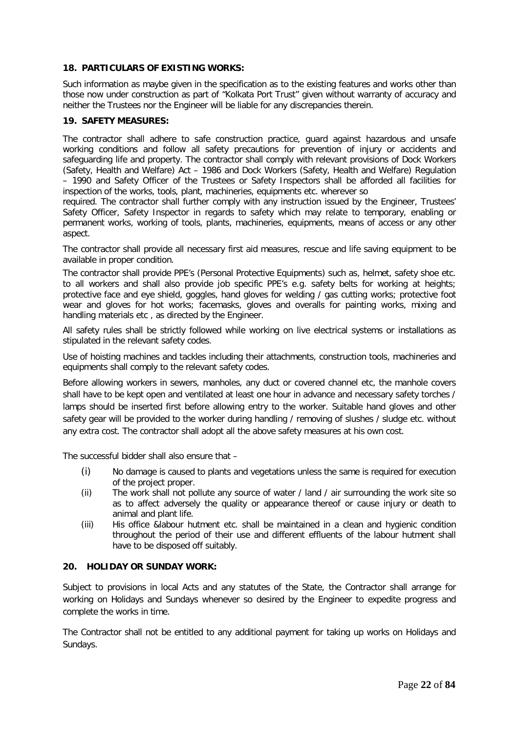### 18. PARTICULARS OF EXISTING WORKS:

Such information as maybe given in the specification as to the existing features and works other than those now under construction as part of "Kolkata Port Trust" given without warranty of accuracy and neither the Trustees nor the Engineer will be liable for any discrepancies therein.

### 19. SAFETY MEASURES:

The contractor shall adhere to safe construction practice, guard against hazardous and unsafe working conditions and follow all safety precautions for prevention of injury or accidents and safeguarding life and property. The contractor shall comply with relevant provisions of Dock Workers (Safety, Health and Welfare) Act – 1986 and Dock Workers (Safety, Health and Welfare) Regulation – 1990 and Safety Officer of the Trustees or Safety Inspectors shall be afforded all facilities for inspection of the works, tools, plant, machineries, equipments etc. wherever so required. The contractor shall further comply with any instruction issued by the Engineer, Trustees' Safety Officer, Safety Inspector in regards to safety which may relate to temporary, enabling or permanent works, working of tools, plants, machineries, equipments, means of access or any other aspect.

The contractor shall provide all necessary first aid measures, rescue and life saving equipment to be available in proper condition.

The contractor shall provide PPE's (Personal Protective Equipments) such as, helmet, safety shoe etc. to all workers and shall also provide job specific PPE's e.g. safety belts for working at heights; protective face and eye shield, goggles, hand gloves for welding / gas cutting works; protective foot wear and gloves for hot works; facemasks, gloves and overalls for painting works, mixing and handling materials etc , as directed by the Engineer.

All safety rules shall be strictly followed while working on live electrical systems or installations as stipulated in the relevant safety codes.

Use of hoisting machines and tackles including their attachments, construction tools, machineries and equipments shall comply to the relevant safety codes.

Before allowing workers in sewers, manholes, any duct or covered channel etc, the manhole covers shall have to be kept open and ventilated at least one hour in advance and necessary safety torches / lamps should be inserted first before allowing entry to the worker. Suitable hand gloves and other safety gear will be provided to the worker during handling / removing of slushes / sludge etc. without any extra cost. The contractor shall adopt all the above safety measures at his own cost.

The successful bidder shall also ensure that –

(i) No damage is caused to plants and vegetations unless the same is required for execution of the project proper.

(ii) The work shall not pollute any source of water / land / air surrounding the work site so as to affect adversely the quality or appearance thereof or cause injury or death to animal and plant life.

(iii) His office &labour hutment etc. shall be maintained in a clean and hygienic condition throughout the period of their use and different effluents of the labour hutment shall have to be disposed off suitably.

### 20. HOLIDAY OR SUNDAY WORK:

Subject to provisions in local Acts and any statutes of the State, the Contractor shall arrange for working on Holidays and Sundays whenever so desired by the Engineer to expedite progress and complete the works in time.

The Contractor shall not be entitled to any additional payment for taking up works on Holidays and Sundays.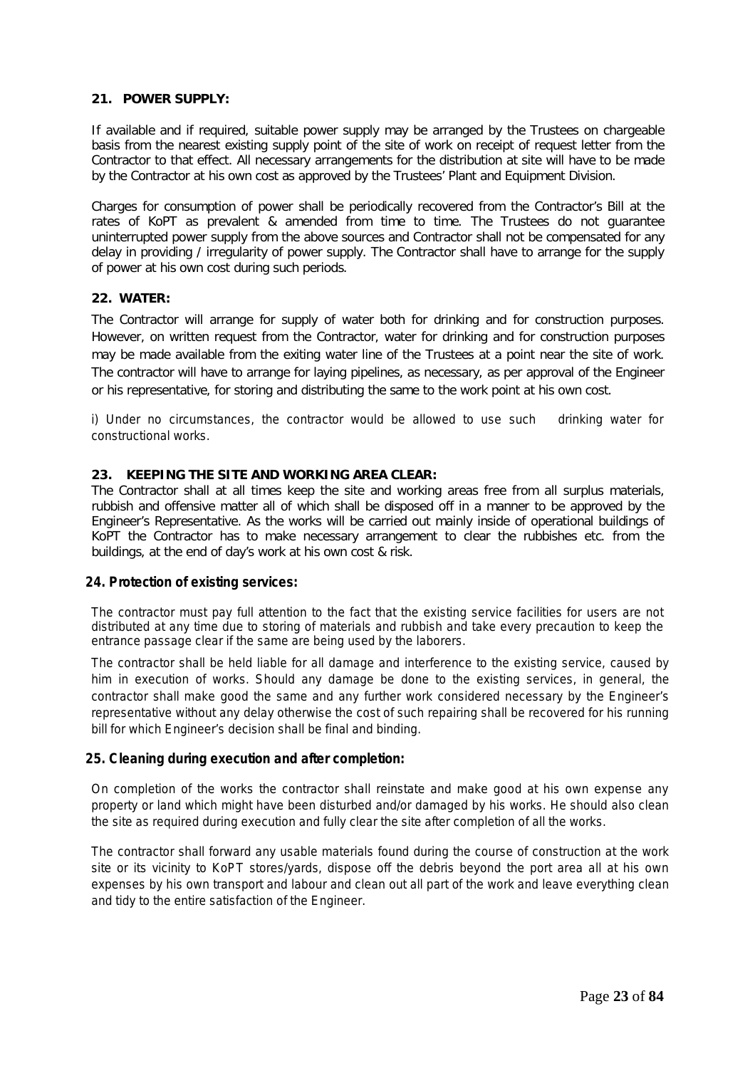## 21. POWER SUPPLY:

If available and if required, suitable power supply may be arranged by the Trustees on chargeable basis from the nearest existing supply point of the site of work on receipt of request letter from the Contractor to that effect. All necessary arrangements for the distribution at site will have to be made by the Contractor at his own cost as approved by the Trustees' Plant and Equipment Division.

Charges for consumption of power shall be periodically recovered from the Contractor's Bill at the rates of KoPT as prevalent & amended from time to time. The Trustees do not guarantee uninterrupted power supply from the above sources and Contractor shall not be compensated for any delay in providing / irregularity of power supply. The Contractor shall have to arrange for the supply of power at his own cost during such periods.

## 22. WATER:

The Contractor will arrange for supply of water both for drinking and for construction purposes. However, on written request from the Contractor, water for drinking and for construction purposes may be made available from the exiting water line of the Trustees at a point near the site of work. The contractor will have to arrange for laying pipelines, as necessary, as per approval of the Engineer or his representative, for storing and distributing the same to the work point at his own cost.

i) Under no circumstances, the contractor would be allowed to use such drinking water for constructional works.

## 23. KEEPING THE SITE AND WORKING AREA CLEAR:

The Contractor shall at all times keep the site and working areas free from all surplus materials, rubbish and offensive matter all of which shall be disposed off in a manner to be approved by the Engineer's Representative. As the works will be carried out mainly inside of operational buildings of KoPT the Contractor has to make necessary arrangement to clear the rubbishes etc. from the buildings, at the end of day's work at his own cost & risk.

## 24. Protection of existing services:

The contractor must pay full attention to the fact that the existing service facilities for users are not distributed at any time due to storing of materials and rubbish and take every precaution to keep the entrance passage clear if the same are being used by the laborers.

The contractor shall be held liable for all damage and interference to the existing service, caused by him in execution of works. Should any damage be done to the existing services, in general, the contractor shall make good the same and any further work considered necessary by the Engineer's representative without any delay otherwise the cost of such repairing shall be recovered for his running bill for which Engineer's decision shall be final and binding.

## 25. Cleaning during execution and after completion:

On completion of the works the contractor shall reinstate and make good at his own expense any property or land which might have been disturbed and/or damaged by his works. He should also clean the site as required during execution and fully clear the site after completion of all the works.

The contractor shall forward any usable materials found during the course of construction at the work site or its vicinity to KoPT stores/yards, dispose off the debris beyond the port area all at his own expenses by his own transport and labour and clean out all part of the work and leave everything clean and tidy to the entire satisfaction of the Engineer.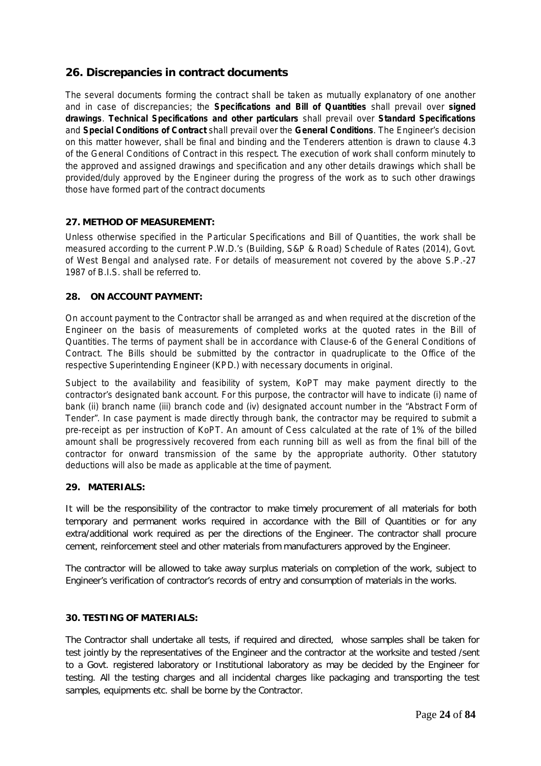## 26. Discrepancies in contract documents

The several documents forming the contract shall be taken as mutually explanatory of one another and in case of discrepancies; the **Specifications and Bill of Quantities** shall prevail over **signed drawings**. **Technical Specifications and other particulars** shall prevail over **Standard Specifications** and **Special Conditions of Contract** shall prevail over the **General Conditions**. The Engineer's decision on this matter however, shall be final and binding and the Tenderers attention is drawn to clause 4.3 of the General Conditions of Contract in this respect. The execution of work shall conform minutely to the approved and assigned drawings and specification and any other details drawings which shall be provided/duly approved by the Engineer during the progress of the work as to such other drawings those have formed part of the contract documents

### 27. METHOD OF MEASUREMENT:

Unless otherwise specified in the Particular Specifications and Bill of Quantities, the work shall be measured according to the current P.W.D.'s (Building, S&P & Road) Schedule of Rates (2014), Govt. of West Bengal and analysed rate. For details of measurement not covered by the above S.P.-27 1987 of B.I.S. shall be referred to.

### 28. ON ACCOUNT PAYMENT:

On account payment to the Contractor shall be arranged as and when required at the discretion of the Engineer on the basis of measurements of completed works at the quoted rates in the Bill of Quantities. The terms of payment shall be in accordance with Clause-6 of the General Conditions of Contract. The Bills should be submitted by the contractor in quadruplicate to the Office of the respective Superintending Engineer (KPD.) with necessary documents in original.

Subject to the availability and feasibility of system, KoPT may make payment directly to the contractor's designated bank account. For this purpose, the contractor will have to indicate (i) name of bank (ii) branch name (iii) branch code and (iv) designated account number in the "Abstract Form of Tender". In case payment is made directly through bank, the contractor may be required to submit a pre-receipt as per instruction of KoPT. An amount of Cess calculated at the rate of 1% of the billed amount shall be progressively recovered from each running bill as well as from the final bill of the contractor for onward transmission of the same by the appropriate authority. Other statutory deductions will also be made as applicable at the time of payment.

### 29. MATERIALS:

It will be the responsibility of the contractor to make timely procurement of all materials for both temporary and permanent works required in accordance with the Bill of Quantities or for any extra/additional work required as per the directions of the Engineer. The contractor shall procure cement, reinforcement steel and other materials from manufacturers approved by the Engineer.

The contractor will be allowed to take away surplus materials on completion of the work, subject to Engineer's verification of contractor's records of entry and consumption of materials in the works.

### 30. TESTING OF MATERIALS:

The Contractor shall undertake all tests, if required and directed, whose samples shall be taken for test jointly by the representatives of the Engineer and the contractor at the worksite and tested /sent to a Govt. registered laboratory or Institutional laboratory as may be decided by the Engineer for testing. All the testing charges and all incidental charges like packaging and transporting the test samples, equipments etc. shall be borne by the Contractor.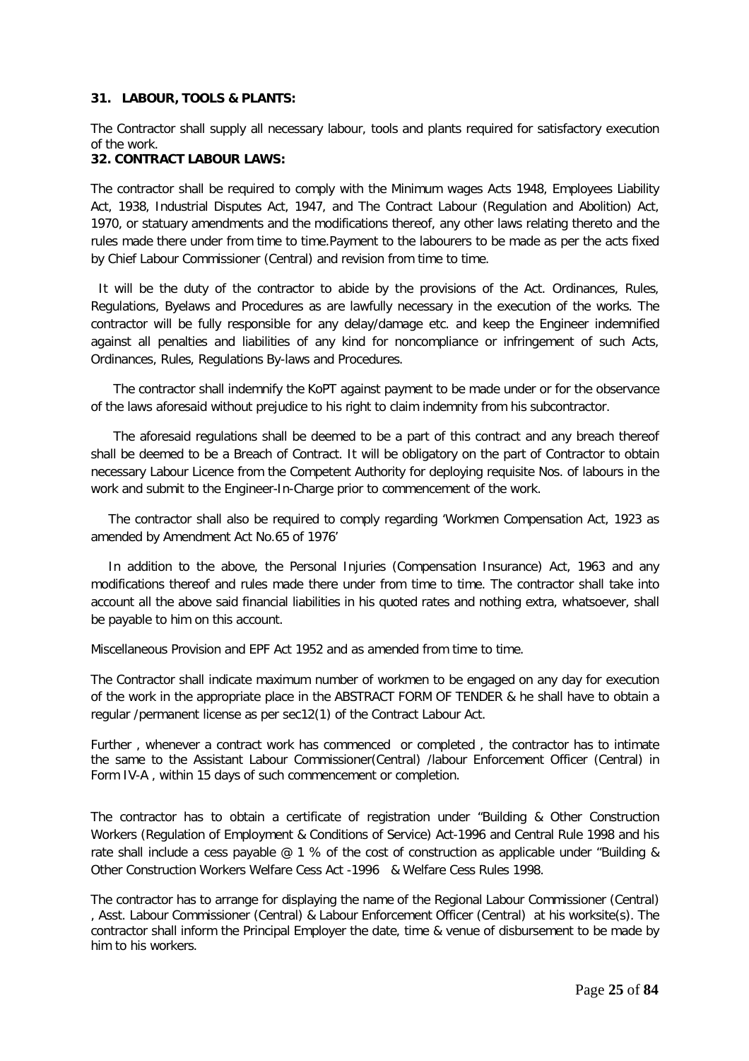**31. LABOUR, TOOLS & PLANTS:**

The Contractor shall supply all necessary labour, tools and plants required for satisfactory execution of the work.

**32. CONTRACT LABOUR LAWS:**

The contractor shall be required to comply with the Minimum wages Acts 1948, Employees Liability Act, 1938, Industrial Disputes Act, 1947, and The Contract Labour (Regulation and Abolition) Act, 1970, or statuary amendments and the modifications thereof, any other laws relating thereto and the rules made there under from time to time.Payment to the labourers to be made as per the acts fixed by Chief Labour Commissioner (Central) and revision from time to time.

It will be the duty of the contractor to abide by the provisions of the Act. Ordinances, Rules, Regulations, Byelaws and Procedures as are lawfully necessary in the execution of the works. The contractor will be fully responsible for any delay/damage etc. and keep the Engineer indemnified against all penalties and liabilities of any kind for noncompliance or infringement of such Acts, Ordinances, Rules, Regulations By-laws and Procedures.

The contractor shall indemnify the KoPT against payment to be made under or for the observance of the laws aforesaid without prejudice to his right to claim indemnity from his subcontractor.

The aforesaid regulations shall be deemed to be a part of this contract and any breach thereof shall be deemed to be a Breach of Contract. It will be obligatory on the part of Contractor to obtain necessary Labour Licence from the Competent Authority for deploying requisite Nos. of labours in the work and submit to the Engineer-In-Charge prior to commencement of the work.

The contractor shall also be required to comply regarding 'Workmen Compensation Act, 1923 as amended by Amendment Act No.65 of 1976'

In addition to the above, the Personal Injuries (Compensation Insurance) Act, 1963 and any modifications thereof and rules made there under from time to time. The contractor shall take into account all the above said financial liabilities in his quoted rates and nothing extra, whatsoever, shall be payable to him on this account.

Miscellaneous Provision and EPF Act 1952 and as amended from time to time.

The Contractor shall indicate maximum number of workmen to be engaged on any day for execution of the work in the appropriate place in the ABSTRACT FORM OF TENDER & he shall have to obtain a regular /permanent license as per sec12(1) of the Contract Labour Act.

Further , whenever a contract work has commenced or completed , the contractor has to intimate the same to the Assistant Labour Commissioner(Central) /labour Enforcement Officer (Central) in Form IV-A , within 15 days of such commencement or completion.

The contractor has to obtain a certificate of registration under "Building & Other Construction Workers (Regulation of Employment & Conditions of Service) Act-1996 and Central Rule 1998 and his rate shall include a cess payable @ 1 % of the cost of construction as applicable under "Building & Other Construction Workers Welfare Cess Act -1996 & Welfare Cess Rules 1998.

The contractor has to arrange for displaying the name of the Regional Labour Commissioner (Central) , Asst. Labour Commissioner (Central) & Labour Enforcement Officer (Central) at his worksite(s). The contractor shall inform the Principal Employer the date, time & venue of disbursement to be made by him to his workers.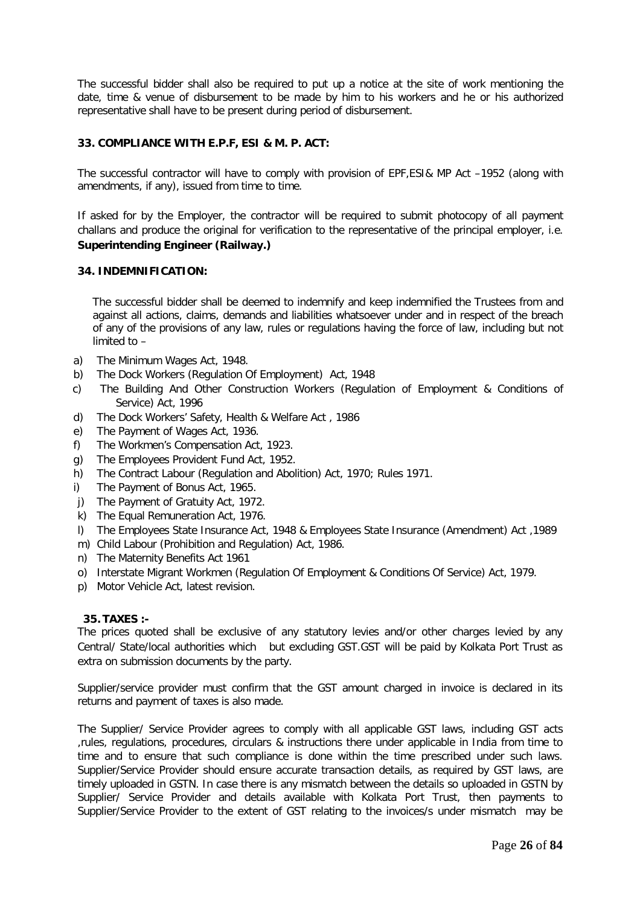The successful bidder shall also be required to put up a notice at the site of work mentioning the date, time & venue of disbursement to be made by him to his workers and he or his authorized representative shall have to be present during period of disbursement.

### 33. COMPLIANCE WITH E.P.F, ESI & M. P. ACT:

The successful contractor will have to comply with provision of EPF,ESI& MP Act –1952 (along with amendments, if any), issued from time to time.

If asked for by the Employer, the contractor will be required to submit photocopy of all payment challans and produce the original for verification to the representative of the principal employer, i.e. **Superintending Engineer (Railway.)**

### 34. INDEMNIFICATION:

The successful bidder shall be deemed to indemnify and keep indemnified the Trustees from and against all actions, claims, demands and liabilities whatsoever under and in respect of the breach of any of the provisions of any law, rules or regulations having the force of law, including but not limited to –

a) The Minimum Wages Act, 1948.
b) The Dock Workers (Regulation Of Employment) Act, 1948
c) The Building And Other Construction Workers (Regulation of Employment & Conditions of Service) Act, 1996
d) The Dock Workers' Safety, Health & Welfare Act , 1986
e) The Payment of Wages Act, 1936.
f) The Workmen's Compensation Act, 1923.
g) The Employees Provident Fund Act, 1952.
h) The Contract Labour (Regulation and Abolition) Act, 1970; Rules 1971.
i) The Payment of Bonus Act, 1965.
j) The Payment of Gratuity Act, 1972.
k) The Equal Remuneration Act, 1976.
l) The Employees State Insurance Act, 1948 & Employees State Insurance (Amendment) Act ,1989
m) Child Labour (Prohibition and Regulation) Act, 1986.
n) The Maternity Benefits Act 1961
o) Interstate Migrant Workmen (Regulation Of Employment & Conditions Of Service) Act, 1979.
p) Motor Vehicle Act, latest revision.

### 35. TAXES :-

The prices quoted shall be exclusive of any statutory levies and/or other charges levied by any Central/ State/local authorities which but excluding GST.GST will be paid by Kolkata Port Trust as extra on submission documents by the party.

Supplier/service provider must confirm that the GST amount charged in invoice is declared in its returns and payment of taxes is also made.

The Supplier/ Service Provider agrees to comply with all applicable GST laws, including GST acts ,rules, regulations, procedures, circulars & instructions there under applicable in India from time to time and to ensure that such compliance is done within the time prescribed under such laws. Supplier/Service Provider should ensure accurate transaction details, as required by GST laws, are timely uploaded in GSTN. In case there is any mismatch between the details so uploaded in GSTN by Supplier/ Service Provider and details available with Kolkata Port Trust, then payments to Supplier/Service Provider to the extent of GST relating to the invoices/s under mismatch may be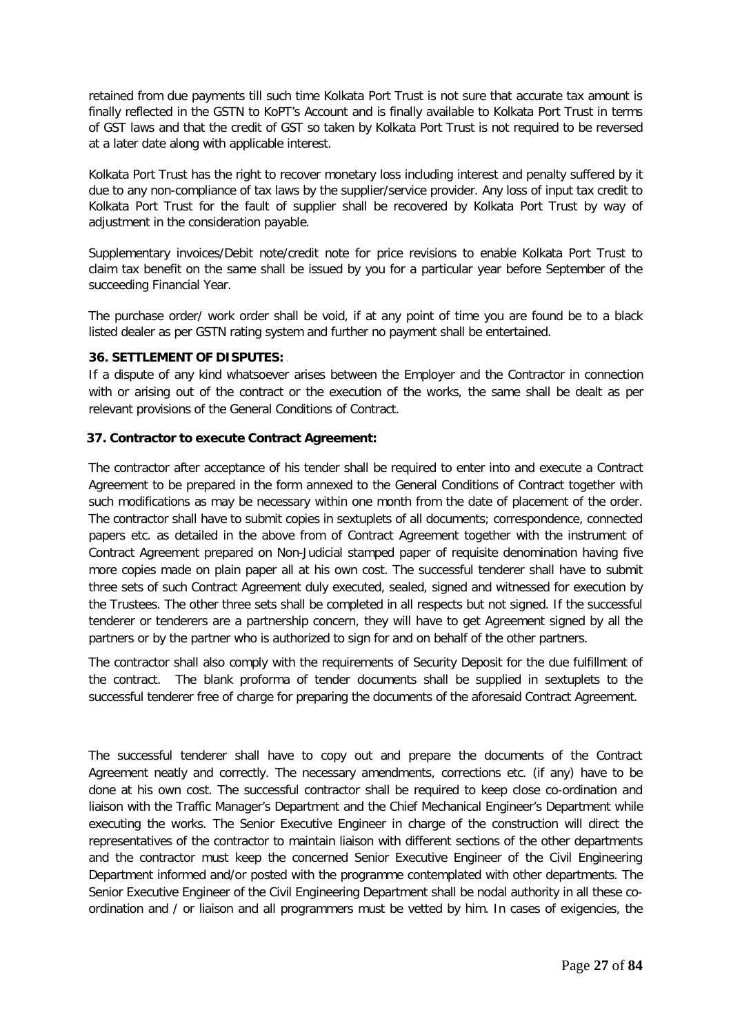retained from due payments till such time Kolkata Port Trust is not sure that accurate tax amount is finally reflected in the GSTN to KoPT's Account and is finally available to Kolkata Port Trust in terms of GST laws and that the credit of GST so taken by Kolkata Port Trust is not required to be reversed at a later date along with applicable interest.

Kolkata Port Trust has the right to recover monetary loss including interest and penalty suffered by it due to any non-compliance of tax laws by the supplier/service provider. Any loss of input tax credit to Kolkata Port Trust for the fault of supplier shall be recovered by Kolkata Port Trust by way of adjustment in the consideration payable.

Supplementary invoices/Debit note/credit note for price revisions to enable Kolkata Port Trust to claim tax benefit on the same shall be issued by you for a particular year before September of the succeeding Financial Year.

The purchase order/ work order shall be void, if at any point of time you are found be to a black listed dealer as per GSTN rating system and further no payment shall be entertained.

**36. SETTLEMENT OF DISPUTES:**

If a dispute of any kind whatsoever arises between the Employer and the Contractor in connection with or arising out of the contract or the execution of the works, the same shall be dealt as per relevant provisions of the General Conditions of Contract.

**37. Contractor to execute Contract Agreement:**

The contractor after acceptance of his tender shall be required to enter into and execute a Contract Agreement to be prepared in the form annexed to the General Conditions of Contract together with such modifications as may be necessary within one month from the date of placement of the order. The contractor shall have to submit copies in sextuplets of all documents; correspondence, connected papers etc. as detailed in the above from of Contract Agreement together with the instrument of Contract Agreement prepared on Non-Judicial stamped paper of requisite denomination having five more copies made on plain paper all at his own cost. The successful tenderer shall have to submit three sets of such Contract Agreement duly executed, sealed, signed and witnessed for execution by the Trustees. The other three sets shall be completed in all respects but not signed. If the successful tenderer or tenderers are a partnership concern, they will have to get Agreement signed by all the partners or by the partner who is authorized to sign for and on behalf of the other partners.

The contractor shall also comply with the requirements of Security Deposit for the due fulfillment of the contract. The blank proforma of tender documents shall be supplied in sextuplets to the successful tenderer free of charge for preparing the documents of the aforesaid Contract Agreement.

The successful tenderer shall have to copy out and prepare the documents of the Contract Agreement neatly and correctly. The necessary amendments, corrections etc. (if any) have to be done at his own cost. The successful contractor shall be required to keep close co-ordination and liaison with the Traffic Manager's Department and the Chief Mechanical Engineer's Department while executing the works. The Senior Executive Engineer in charge of the construction will direct the representatives of the contractor to maintain liaison with different sections of the other departments and the contractor must keep the concerned Senior Executive Engineer of the Civil Engineering Department informed and/or posted with the programme contemplated with other departments. The Senior Executive Engineer of the Civil Engineering Department shall be nodal authority in all these co-ordination and / or liaison and all programmers must be vetted by him. In cases of exigencies, the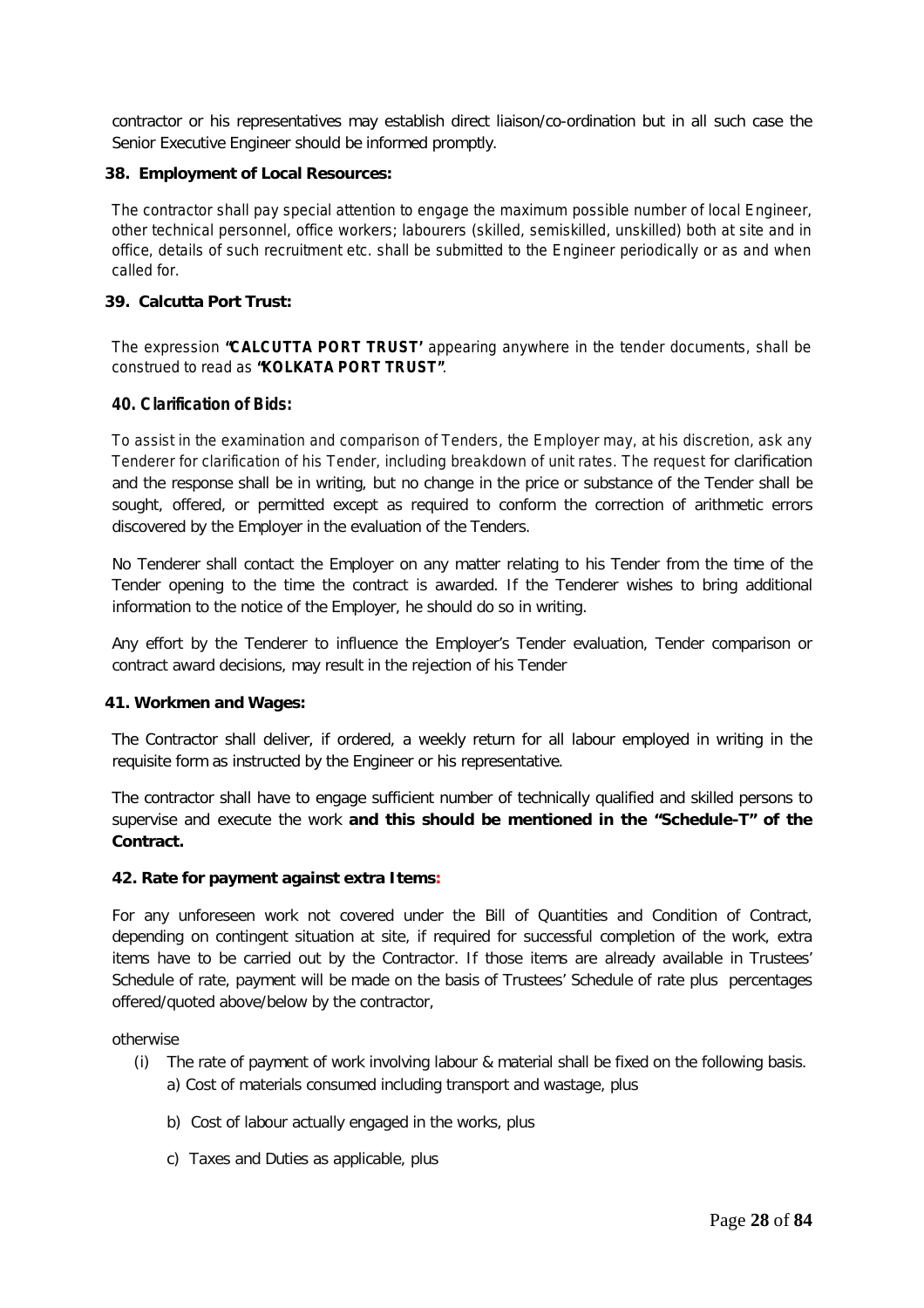contractor or his representatives may establish direct liaison/co-ordination but in all such case the Senior Executive Engineer should be informed promptly.

**38. Employment of Local Resources:**

The contractor shall pay special attention to engage the maximum possible number of local Engineer, other technical personnel, office workers; labourers (skilled, semiskilled, unskilled) both at site and in office, details of such recruitment etc. shall be submitted to the Engineer periodically or as and when called for.

**39. Calcutta Port Trust:**

The expression **"CALCUTTA PORT TRUST'** appearing anywhere in the tender documents, shall be construed to read as **"KOLKATA PORT TRUST"**.

***40. Clarification of Bids:***

To assist in the examination and comparison of Tenders, the Employer may, at his discretion, ask any Tenderer for clarification of his Tender, including breakdown of unit rates. The request for clarification and the response shall be in writing, but no change in the price or substance of the Tender shall be sought, offered, or permitted except as required to conform the correction of arithmetic errors discovered by the Employer in the evaluation of the Tenders.

No Tenderer shall contact the Employer on any matter relating to his Tender from the time of the Tender opening to the time the contract is awarded. If the Tenderer wishes to bring additional information to the notice of the Employer, he should do so in writing.

Any effort by the Tenderer to influence the Employer's Tender evaluation, Tender comparison or contract award decisions, may result in the rejection of his Tender

**41. Workmen and Wages:**

The Contractor shall deliver, if ordered, a weekly return for all labour employed in writing in the requisite form as instructed by the Engineer or his representative.

The contractor shall have to engage sufficient number of technically qualified and skilled persons to supervise and execute the work **and this should be mentioned in the "Schedule-T" of the Contract.**

**42. Rate for payment against extra Items:**

For any unforeseen work not covered under the Bill of Quantities and Condition of Contract, depending on contingent situation at site, if required for successful completion of the work, extra items have to be carried out by the Contractor. If those items are already available in Trustees' Schedule of rate, payment will be made on the basis of Trustees' Schedule of rate plus percentages offered/quoted above/below by the contractor,

otherwise

(i) The rate of payment of work involving labour & material shall be fixed on the following basis.
   a) Cost of materials consumed including transport and wastage, plus

   b) Cost of labour actually engaged in the works, plus

   c) Taxes and Duties as applicable, plus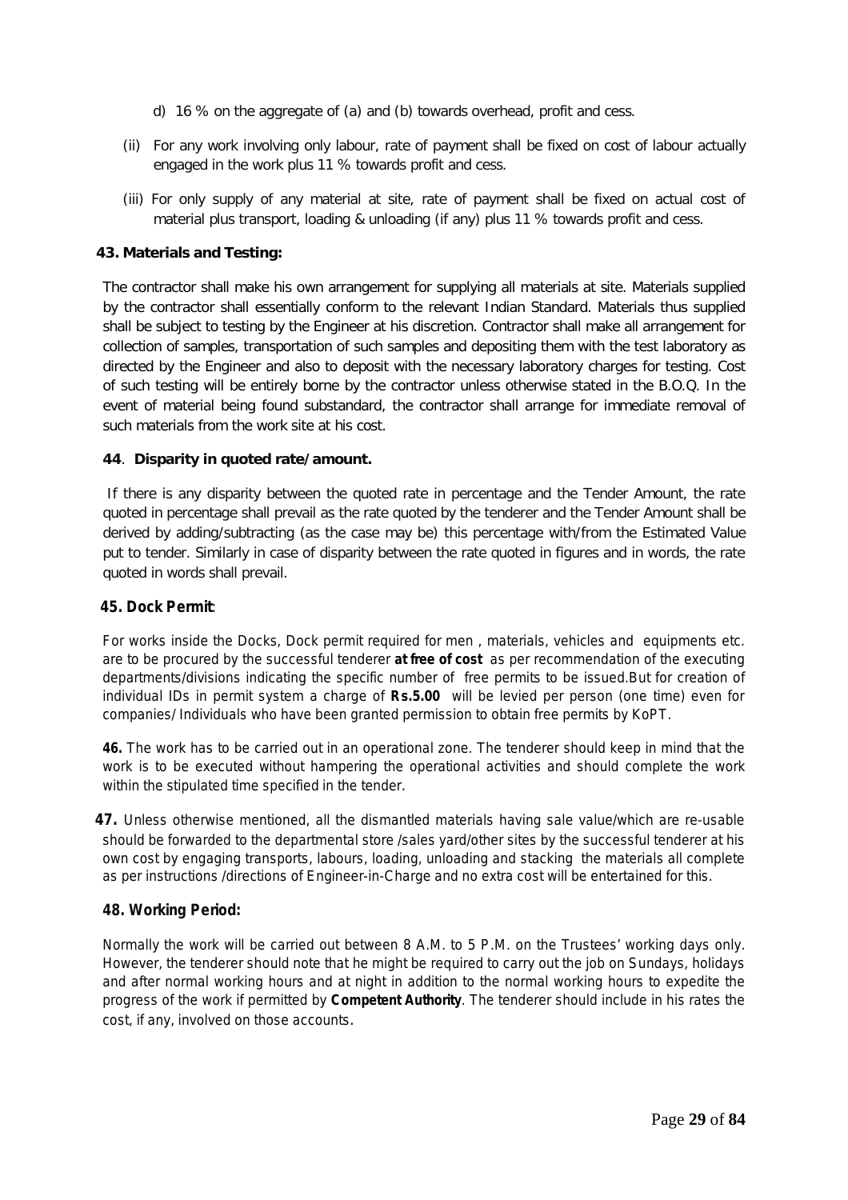d) 16 % on the aggregate of (a) and (b) towards overhead, profit and cess.

(ii) For any work involving only labour, rate of payment shall be fixed on cost of labour actually engaged in the work plus 11 % towards profit and cess.

(iii) For only supply of any material at site, rate of payment shall be fixed on actual cost of material plus transport, loading & unloading (if any) plus 11 % towards profit and cess.

**43. Materials and Testing:**

The contractor shall make his own arrangement for supplying all materials at site. Materials supplied by the contractor shall essentially conform to the relevant Indian Standard. Materials thus supplied shall be subject to testing by the Engineer at his discretion. Contractor shall make all arrangement for collection of samples, transportation of such samples and depositing them with the test laboratory as directed by the Engineer and also to deposit with the necessary laboratory charges for testing. Cost of such testing will be entirely borne by the contractor unless otherwise stated in the B.O.Q. In the event of material being found substandard, the contractor shall arrange for immediate removal of such materials from the work site at his cost.

**44. Disparity in quoted rate/amount.**

If there is any disparity between the quoted rate in percentage and the Tender Amount, the rate quoted in percentage shall prevail as the rate quoted by the tenderer and the Tender Amount shall be derived by adding/subtracting (as the case may be) this percentage with/from the Estimated Value put to tender. Similarly in case of disparity between the rate quoted in figures and in words, the rate quoted in words shall prevail.

**45. Dock Permit**:

For works inside the Docks, Dock permit required for men , materials, vehicles and equipments etc. are to be procured by the successful tenderer **at free of cost** as per recommendation of the executing departments/divisions indicating the specific number of free permits to be issued.But for creation of individual IDs in permit system a charge of **Rs.5.00** will be levied per person (one time) even for companies/ Individuals who have been granted permission to obtain free permits by KoPT.

**46.** The work has to be carried out in an operational zone. The tenderer should keep in mind that the work is to be executed without hampering the operational activities and should complete the work within the stipulated time specified in the tender.

**47.** Unless otherwise mentioned, all the dismantled materials having sale value/which are re-usable should be forwarded to the departmental store /sales yard/other sites by the successful tenderer at his own cost by engaging transports, labours, loading, unloading and stacking the materials all complete as per instructions /directions of Engineer-in-Charge and no extra cost will be entertained for this.

**48. Working Period:**

Normally the work will be carried out between 8 A.M. to 5 P.M. on the Trustees' working days only. However, the tenderer should note that he might be required to carry out the job on Sundays, holidays and after normal working hours and at night in addition to the normal working hours to expedite the progress of the work if permitted by **Competent Authority**. The tenderer should include in his rates the cost, if any, involved on those accounts.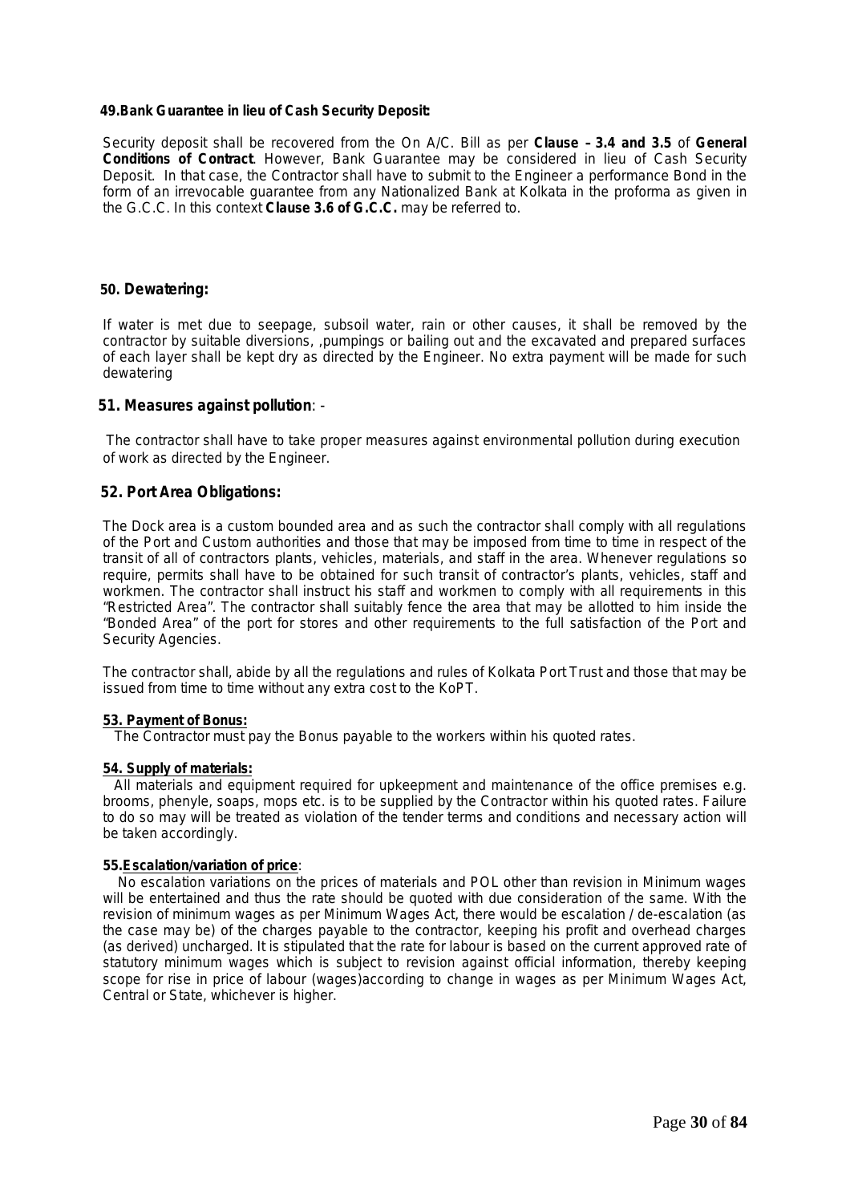**49.Bank Guarantee in lieu of Cash Security Deposit:**

Security deposit shall be recovered from the On A/C. Bill as per **Clause – 3.4 and 3.5** of **General Conditions of Contract**. However, Bank Guarantee may be considered in lieu of Cash Security Deposit. In that case, the Contractor shall have to submit to the Engineer a performance Bond in the form of an irrevocable guarantee from any Nationalized Bank at Kolkata in the proforma as given in the G.C.C. In this context **Clause 3.6 of G.C.C.** may be referred to.

**50. Dewatering:**

If water is met due to seepage, subsoil water, rain or other causes, it shall be removed by the contractor by suitable diversions, ,pumpings or bailing out and the excavated and prepared surfaces of each layer shall be kept dry as directed by the Engineer. No extra payment will be made for such dewatering

**51. Measures against pollution**: -

The contractor shall have to take proper measures against environmental pollution during execution of work as directed by the Engineer.

**52. Port Area Obligations:**

The Dock area is a custom bounded area and as such the contractor shall comply with all regulations of the Port and Custom authorities and those that may be imposed from time to time in respect of the transit of all of contractors plants, vehicles, materials, and staff in the area. Whenever regulations so require, permits shall have to be obtained for such transit of contractor's plants, vehicles, staff and workmen. The contractor shall instruct his staff and workmen to comply with all requirements in this "Restricted Area". The contractor shall suitably fence the area that may be allotted to him inside the "Bonded Area" of the port for stores and other requirements to the full satisfaction of the Port and Security Agencies.

The contractor shall, abide by all the regulations and rules of Kolkata Port Trust and those that may be issued from time to time without any extra cost to the KoPT.

**53. Payment of Bonus:**

The Contractor must pay the Bonus payable to the workers within his quoted rates.

**54. Supply of materials:**

All materials and equipment required for upkeepment and maintenance of the office premises e.g. brooms, phenyle, soaps, mops etc. is to be supplied by the Contractor within his quoted rates. Failure to do so may will be treated as violation of the tender terms and conditions and necessary action will be taken accordingly.

**55.Escalation/variation of price**:

No escalation variations on the prices of materials and POL other than revision in Minimum wages will be entertained and thus the rate should be quoted with due consideration of the same. With the revision of minimum wages as per Minimum Wages Act, there would be escalation / de-escalation (as the case may be) of the charges payable to the contractor, keeping his profit and overhead charges (as derived) uncharged. It is stipulated that the rate for labour is based on the current approved rate of statutory minimum wages which is subject to revision against official information, thereby keeping scope for rise in price of labour (wages)according to change in wages as per Minimum Wages Act, Central or State, whichever is higher.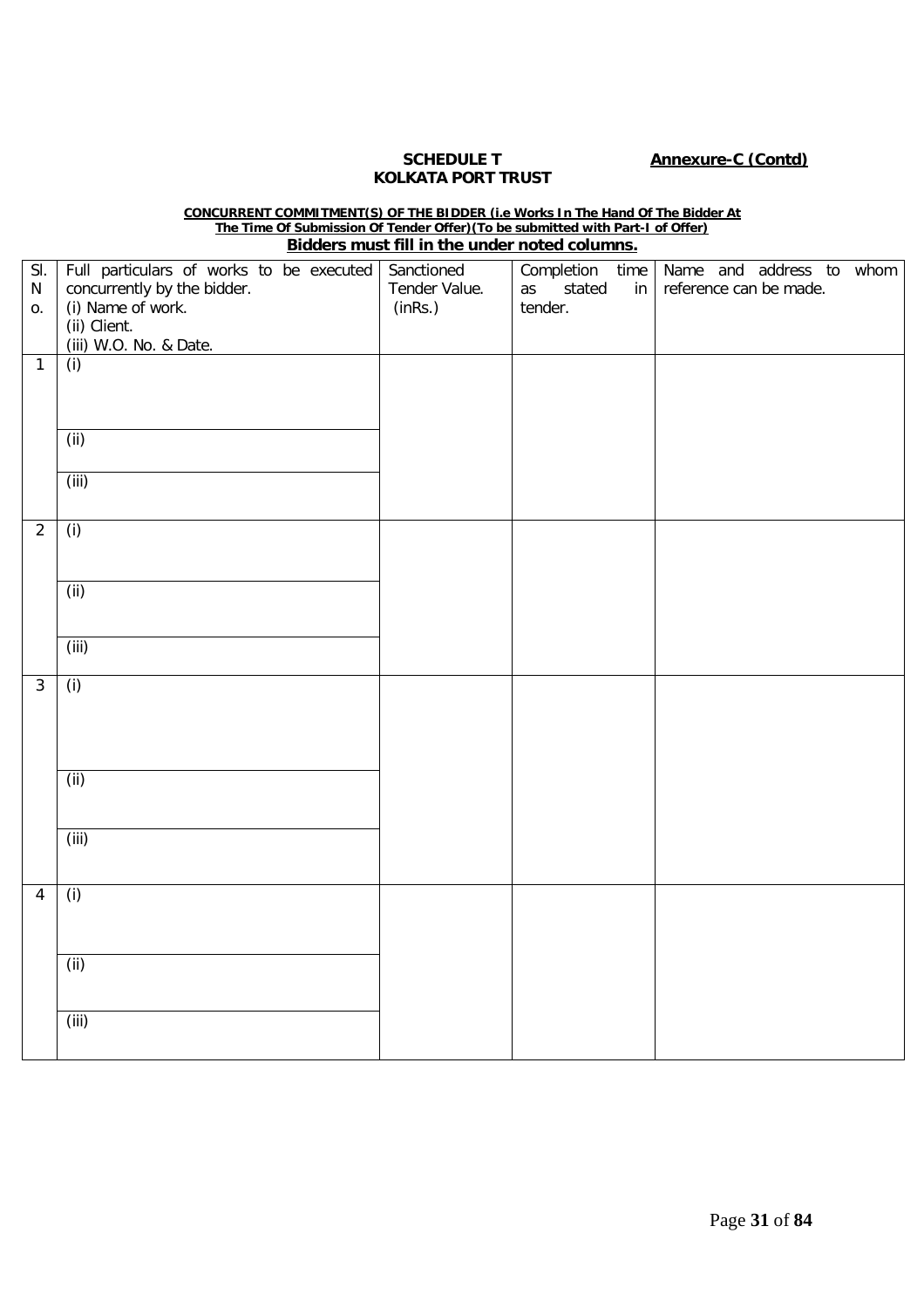**SCHEDULE T** **Annexure-C (Contd)**

**KOLKATA PORT TRUST**

**CONCURRENT COMMITMENT(S) OF THE BIDDER (i.e Works In The Hand Of The Bidder At The Time Of Submission Of Tender Offer)(To be submitted with Part-I of Offer)**

**Bidders must fill in the under noted columns.**

| Sl. No. | Full particulars of works to be executed concurrently by the bidder.<br>(i) Name of work.<br>(ii) Client.<br>(iii) W.O. No. & Date. | Sanctioned Tender Value. (inRs.) | Completion time as stated in tender. | Name and address to whom reference can be made. |
|---|---|---|---|---|
| 1 | (i) | | | |
| | (ii) | | | |
| | (iii) | | | |
| 2 | (i) | | | |
| | (ii) | | | |
| | (iii) | | | |
| 3 | (i) | | | |
| | (ii) | | | |
| | (iii) | | | |
| 4 | (i) | | | |
| | (ii) | | | |
| | (iii) | | | |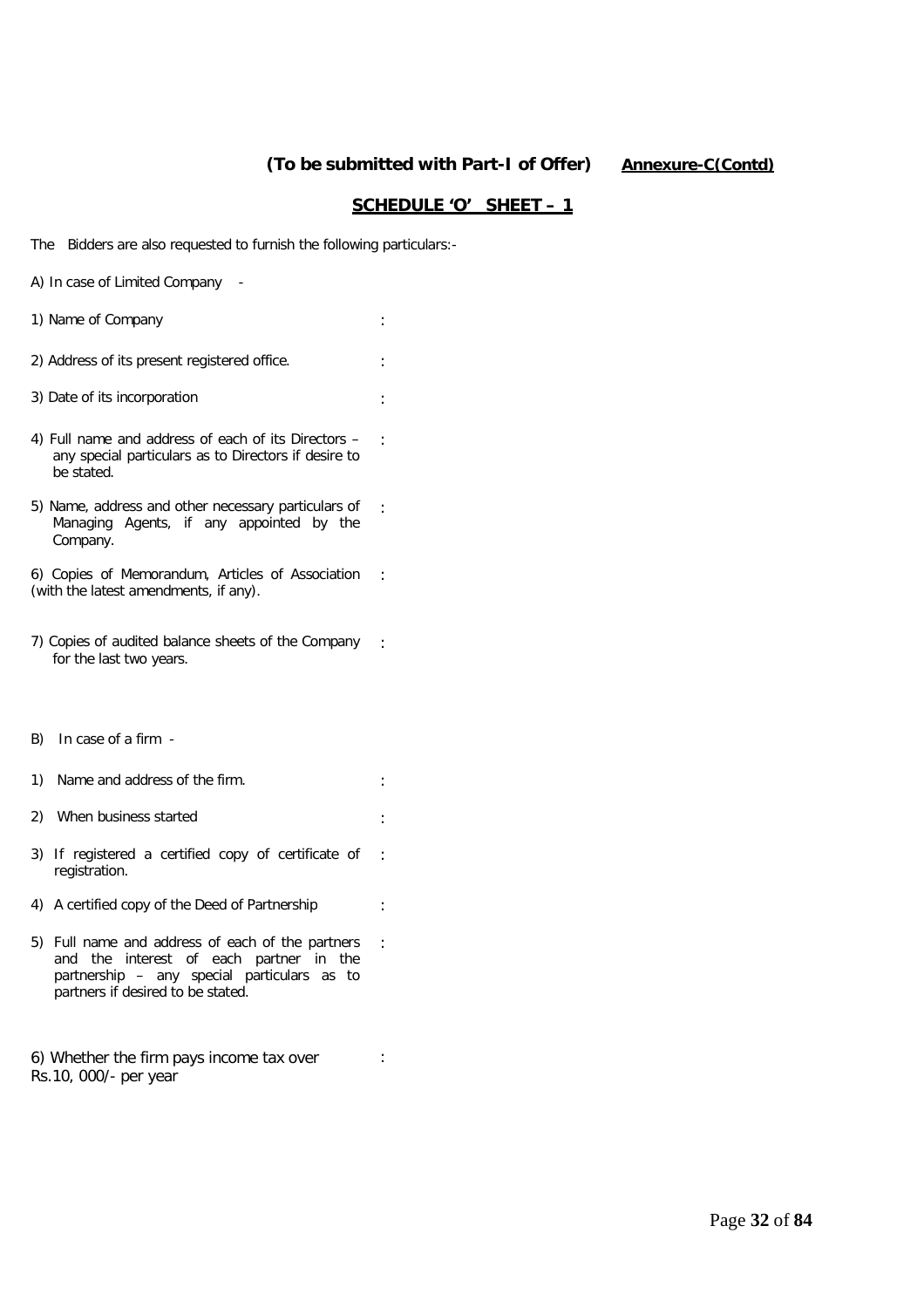**(To be submitted with Part-I of Offer)** **Annexure-C(Contd)**

## SCHEDULE 'O' SHEET – 1

The Bidders are also requested to furnish the following particulars:-

A) In case of Limited Company -

1) Name of Company :

2) Address of its present registered office. :

3) Date of its incorporation :

4) Full name and address of each of its Directors – any special particulars as to Directors if desire to be stated. :

5) Name, address and other necessary particulars of Managing Agents, if any appointed by the Company. :

6) Copies of Memorandum, Articles of Association (with the latest amendments, if any). :

7) Copies of audited balance sheets of the Company for the last two years. :

B) In case of a firm -

1) Name and address of the firm. :

2) When business started :

3) If registered a certified copy of certificate of registration. :

4) A certified copy of the Deed of Partnership :

5) Full name and address of each of the partners and the interest of each partner in the partnership – any special particulars as to partners if desired to be stated. :

6) Whether the firm pays income tax over Rs.10, 000/- per year :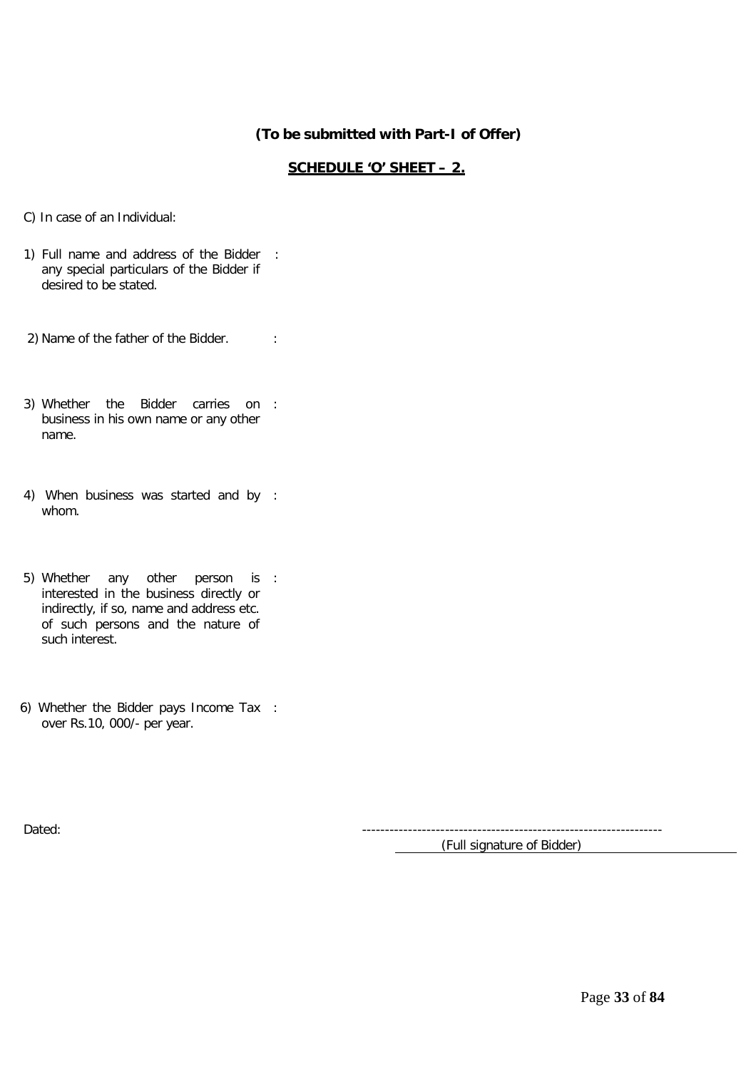**(To be submitted with Part-I of Offer)**

**SCHEDULE 'O' SHEET – 2.**

C) In case of an Individual:

1) Full name and address of the Bidder any special particulars of the Bidder if desired to be stated. :

2) Name of the father of the Bidder. :

3) Whether the Bidder carries on business in his own name or any other name. :

4) When business was started and by whom. :

5) Whether any other person is interested in the business directly or indirectly, if so, name and address etc. of such persons and the nature of such interest. :

6) Whether the Bidder pays Income Tax over Rs.10, 000/- per year. :

Dated:

-----------------------------------------------------------------

(Full signature of Bidder)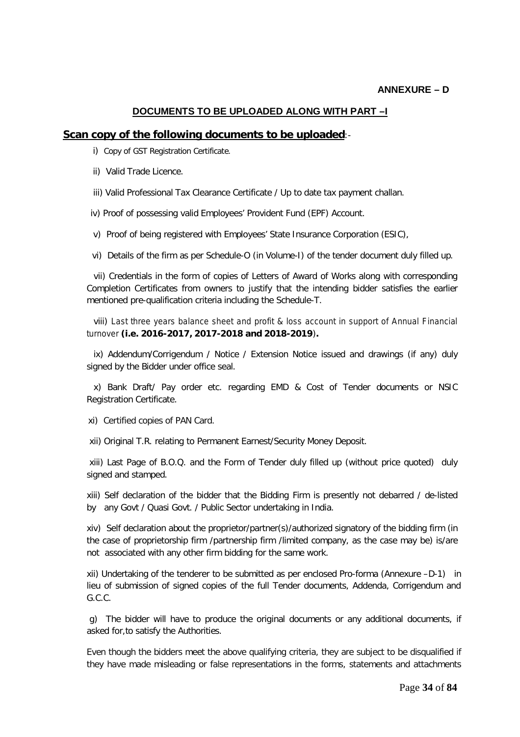**ANNEXURE – D**

## DOCUMENTS TO BE UPLOADED ALONG WITH PART –I

**Scan copy of the following documents to be uploaded**:-

i) Copy of GST Registration Certificate.

ii) Valid Trade Licence.

iii) Valid Professional Tax Clearance Certificate / Up to date tax payment challan.

iv) Proof of possessing valid Employees' Provident Fund (EPF) Account.

v) Proof of being registered with Employees' State Insurance Corporation (ESIC),

vi) Details of the firm as per Schedule-O (in Volume-I) of the tender document duly filled up.

vii) Credentials in the form of copies of Letters of Award of Works along with corresponding Completion Certificates from owners to justify that the intending bidder satisfies the earlier mentioned pre-qualification criteria including the Schedule-T.

viii) Last three years balance sheet and profit & loss account in support of Annual Financial turnover **(i.e. 2016-2017, 2017-2018 and 2018-2019)**.

ix) Addendum/Corrigendum / Notice / Extension Notice issued and drawings (if any) duly signed by the Bidder under office seal.

x) Bank Draft/ Pay order etc. regarding EMD & Cost of Tender documents or NSIC Registration Certificate.

xi) Certified copies of PAN Card.

xii) Original T.R. relating to Permanent Earnest/Security Money Deposit.

xiii) Last Page of B.O.Q. and the Form of Tender duly filled up (without price quoted) duly signed and stamped.

xiii) Self declaration of the bidder that the Bidding Firm is presently not debarred / de-listed by any Govt / Quasi Govt. / Public Sector undertaking in India.

xiv) Self declaration about the proprietor/partner(s)/authorized signatory of the bidding firm (in the case of proprietorship firm /partnership firm /limited company, as the case may be) is/are not associated with any other firm bidding for the same work.

xii) Undertaking of the tenderer to be submitted as per enclosed Pro-forma (Annexure –D-1) in lieu of submission of signed copies of the full Tender documents, Addenda, Corrigendum and G.C.C.

g) The bidder will have to produce the original documents or any additional documents, if asked for,to satisfy the Authorities.

Even though the bidders meet the above qualifying criteria, they are subject to be disqualified if they have made misleading or false representations in the forms, statements and attachments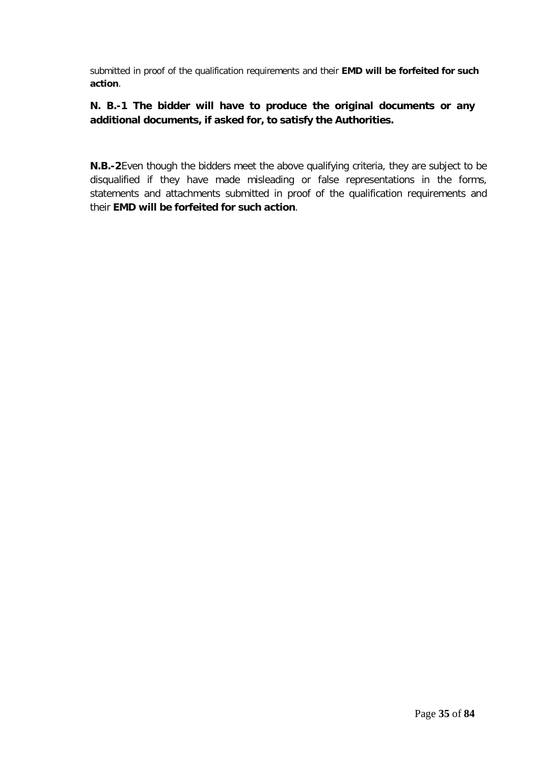submitted in proof of the qualification requirements and their **EMD will be forfeited for such action**.

**N. B.-1 The bidder will have to produce the original documents or any additional documents, if asked for, to satisfy the Authorities.**

**N.B.-2**Even though the bidders meet the above qualifying criteria, they are subject to be disqualified if they have made misleading or false representations in the forms, statements and attachments submitted in proof of the qualification requirements and their **EMD will be forfeited for such action**.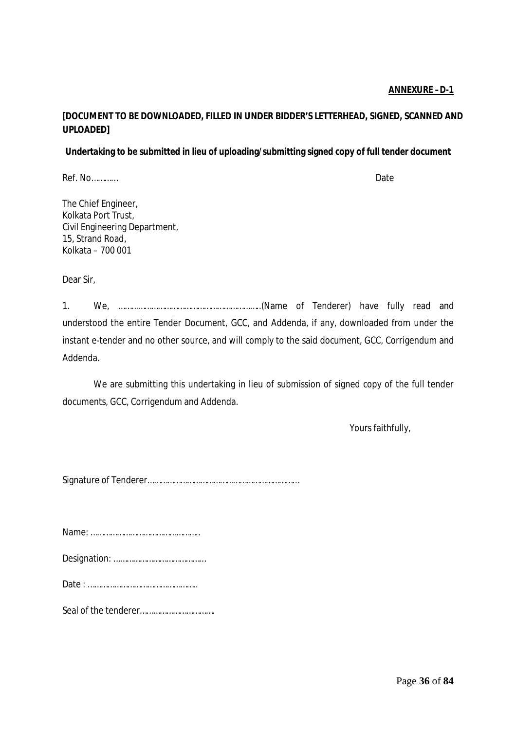**ANNEXURE – D-1**

**[DOCUMENT TO BE DOWNLOADED, FILLED IN UNDER BIDDER'S LETTERHEAD, SIGNED, SCANNED AND UPLOADED]**

**Undertaking to be submitted in lieu of uploading/submitting signed copy of full tender document**

Ref. No………… Date

The Chief Engineer,
Kolkata Port Trust,
Civil Engineering Department,
15, Strand Road,
Kolkata – 700 001

Dear Sir,

1. We, ……………………………………………………….(Name of Tenderer) have fully read and understood the entire Tender Document, GCC, and Addenda, if any, downloaded from under the instant e-tender and no other source, and will comply to the said document, GCC, Corrigendum and Addenda.

We are submitting this undertaking in lieu of submission of signed copy of the full tender documents, GCC, Corrigendum and Addenda.

Yours faithfully,

Signature of Tenderer……………………………………………………………

Name: …………………………………………

Designation: ……………………………………

Date : ……………………………………………

Seal of the tenderer…………………………….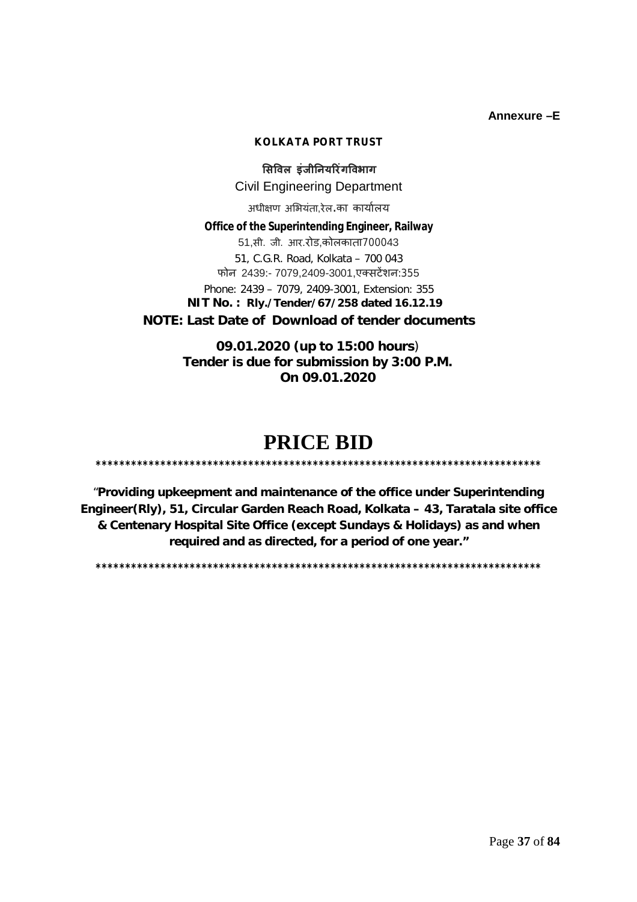**Annexure –E**

**KOLKATA PORT TRUST**

**सिविल इंजीनियरिंगविभाग**

Civil Engineering Department

अधीक्षण अभियंता,रेल.का कार्यालय

**Office of the Superintending Engineer, Railway**

51,सी. जी. आर.रोड,कोलकाता700043

51, C.G.R. Road, Kolkata – 700 043

फोन 2439:- 7079,2409-3001,एक्सटेंशन:355

Phone: 2439 – 7079, 2409-3001, Extension: 355

**NIT No. : Rly./Tender/67/258 dated 16.12.19**

**NOTE: Last Date of Download of tender documents**

**09.01.2020 (up to 15:00 hours**)
**Tender is due for submission by 3:00 P.M.
On 09.01.2020**

# PRICE BID

******************************************************************************

"**Providing upkeepment and maintenance of the office under Superintending Engineer(Rly), 51, Circular Garden Reach Road, Kolkata – 43, Taratala site office & Centenary Hospital Site Office (except Sundays & Holidays) as and when required and as directed, for a period of one year."**

******************************************************************************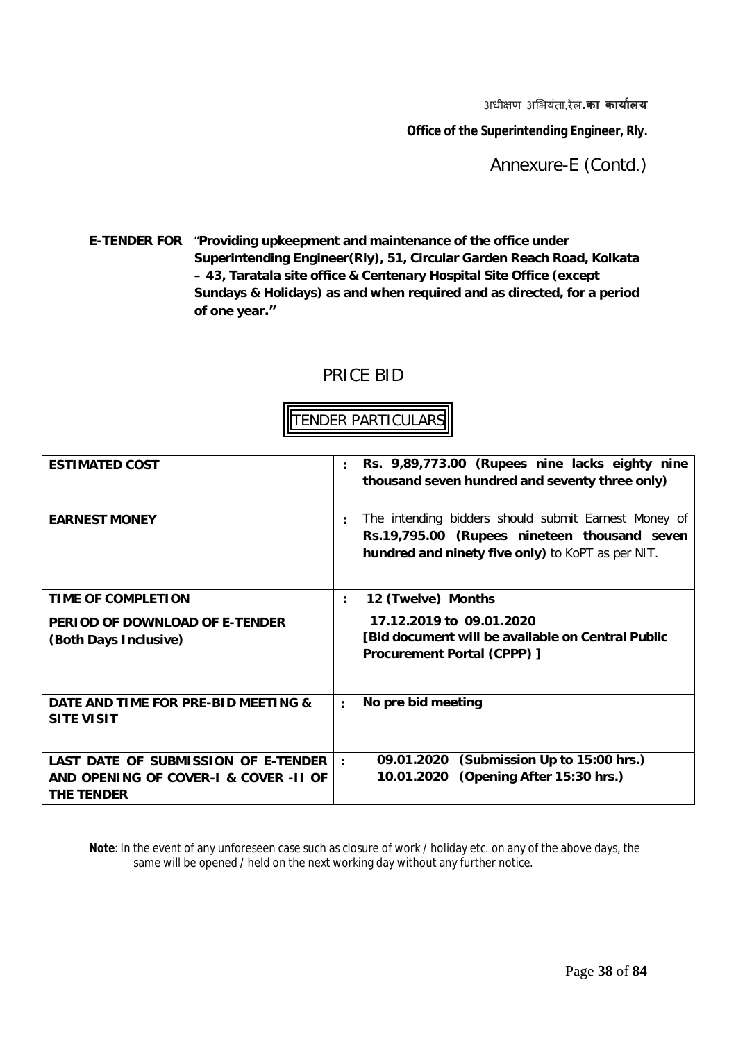अधीक्षण अभियंता,रेल.**का कार्यालय**

**Office of the Superintending Engineer, Rly.**

Annexure-E (Contd.)

**E-TENDER FOR** "**Providing upkeepment and maintenance of the office under Superintending Engineer(Rly), 51, Circular Garden Reach Road, Kolkata – 43, Taratala site office & Centenary Hospital Site Office (except Sundays & Holidays) as and when required and as directed, for a period of one year.**"

## PRICE BID

### TENDER PARTICULARS

| | | |
|---|---|---|
| **ESTIMATED COST** | **:** | **Rs. 9,89,773.00 (Rupees nine lacks eighty nine thousand seven hundred and seventy three only)** |
| **EARNEST MONEY** | **:** | The intending bidders should submit Earnest Money of **Rs.19,795.00 (Rupees nineteen thousand seven hundred and ninety five only)** to KoPT as per NIT. |
| **TIME OF COMPLETION** | **:** | **12 (Twelve) Months** |
| **PERIOD OF DOWNLOAD OF E-TENDER (Both Days Inclusive)** | | **17.12.2019 to 09.01.2020** **[Bid document will be available on Central Public Procurement Portal (CPPP) ]** |
| **DATE AND TIME FOR PRE-BID MEETING & SITE VISIT** | **:** | **No pre bid meeting** |
| **LAST DATE OF SUBMISSION OF E-TENDER AND OPENING OF COVER-I & COVER -II OF THE TENDER** | **:** | **09.01.2020 (Submission Up to 15:00 hrs.)** **10.01.2020 (Opening After 15:30 hrs.)** |

**Note**: In the event of any unforeseen case such as closure of work / holiday etc. on any of the above days, the same will be opened / held on the next working day without any further notice.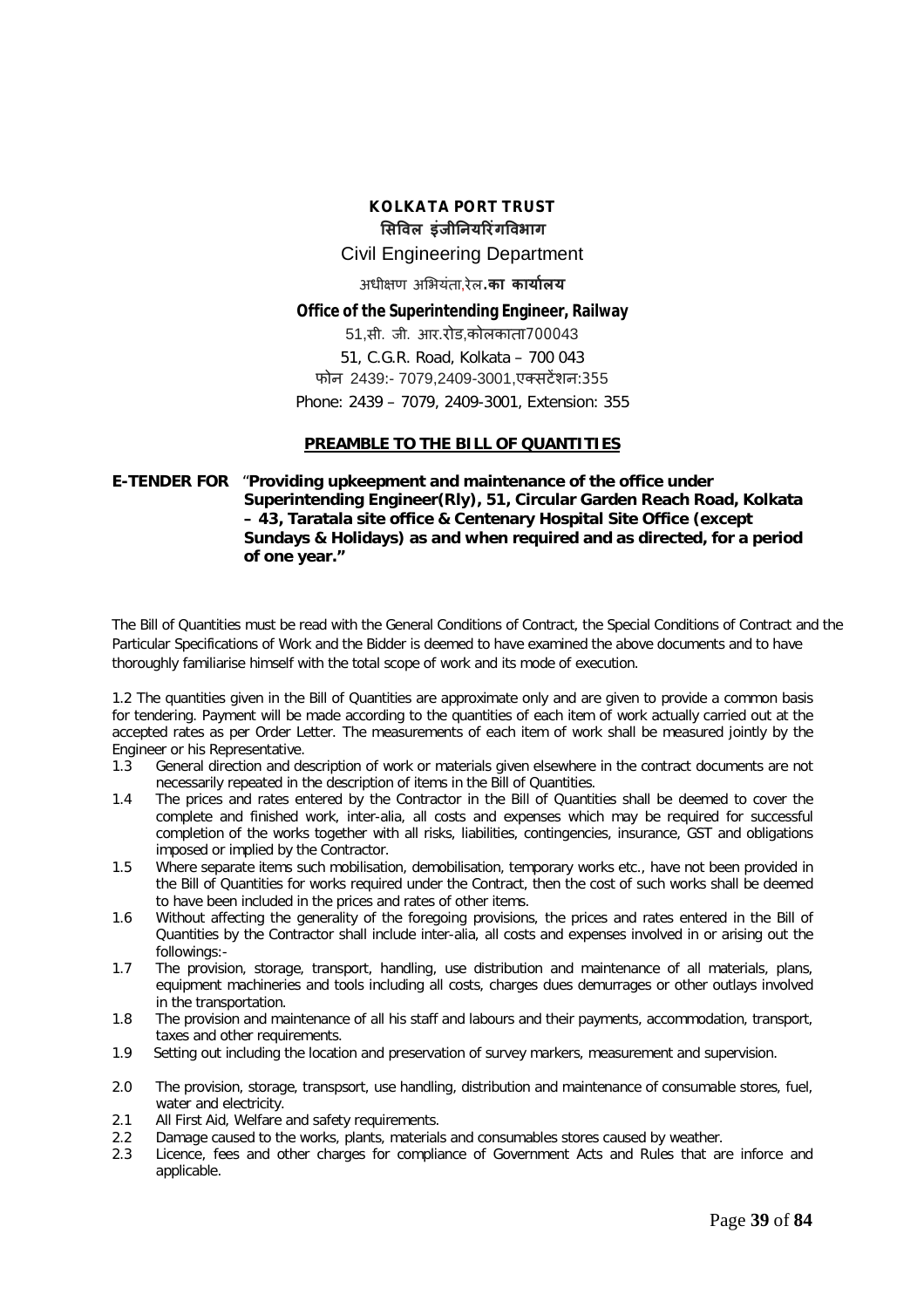**KOLKATA PORT TRUST**

**सिविल इंजीनियरिंगविभाग**

Civil Engineering Department

अधीक्षण अभियंता,रेल**.का कार्यालय**

**Office of the Superintending Engineer, Railway**

51,सी. जी. आर.रोड,कोलकाता700043

51, C.G.R. Road, Kolkata – 700 043

फोन 2439:- 7079,2409-3001,एक्सटेंशन:355

Phone: 2439 – 7079, 2409-3001, Extension: 355

## PREAMBLE TO THE BILL OF QUANTITIES

**E-TENDER FOR** "**Providing upkeepment and maintenance of the office under Superintending Engineer(Rly), 51, Circular Garden Reach Road, Kolkata – 43, Taratala site office & Centenary Hospital Site Office (except Sundays & Holidays) as and when required and as directed, for a period of one year."**

The Bill of Quantities must be read with the General Conditions of Contract, the Special Conditions of Contract and the Particular Specifications of Work and the Bidder is deemed to have examined the above documents and to have thoroughly familiarise himself with the total scope of work and its mode of execution.

1.2 The quantities given in the Bill of Quantities are approximate only and are given to provide a common basis for tendering. Payment will be made according to the quantities of each item of work actually carried out at the accepted rates as per Order Letter. The measurements of each item of work shall be measured jointly by the Engineer or his Representative.

1.3 General direction and description of work or materials given elsewhere in the contract documents are not necessarily repeated in the description of items in the Bill of Quantities.

1.4 The prices and rates entered by the Contractor in the Bill of Quantities shall be deemed to cover the complete and finished work, inter-alia, all costs and expenses which may be required for successful completion of the works together with all risks, liabilities, contingencies, insurance, GST and obligations imposed or implied by the Contractor.

1.5 Where separate items such mobilisation, demobilisation, temporary works etc., have not been provided in the Bill of Quantities for works required under the Contract, then the cost of such works shall be deemed to have been included in the prices and rates of other items.

1.6 Without affecting the generality of the foregoing provisions, the prices and rates entered in the Bill of Quantities by the Contractor shall include inter-alia, all costs and expenses involved in or arising out the followings:-

1.7 The provision, storage, transport, handling, use distribution and maintenance of all materials, plans, equipment machineries and tools including all costs, charges dues demurrages or other outlays involved in the transportation.

1.8 The provision and maintenance of all his staff and labours and their payments, accommodation, transport, taxes and other requirements.

1.9 Setting out including the location and preservation of survey markers, measurement and supervision.

2.0 The provision, storage, transpsort, use handling, distribution and maintenance of consumable stores, fuel, water and electricity.

2.1 All First Aid, Welfare and safety requirements.

2.2 Damage caused to the works, plants, materials and consumables stores caused by weather.

2.3 Licence, fees and other charges for compliance of Government Acts and Rules that are inforce and applicable.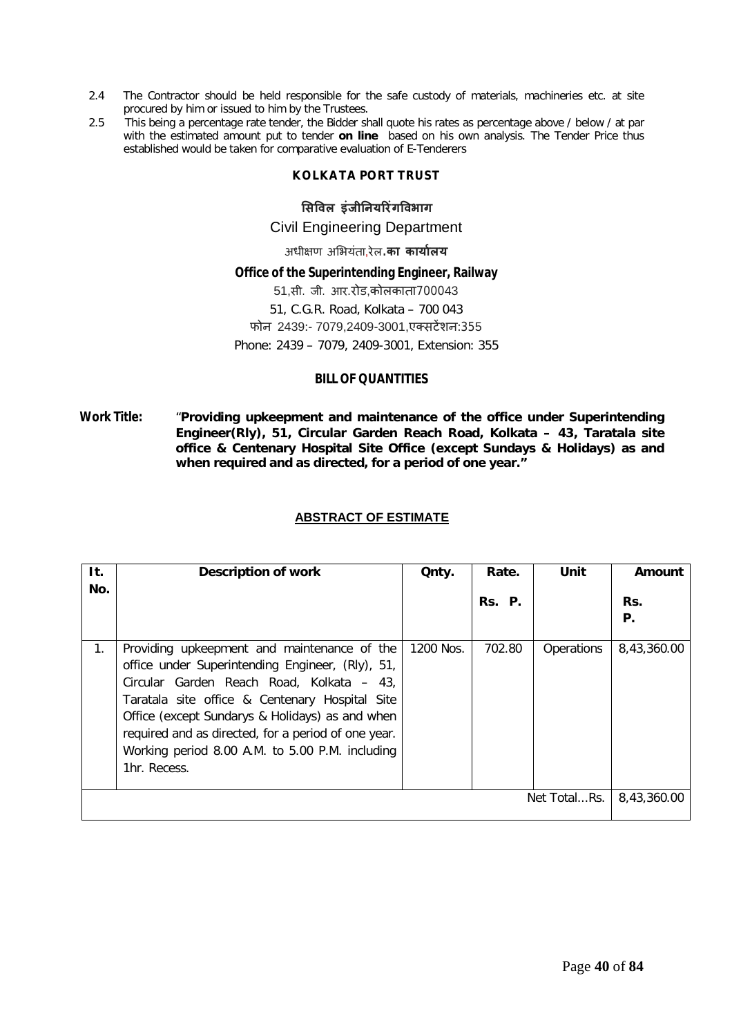2.4 The Contractor should be held responsible for the safe custody of materials, machineries etc. at site procured by him or issued to him by the Trustees.

2.5 This being a percentage rate tender, the Bidder shall quote his rates as percentage above / below / at par with the estimated amount put to tender **on line** based on his own analysis. The Tender Price thus established would be taken for comparative evaluation of E-Tenderers

**KOLKATA PORT TRUST**

**सिविल इंजीनियरिंगविभाग**

Civil Engineering Department

अधीक्षण अभियंता,रेल**.का कार्यालय**

**Office of the Superintending Engineer, Railway**

51,सी. जी. आर.रोड,कोलकाता700043

51, C.G.R. Road, Kolkata – 700 043

फोन 2439:- 7079,2409-3001,एक्सटेंशन:355

Phone: 2439 – 7079, 2409-3001, Extension: 355

**BILL OF QUANTITIES**

**Work Title:** "**Providing upkeepment and maintenance of the office under Superintending Engineer(Rly), 51, Circular Garden Reach Road, Kolkata – 43, Taratala site office & Centenary Hospital Site Office (except Sundays & Holidays) as and when required and as directed, for a period of one year."**

**ABSTRACT OF ESTIMATE**

| It. No. | Description of work | Qnty. | Rate. Rs. P. | Unit | Amount Rs. P. |
|---|---|---|---|---|---|
| 1. | Providing upkeepment and maintenance of the office under Superintending Engineer, (Rly), 51, Circular Garden Reach Road, Kolkata – 43, Taratala site office & Centenary Hospital Site Office (except Sundarys & Holidays) as and when required and as directed, for a period of one year. Working period 8.00 A.M. to 5.00 P.M. including 1hr. Recess. | 1200 Nos. | 702.80 | Operations | 8,43,360.00 |
| | | | | Net Total...Rs. | 8,43,360.00 |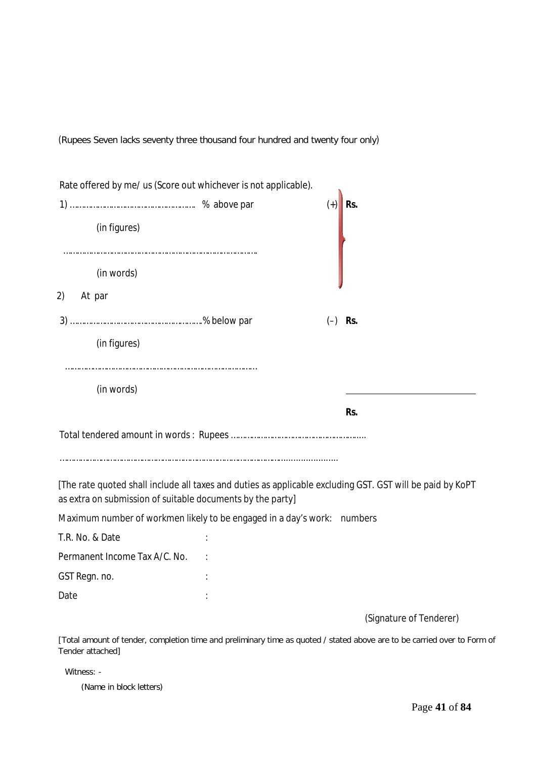(Rupees Seven lacks seventy three thousand four hundred and twenty four only)

Rate offered by me/ us (Score out whichever is not applicable).

1) ……………………………………………. % above par (+) **Rs.**

(in figures)

…………………………………………………………………….

(in words)

2) At par

3) ………………………………………………..% below par (–) **Rs.**

(in figures)

…………………………………………………………………….

(in words)

**Rs.**

Total tendered amount in words : Rupees ……………………………………………………

………………………………………………………………………………………………………

[The rate quoted shall include all taxes and duties as applicable excluding GST. GST will be paid by KoPT as extra on submission of suitable documents by the party]

Maximum number of workmen likely to be engaged in a day's work: numbers

T.R. No. & Date :

Permanent Income Tax A/C. No. :

GST Regn. no. :

Date :

(Signature of Tenderer)

[Total amount of tender, completion time and preliminary time as quoted / stated above are to be carried over to Form of Tender attached]

Witness: -

(Name in block letters)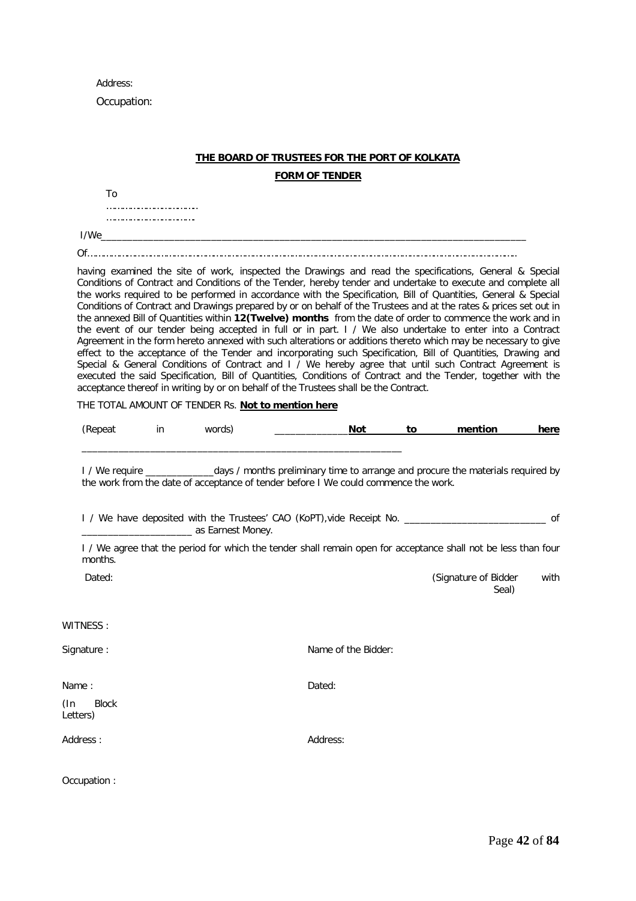Address:

Occupation:

**THE BOARD OF TRUSTEES FOR THE PORT OF KOLKATA**

**FORM OF TENDER**

To

…………………………

…………………………

I/We__________________________________________________________________________________

Of…………………………………………………………………………………………………………………………

having examined the site of work, inspected the Drawings and read the specifications, General & Special Conditions of Contract and Conditions of the Tender, hereby tender and undertake to execute and complete all the works required to be performed in accordance with the Specification, Bill of Quantities, General & Special Conditions of Contract and Drawings prepared by or on behalf of the Trustees and at the rates & prices set out in the annexed Bill of Quantities within **12(Twelve) months** from the date of order to commence the work and in the event of our tender being accepted in full or in part. I / We also undertake to enter into a Contract Agreement in the form hereto annexed with such alterations or additions thereto which may be necessary to give effect to the acceptance of the Tender and incorporating such Specification, Bill of Quantities, Drawing and Special & General Conditions of Contract and I / We hereby agree that until such Contract Agreement is executed the said Specification, Bill of Quantities, Conditions of Contract and the Tender, together with the acceptance thereof in writing by or on behalf of the Trustees shall be the Contract.

THE TOTAL AMOUNT OF TENDER Rs. **Not to mention here**

(Repeat in words) ______________**Not to mention here**

______________________________________________________________

I / We require _____________days / months preliminary time to arrange and procure the materials required by the work from the date of acceptance of tender before I We could commence the work.

I / We have deposited with the Trustees' CAO (KoPT),vide Receipt No. ___________________________ of ____________________ as Earnest Money.

I / We agree that the period for which the tender shall remain open for acceptance shall not be less than four months.

Dated: (Signature of Bidder with Seal)

WITNESS :

Signature : Name of the Bidder:

Name : Dated:

(In Block Letters)

Address : Address:

Occupation :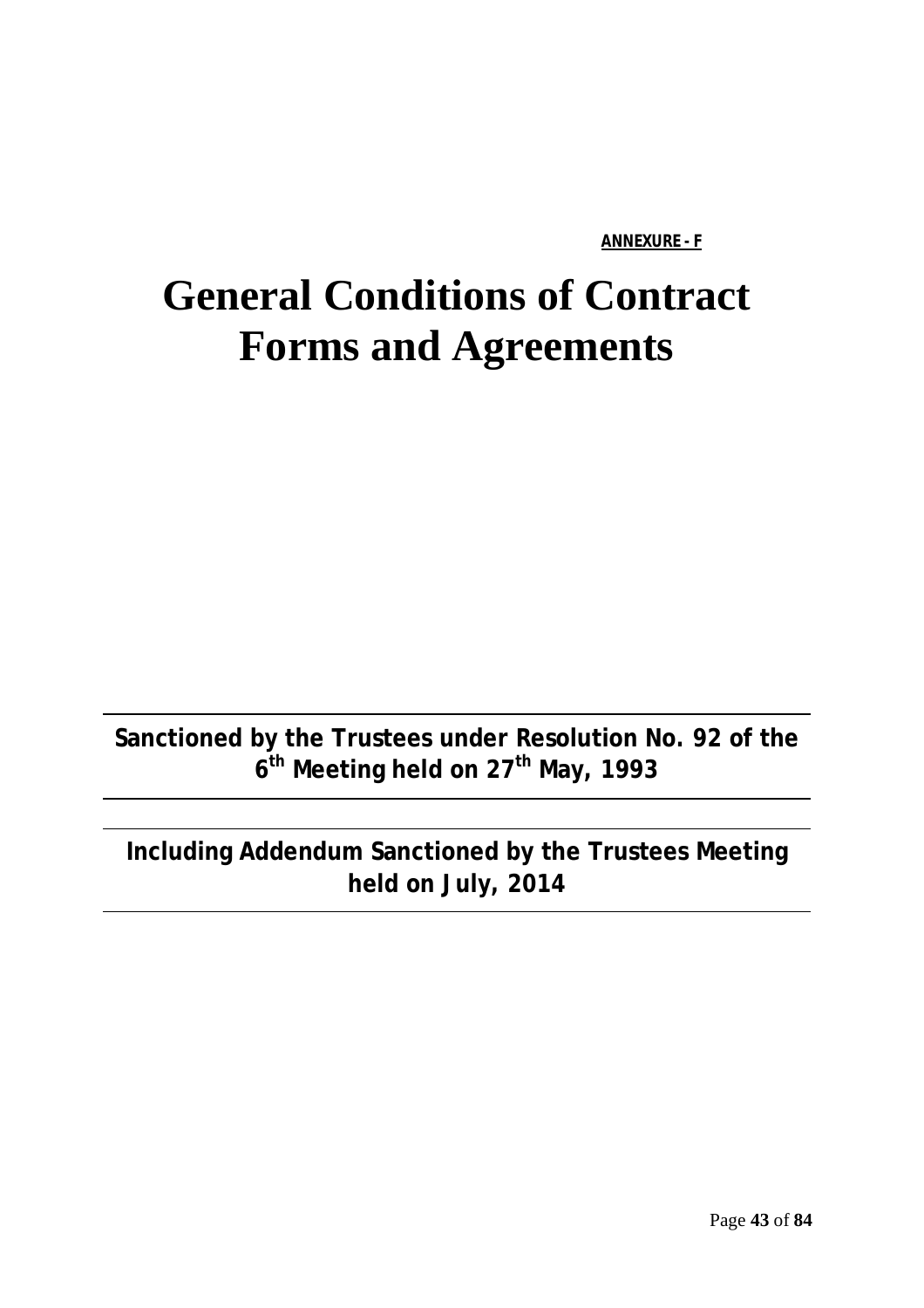**<u>ANNEXURE - F</u>**

# General Conditions of Contract Forms and Agreements

---

**Sanctioned by the Trustees under Resolution No. 92 of the 6th Meeting held on 27th May, 1993**

---

**Including Addendum Sanctioned by the Trustees Meeting held on July, 2014**

---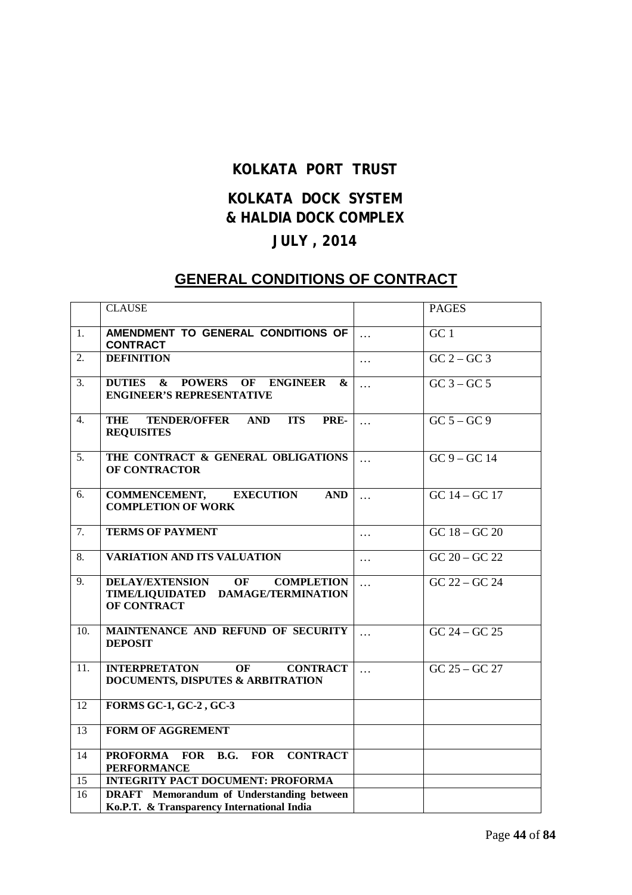# KOLKATA PORT TRUST

## KOLKATA DOCK SYSTEM
## & HALDIA DOCK COMPLEX

## JULY , 2014

## GENERAL CONDITIONS OF CONTRACT

| | CLAUSE | | PAGES |
|---|---|---|---|
| 1. | **AMENDMENT TO GENERAL CONDITIONS OF CONTRACT** | … | GC 1 |
| 2. | **DEFINITION** | … | GC 2 – GC 3 |
| 3. | **DUTIES & POWERS OF ENGINEER & ENGINEER'S REPRESENTATIVE** | … | GC 3 – GC 5 |
| 4. | **THE TENDER/OFFER AND ITS PRE-REQUISITES** | … | GC 5 – GC 9 |
| 5. | **THE CONTRACT & GENERAL OBLIGATIONS OF CONTRACTOR** | … | GC 9 – GC 14 |
| 6. | **COMMENCEMENT, EXECUTION AND COMPLETION OF WORK** | … | GC 14 – GC 17 |
| 7. | **TERMS OF PAYMENT** | … | GC 18 – GC 20 |
| 8. | **VARIATION AND ITS VALUATION** | … | GC 20 – GC 22 |
| 9. | **DELAY/EXTENSION OF COMPLETION TIME/LIQUIDATED DAMAGE/TERMINATION OF CONTRACT** | … | GC 22 – GC 24 |
| 10. | **MAINTENANCE AND REFUND OF SECURITY DEPOSIT** | … | GC 24 – GC 25 |
| 11. | **INTERPRETATON OF CONTRACT DOCUMENTS, DISPUTES & ARBITRATION** | … | GC 25 – GC 27 |
| 12 | **FORMS GC-1, GC-2 , GC-3** | | |
| 13 | **FORM OF AGGREMENT** | | |
| 14 | **PROFORMA FOR B.G. FOR CONTRACT PERFORMANCE** | | |
| 15 | **INTEGRITY PACT DOCUMENT: PROFORMA** | | |
| 16 | **DRAFT Memorandum of Understanding between Ko.P.T. & Transparency International India** | | |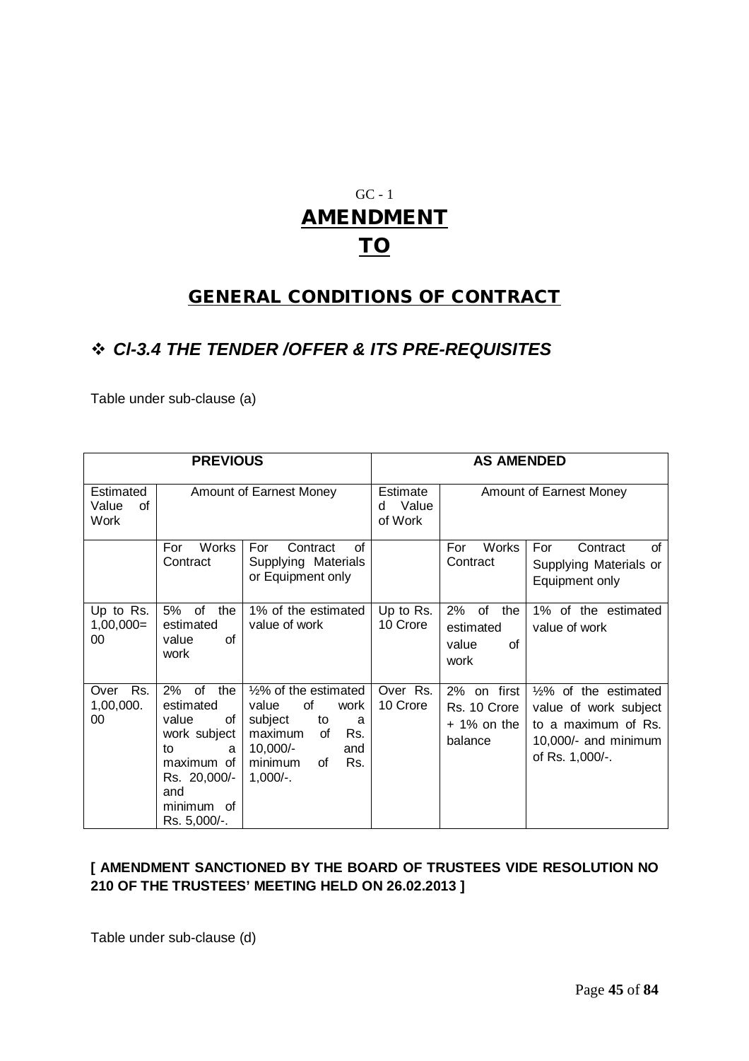GC - 1

# AMENDMENT TO

## GENERAL CONDITIONS OF CONTRACT

### ❖ *Cl-3.4 THE TENDER /OFFER & ITS PRE-REQUISITES*

Table under sub-clause (a)

| PREVIOUS | | | AS AMENDED | | |
|---|---|---|---|---|---|
| Estimated Value of Work | Amount of Earnest Money | | Estimated Value of Work | Amount of Earnest Money | |
| | For Works Contract | For Contract of Supplying Materials or Equipment only | | For Works Contract | For Contract of Supplying Materials or Equipment only |
| Up to Rs. 1,00,000=00 | 5% of the estimated value of work | 1% of the estimated value of work | Up to Rs. 10 Crore | 2% of the estimated value of work | 1% of the estimated value of work |
| Over Rs. 1,00,000.00 | 2% of the estimated value of work subject to a maximum of Rs. 20,000/- and minimum of Rs. 5,000/-. | ½% of the estimated value of work subject to a maximum of Rs. 10,000/- and minimum of Rs. 1,000/-. | Over Rs. 10 Crore | 2% on first Rs. 10 Crore + 1% on the balance | ½% of the estimated value of work subject to a maximum of Rs. 10,000/- and minimum of Rs. 1,000/-. |

**[ AMENDMENT SANCTIONED BY THE BOARD OF TRUSTEES VIDE RESOLUTION NO 210 OF THE TRUSTEES' MEETING HELD ON 26.02.2013 ]**

Table under sub-clause (d)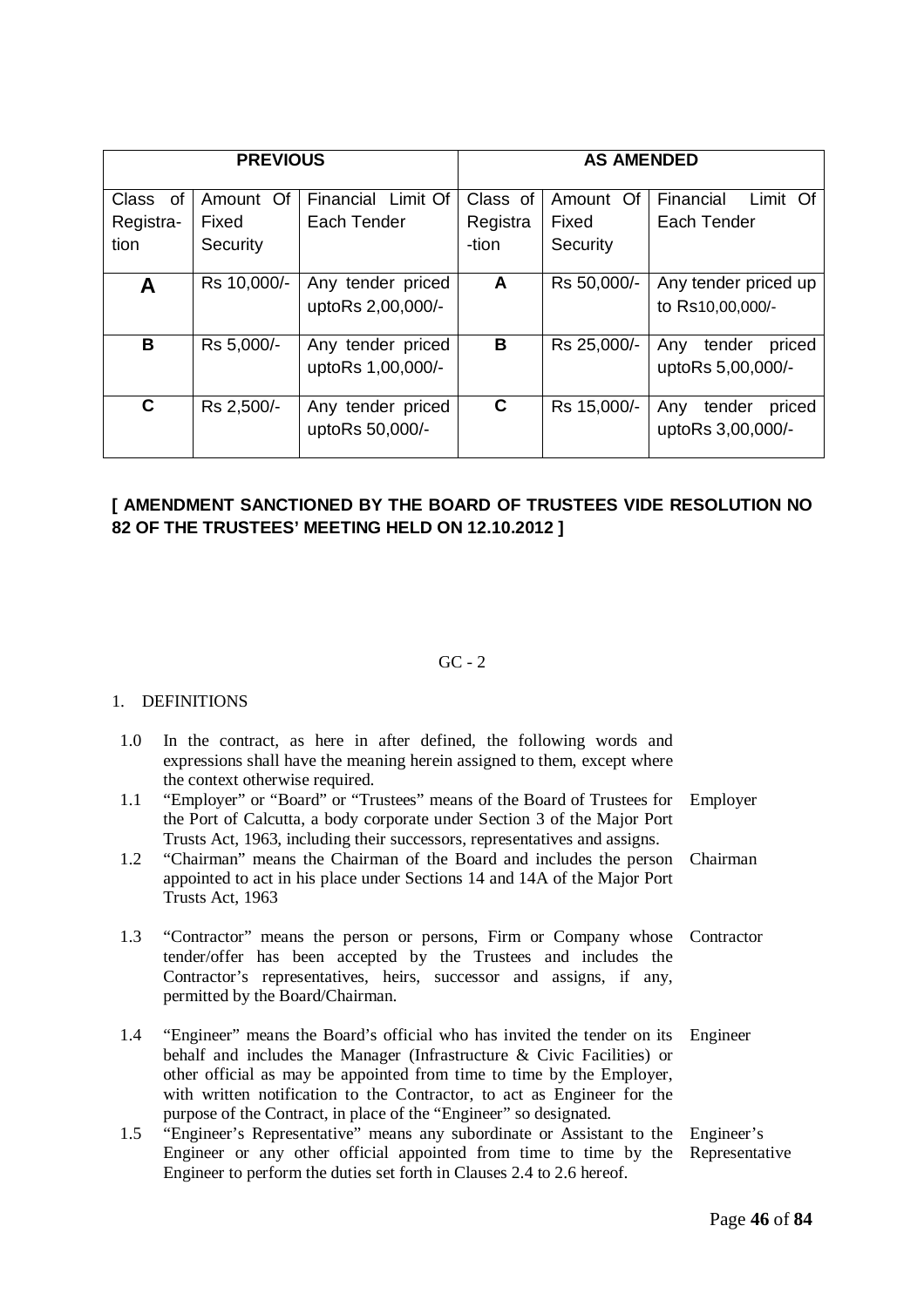| **PREVIOUS** | | | **AS AMENDED** | | |
|---|---|---|---|---|---|
| Class of Registration | Amount Of Fixed Security | Financial Limit Of Each Tender | Class of Registration | Amount Of Fixed Security | Financial Limit Of Each Tender |
| **A** | Rs 10,000/- | Any tender priced uptoRs 2,00,000/- | **A** | Rs 50,000/- | Any tender priced up to Rs10,00,000/- |
| **B** | Rs 5,000/- | Any tender priced uptoRs 1,00,000/- | **B** | Rs 25,000/- | Any tender priced uptoRs 5,00,000/- |
| **C** | Rs 2,500/- | Any tender priced uptoRs 50,000/- | **C** | Rs 15,000/- | Any tender priced uptoRs 3,00,000/- |

**[ AMENDMENT SANCTIONED BY THE BOARD OF TRUSTEES VIDE RESOLUTION NO 82 OF THE TRUSTEES' MEETING HELD ON 12.10.2012 ]**

GC - 2

1. DEFINITIONS

1.0 In the contract, as here in after defined, the following words and expressions shall have the meaning herein assigned to them, except where the context otherwise required.

1.1 "Employer" or "Board" or "Trustees" means of the Board of Trustees for the Port of Calcutta, a body corporate under Section 3 of the Major Port Trusts Act, 1963, including their successors, representatives and assigns. — Employer

1.2 "Chairman" means the Chairman of the Board and includes the person appointed to act in his place under Sections 14 and 14A of the Major Port Trusts Act, 1963 — Chairman

1.3 "Contractor" means the person or persons, Firm or Company whose tender/offer has been accepted by the Trustees and includes the Contractor's representatives, heirs, successor and assigns, if any, permitted by the Board/Chairman. — Contractor

1.4 "Engineer" means the Board's official who has invited the tender on its behalf and includes the Manager (Infrastructure & Civic Facilities) or other official as may be appointed from time to time by the Employer, with written notification to the Contractor, to act as Engineer for the purpose of the Contract, in place of the "Engineer" so designated. — Engineer

1.5 "Engineer's Representative" means any subordinate or Assistant to the Engineer or any other official appointed from time to time by the Engineer to perform the duties set forth in Clauses 2.4 to 2.6 hereof. — Engineer's Representative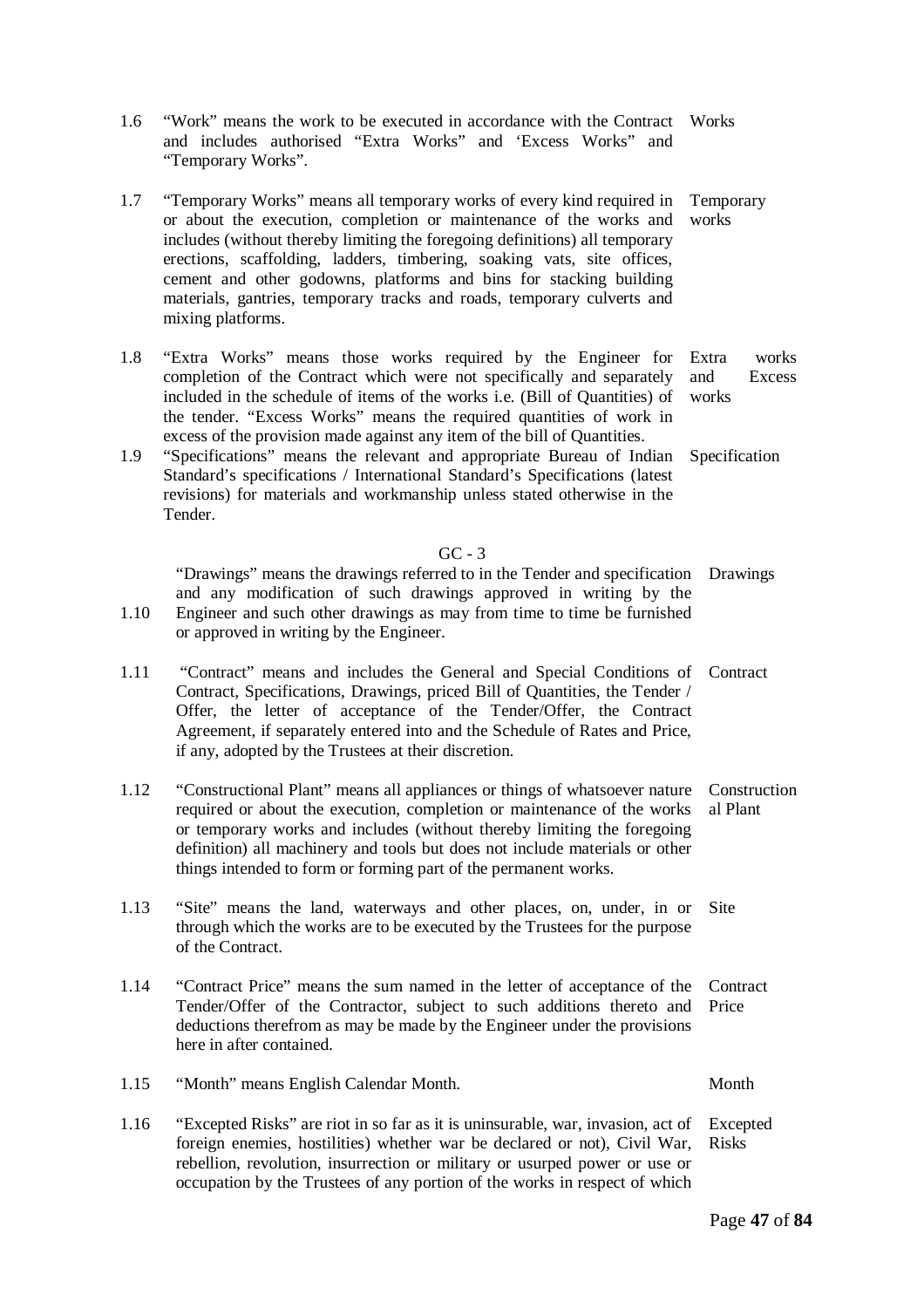1.6 "Work" means the work to be executed in accordance with the Contract and includes authorised "Extra Works" and 'Excess Works" and "Temporary Works". — Works

1.7 "Temporary Works" means all temporary works of every kind required in or about the execution, completion or maintenance of the works and includes (without thereby limiting the foregoing definitions) all temporary erections, scaffolding, ladders, timbering, soaking vats, site offices, cement and other godowns, platforms and bins for stacking building materials, gantries, temporary tracks and roads, temporary culverts and mixing platforms. — Temporary works

1.8 "Extra Works" means those works required by the Engineer for completion of the Contract which were not specifically and separately included in the schedule of items of the works i.e. (Bill of Quantities) of the tender. "Excess Works" means the required quantities of work in excess of the provision made against any item of the bill of Quantities. — Extra works and Excess works

1.9 "Specifications" means the relevant and appropriate Bureau of Indian Standard's specifications / International Standard's Specifications (latest revisions) for materials and workmanship unless stated otherwise in the Tender. — Specification

GC - 3

1.10 "Drawings" means the drawings referred to in the Tender and specification and any modification of such drawings approved in writing by the Engineer and such other drawings as may from time to time be furnished or approved in writing by the Engineer. — Drawings

1.11 "Contract" means and includes the General and Special Conditions of Contract, Specifications, Drawings, priced Bill of Quantities, the Tender / Offer, the letter of acceptance of the Tender/Offer, the Contract Agreement, if separately entered into and the Schedule of Rates and Price, if any, adopted by the Trustees at their discretion. — Contract

1.12 "Constructional Plant" means all appliances or things of whatsoever nature required or about the execution, completion or maintenance of the works or temporary works and includes (without thereby limiting the foregoing definition) all machinery and tools but does not include materials or other things intended to form or forming part of the permanent works. — Constructional Plant

1.13 "Site" means the land, waterways and other places, on, under, in or through which the works are to be executed by the Trustees for the purpose of the Contract. — Site

1.14 "Contract Price" means the sum named in the letter of acceptance of the Tender/Offer of the Contractor, subject to such additions thereto and deductions therefrom as may be made by the Engineer under the provisions here in after contained. — Contract Price

1.15 "Month" means English Calendar Month. — Month

1.16 "Excepted Risks" are riot in so far as it is uninsurable, war, invasion, act of foreign enemies, hostilities) whether war be declared or not), Civil War, rebellion, revolution, insurrection or military or usurped power or use or occupation by the Trustees of any portion of the works in respect of which — Excepted Risks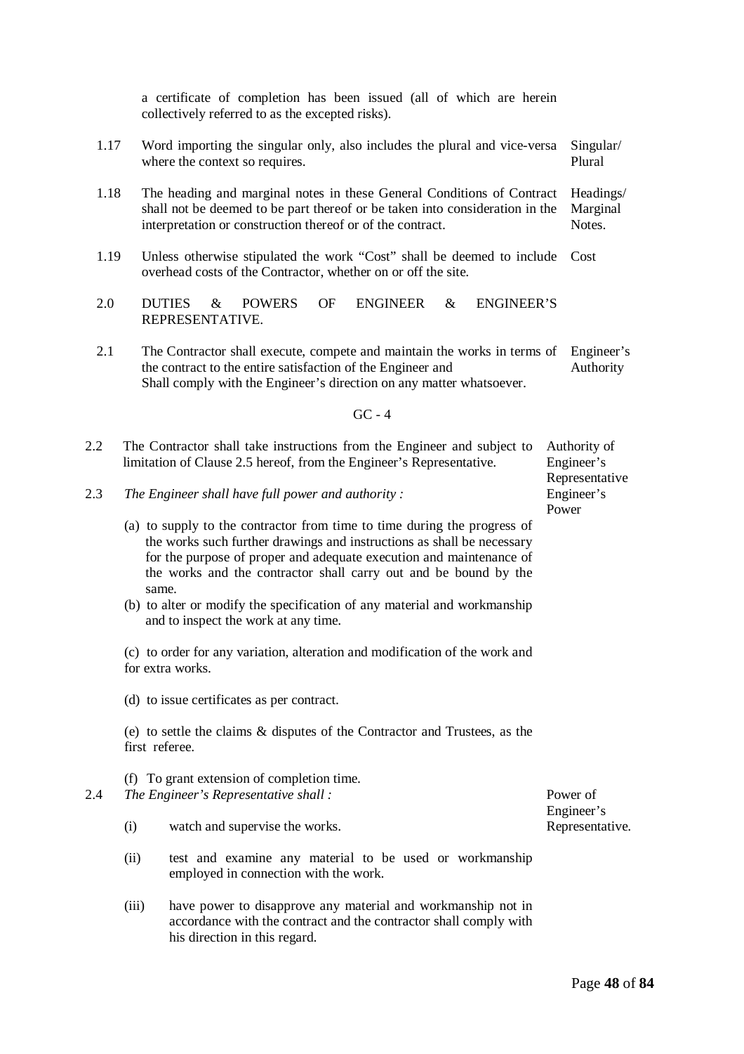a certificate of completion has been issued (all of which are herein collectively referred to as the excepted risks).

1.17 Word importing the singular only, also includes the plural and vice-versa where the context so requires. *Singular/ Plural*

1.18 The heading and marginal notes in these General Conditions of Contract shall not be deemed to be part thereof or be taken into consideration in the interpretation or construction thereof or of the contract. *Headings/ Marginal Notes.*

1.19 Unless otherwise stipulated the work "Cost" shall be deemed to include overhead costs of the Contractor, whether on or off the site. *Cost*

2.0 DUTIES & POWERS OF ENGINEER & ENGINEER'S REPRESENTATIVE.

2.1 The Contractor shall execute, compete and maintain the works in terms of the contract to the entire satisfaction of the Engineer and Shall comply with the Engineer's direction on any matter whatsoever. *Engineer's Authority*

GC - 4

2.2 The Contractor shall take instructions from the Engineer and subject to limitation of Clause 2.5 hereof, from the Engineer's Representative. *Authority of Engineer's Representative*

2.3 *The Engineer shall have full power and authority :* *Engineer's Power*

(a) to supply to the contractor from time to time during the progress of the works such further drawings and instructions as shall be necessary for the purpose of proper and adequate execution and maintenance of the works and the contractor shall carry out and be bound by the same.

(b) to alter or modify the specification of any material and workmanship and to inspect the work at any time.

(c) to order for any variation, alteration and modification of the work and for extra works.

(d) to issue certificates as per contract.

(e) to settle the claims & disputes of the Contractor and Trustees, as the first referee.

(f) To grant extension of completion time.

2.4 *The Engineer's Representative shall :* *Power of Engineer's Representative.*

(i) watch and supervise the works.

(ii) test and examine any material to be used or workmanship employed in connection with the work.

(iii) have power to disapprove any material and workmanship not in accordance with the contract and the contractor shall comply with his direction in this regard.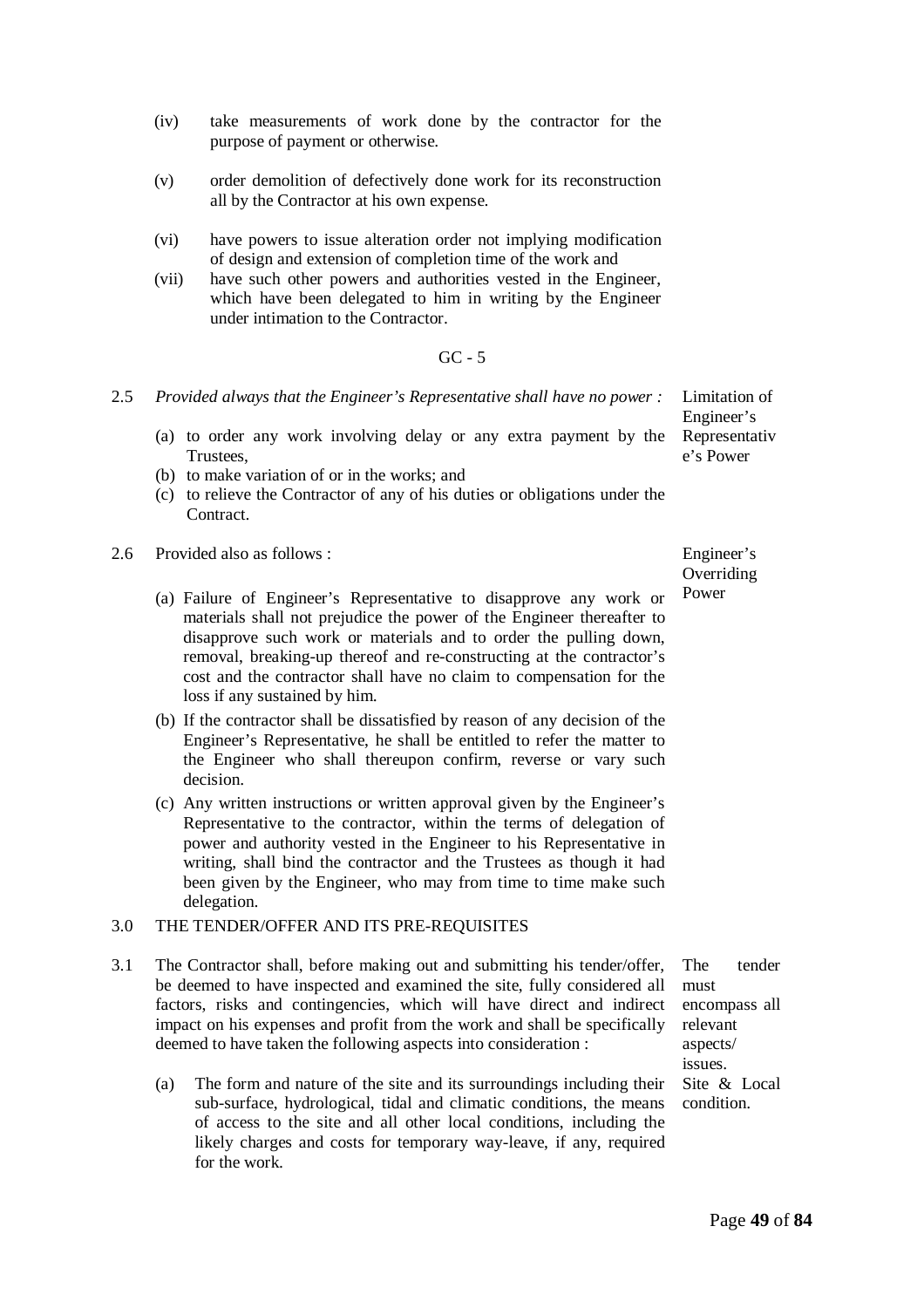(iv) take measurements of work done by the contractor for the purpose of payment or otherwise.

(v) order demolition of defectively done work for its reconstruction all by the Contractor at his own expense.

(vi) have powers to issue alteration order not implying modification of design and extension of completion time of the work and

(vii) have such other powers and authorities vested in the Engineer, which have been delegated to him in writing by the Engineer under intimation to the Contractor.

GC - 5

2.5 *Provided always that the Engineer's Representative shall have no power :*

*Limitation of Engineer's Representative's Power*

(a) to order any work involving delay or any extra payment by the Trustees,

(b) to make variation of or in the works; and

(c) to relieve the Contractor of any of his duties or obligations under the Contract.

2.6 Provided also as follows :

*Engineer's Overriding Power*

(a) Failure of Engineer's Representative to disapprove any work or materials shall not prejudice the power of the Engineer thereafter to disapprove such work or materials and to order the pulling down, removal, breaking-up thereof and re-constructing at the contractor's cost and the contractor shall have no claim to compensation for the loss if any sustained by him.

(b) If the contractor shall be dissatisfied by reason of any decision of the Engineer's Representative, he shall be entitled to refer the matter to the Engineer who shall thereupon confirm, reverse or vary such decision.

(c) Any written instructions or written approval given by the Engineer's Representative to the contractor, within the terms of delegation of power and authority vested in the Engineer to his Representative in writing, shall bind the contractor and the Trustees as though it had been given by the Engineer, who may from time to time make such delegation.

## 3.0 THE TENDER/OFFER AND ITS PRE-REQUISITES

3.1 The Contractor shall, before making out and submitting his tender/offer, be deemed to have inspected and examined the site, fully considered all factors, risks and contingencies, which will have direct and indirect impact on his expenses and profit from the work and shall be specifically deemed to have taken the following aspects into consideration :

*The tender must encompass all relevant aspects/ issues.*

(a) The form and nature of the site and its surroundings including their sub-surface, hydrological, tidal and climatic conditions, the means of access to the site and all other local conditions, including the likely charges and costs for temporary way-leave, if any, required for the work.

*Site & Local condition.*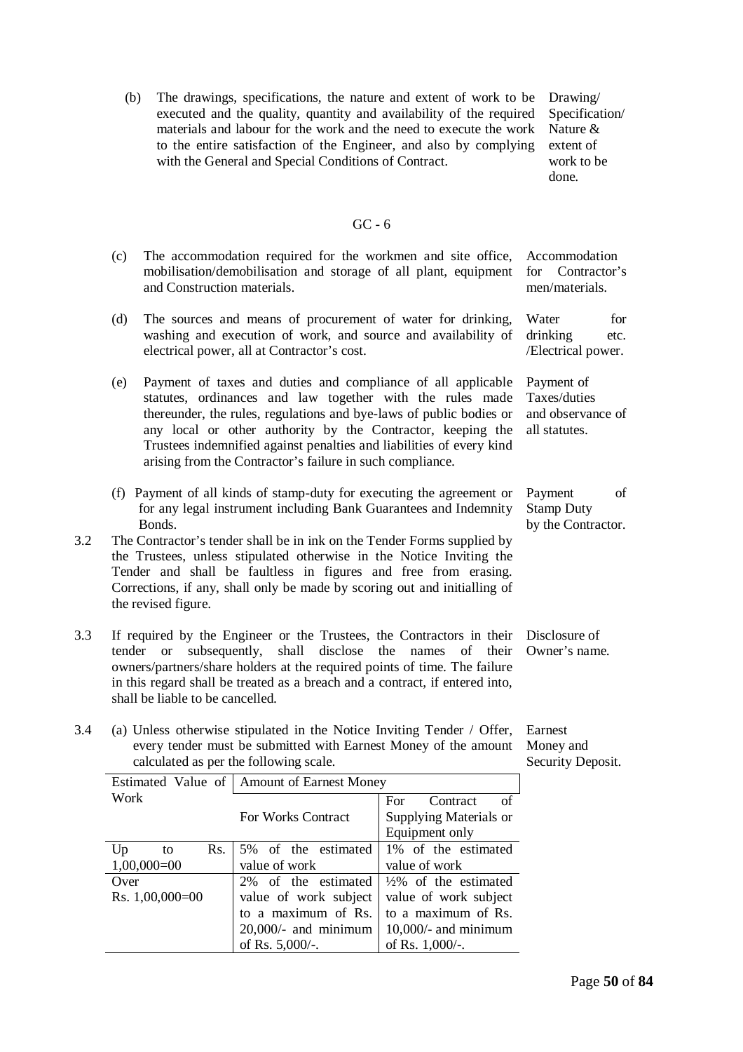(b) The drawings, specifications, the nature and extent of work to be executed and the quality, quantity and availability of the required materials and labour for the work and the need to execute the work to the entire satisfaction of the Engineer, and also by complying with the General and Special Conditions of Contract. *Drawing/ Specification/ Nature & extent of work to be done.*

GC - 6

(c) The accommodation required for the workmen and site office, mobilisation/demobilisation and storage of all plant, equipment and Construction materials. *Accommodation for Contractor's men/materials.*

(d) The sources and means of procurement of water for drinking, washing and execution of work, and source and availability of electrical power, all at Contractor's cost. *Water for drinking etc. /Electrical power.*

(e) Payment of taxes and duties and compliance of all applicable statutes, ordinances and law together with the rules made thereunder, the rules, regulations and bye-laws of public bodies or any local or other authority by the Contractor, keeping the Trustees indemnified against penalties and liabilities of every kind arising from the Contractor's failure in such compliance. *Payment of Taxes/duties and observance of all statutes.*

(f) Payment of all kinds of stamp-duty for executing the agreement or for any legal instrument including Bank Guarantees and Indemnity Bonds. *Payment of Stamp Duty by the Contractor.*

3.2 The Contractor's tender shall be in ink on the Tender Forms supplied by the Trustees, unless stipulated otherwise in the Notice Inviting the Tender and shall be faultless in figures and free from erasing. Corrections, if any, shall only be made by scoring out and initialling of the revised figure.

3.3 If required by the Engineer or the Trustees, the Contractors in their tender or subsequently, shall disclose the names of their owners/partners/share holders at the required points of time. The failure in this regard shall be treated as a breach and a contract, if entered into, shall be liable to be cancelled. *Disclosure of Owner's name.*

3.4 (a) Unless otherwise stipulated in the Notice Inviting Tender / Offer, every tender must be submitted with Earnest Money of the amount calculated as per the following scale. *Earnest Money and Security Deposit.*

| Estimated Value of Work | Amount of Earnest Money | |
|---|---|---|
| | For Works Contract | For Contract of Supplying Materials or Equipment only |
| Up to Rs. 1,00,000=00 | 5% of the estimated value of work | 1% of the estimated value of work |
| Over Rs. 1,00,000=00 | 2% of the estimated value of work subject to a maximum of Rs. 20,000/- and minimum of Rs. 5,000/-. | ½% of the estimated value of work subject to a maximum of Rs. 10,000/- and minimum of Rs. 1,000/-. |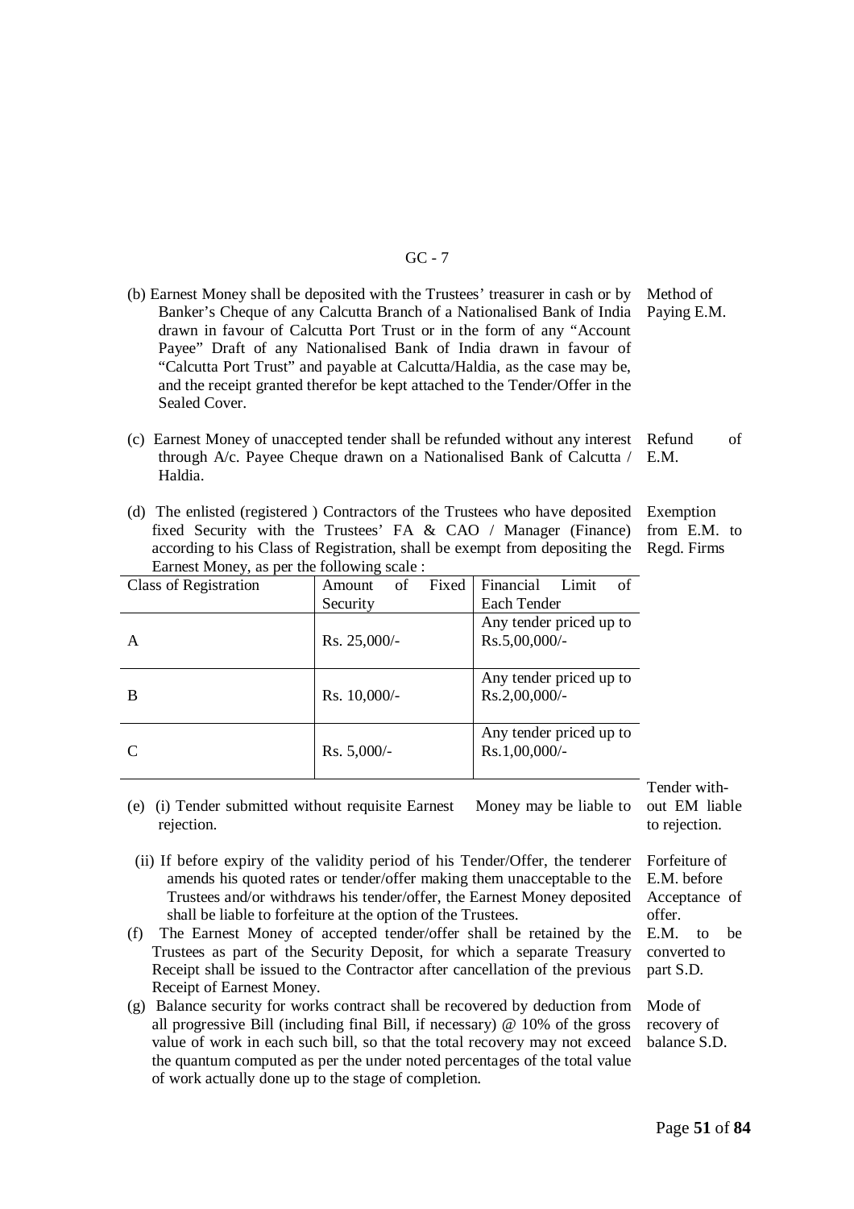GC - 7

(b) Earnest Money shall be deposited with the Trustees' treasurer in cash or by Banker's Cheque of any Calcutta Branch of a Nationalised Bank of India drawn in favour of Calcutta Port Trust or in the form of any "Account Payee" Draft of any Nationalised Bank of India drawn in favour of "Calcutta Port Trust" and payable at Calcutta/Haldia, as the case may be, and the receipt granted therefor be kept attached to the Tender/Offer in the Sealed Cover. *Method of Paying E.M.*

(c) Earnest Money of unaccepted tender shall be refunded without any interest through A/c. Payee Cheque drawn on a Nationalised Bank of Calcutta / Haldia. *Refund of E.M.*

(d) The enlisted (registered ) Contractors of the Trustees who have deposited fixed Security with the Trustees' FA & CAO / Manager (Finance) according to his Class of Registration, shall be exempt from depositing the Earnest Money, as per the following scale : *Exemption from E.M. to Regd. Firms*

| Class of Registration | Amount of Fixed Security | Financial Limit of Each Tender |
|---|---|---|
| A | Rs. 25,000/- | Any tender priced up to Rs.5,00,000/- |
| B | Rs. 10,000/- | Any tender priced up to Rs.2,00,000/- |
| C | Rs. 5,000/- | Any tender priced up to Rs.1,00,000/- |

(e) (i) Tender submitted without requisite Earnest Money may be liable to rejection. *Tender without EM liable to rejection.*

(ii) If before expiry of the validity period of his Tender/Offer, the tenderer amends his quoted rates or tender/offer making them unacceptable to the Trustees and/or withdraws his tender/offer, the Earnest Money deposited shall be liable to forfeiture at the option of the Trustees. *Forfeiture of E.M. before Acceptance of offer.*

(f) The Earnest Money of accepted tender/offer shall be retained by the Trustees as part of the Security Deposit, for which a separate Treasury Receipt shall be issued to the Contractor after cancellation of the previous Receipt of Earnest Money. *E.M. to be converted to part S.D.*

(g) Balance security for works contract shall be recovered by deduction from all progressive Bill (including final Bill, if necessary) @ 10% of the gross value of work in each such bill, so that the total recovery may not exceed the quantum computed as per the under noted percentages of the total value of work actually done up to the stage of completion. *Mode of recovery of balance S.D.*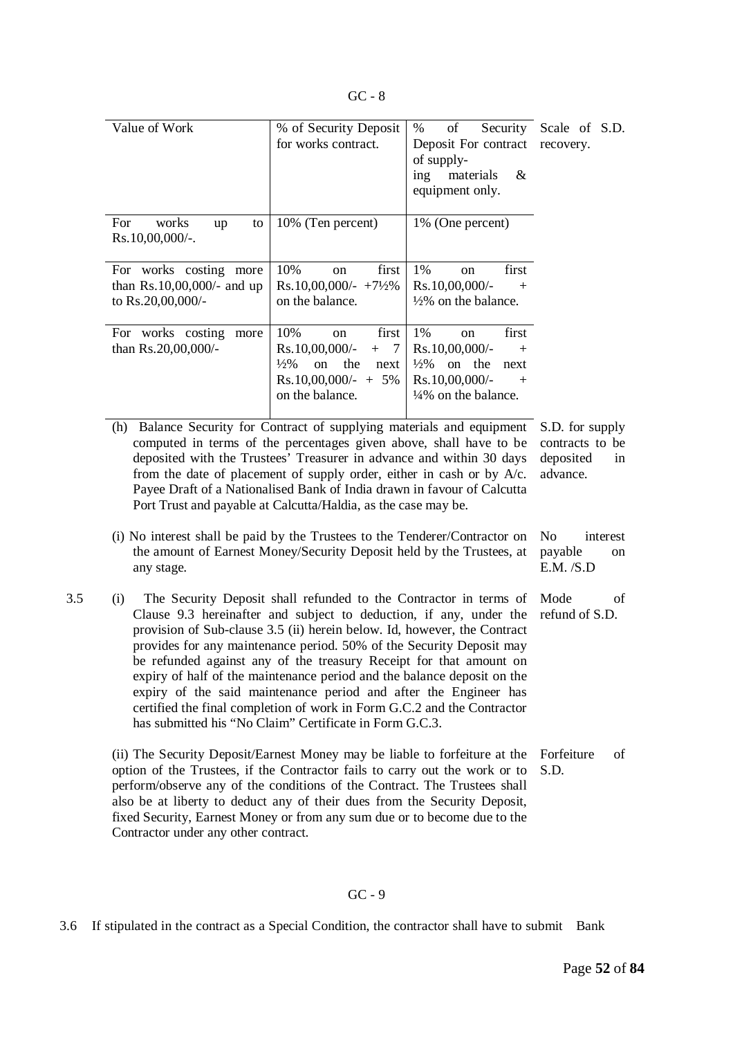| Value of Work | % of Security Deposit for works contract. | % of Security Deposit For contract of supplying materials & equipment only. | Scale of S.D. recovery. |
|---|---|---|---|
| For works up to Rs.10,00,000/-. | 10% (Ten percent) | 1% (One percent) | |
| For works costing more than Rs.10,00,000/- and up to Rs.20,00,000/- | 10% on first Rs.10,00,000/- +7½% on the balance. | 1% on first Rs.10,00,000/- + ½% on the balance. | |
| For works costing more than Rs.20,00,000/- | 10% on first Rs.10,00,000/- + 7 ½% on the next Rs.10,00,000/- + 5% on the balance. | 1% on first Rs.10,00,000/- + ½% on the next Rs.10,00,000/- + ¼% on the balance. | |

(h) Balance Security for Contract of supplying materials and equipment computed in terms of the percentages given above, shall have to be deposited with the Trustees' Treasurer in advance and within 30 days from the date of placement of supply order, either in cash or by A/c. Payee Draft of a Nationalised Bank of India drawn in favour of Calcutta Port Trust and payable at Calcutta/Haldia, as the case may be. *S.D. for supply contracts to be deposited in advance.*

(i) No interest shall be paid by the Trustees to the Tenderer/Contractor on the amount of Earnest Money/Security Deposit held by the Trustees, at any stage. *No interest payable on E.M. /S.D*

3.5 (i) The Security Deposit shall refunded to the Contractor in terms of Clause 9.3 hereinafter and subject to deduction, if any, under the provision of Sub-clause 3.5 (ii) herein below. Id, however, the Contract provides for any maintenance period. 50% of the Security Deposit may be refunded against any of the treasury Receipt for that amount on expiry of half of the maintenance period and the balance deposit on the expiry of the said maintenance period and after the Engineer has certified the final completion of work in Form G.C.2 and the Contractor has submitted his "No Claim" Certificate in Form G.C.3. *Mode of refund of S.D.*

(ii) The Security Deposit/Earnest Money may be liable to forfeiture at the option of the Trustees, if the Contractor fails to carry out the work or to perform/observe any of the conditions of the Contract. The Trustees shall also be at liberty to deduct any of their dues from the Security Deposit, fixed Security, Earnest Money or from any sum due or to become due to the Contractor under any other contract. *Forfeiture of S.D.*

3.6 If stipulated in the contract as a Special Condition, the contractor shall have to submit Bank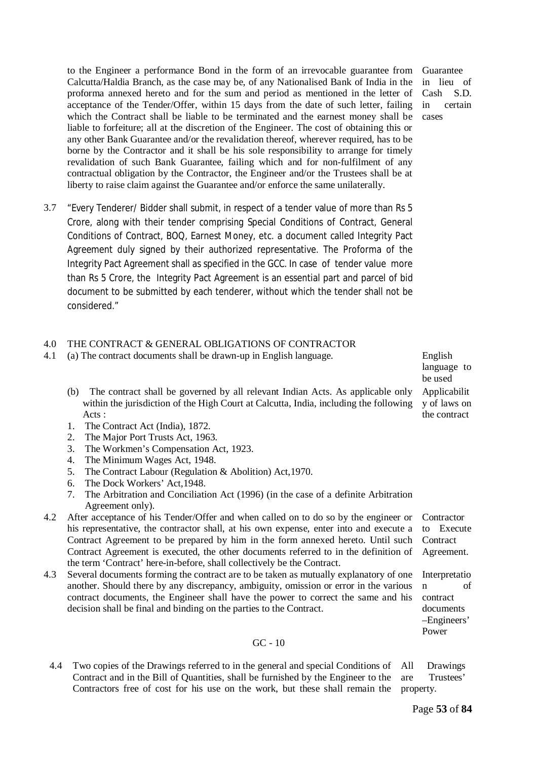to the Engineer a performance Bond in the form of an irrevocable guarantee from Calcutta/Haldia Branch, as the case may be, of any Nationalised Bank of India in the proforma annexed hereto and for the sum and period as mentioned in the letter of acceptance of the Tender/Offer, within 15 days from the date of such letter, failing which the Contract shall be liable to be terminated and the earnest money shall be liable to forfeiture; all at the discretion of the Engineer. The cost of obtaining this or any other Bank Guarantee and/or the revalidation thereof, wherever required, has to be borne by the Contractor and it shall be his sole responsibility to arrange for timely revalidation of such Bank Guarantee, failing which and for non-fulfilment of any contractual obligation by the Contractor, the Engineer and/or the Trustees shall be at liberty to raise claim against the Guarantee and/or enforce the same unilaterally.

*Guarantee in lieu of Cash S.D. in certain cases*

3.7 "Every Tenderer/ Bidder shall submit, in respect of a tender value of more than Rs 5 Crore, along with their tender comprising Special Conditions of Contract, General Conditions of Contract, BOQ, Earnest Money, etc. a document called Integrity Pact Agreement duly signed by their authorized representative. The Proforma of the Integrity Pact Agreement shall as specified in the GCC. In case of tender value more than Rs 5 Crore, the Integrity Pact Agreement is an essential part and parcel of bid document to be submitted by each tenderer, without which the tender shall not be considered."

## 4.0 THE CONTRACT & GENERAL OBLIGATIONS OF CONTRACTOR

4.1 (a) The contract documents shall be drawn-up in English language.

*English language to be used*

(b) The contract shall be governed by all relevant Indian Acts. As applicable only within the jurisdiction of the High Court at Calcutta, India, including the following Acts :

*Applicability of laws on the contract*

1. The Contract Act (India), 1872.
2. The Major Port Trusts Act, 1963.
3. The Workmen's Compensation Act, 1923.
4. The Minimum Wages Act, 1948.
5. The Contract Labour (Regulation & Abolition) Act,1970.
6. The Dock Workers' Act,1948.
7. The Arbitration and Conciliation Act (1996) (in the case of a definite Arbitration Agreement only).

4.2 After acceptance of his Tender/Offer and when called on to do so by the engineer or his representative, the contractor shall, at his own expense, enter into and execute a Contract Agreement to be prepared by him in the form annexed hereto. Until such Contract Agreement is executed, the other documents referred to in the definition of the term 'Contract' here-in-before, shall collectively be the Contract.

*Contractor to Execute Contract Agreement.*

4.3 Several documents forming the contract are to be taken as mutually explanatory of one another. Should there by any discrepancy, ambiguity, omission or error in the various contract documents, the Engineer shall have the power to correct the same and his decision shall be final and binding on the parties to the Contract.

*Interpretation of contract documents –Engineers' Power*

GC - 10

4.4 Two copies of the Drawings referred to in the general and special Conditions of Contract and in the Bill of Quantities, shall be furnished by the Engineer to the Contractors free of cost for his use on the work, but these shall remain the

*All Drawings are Trustees' property.*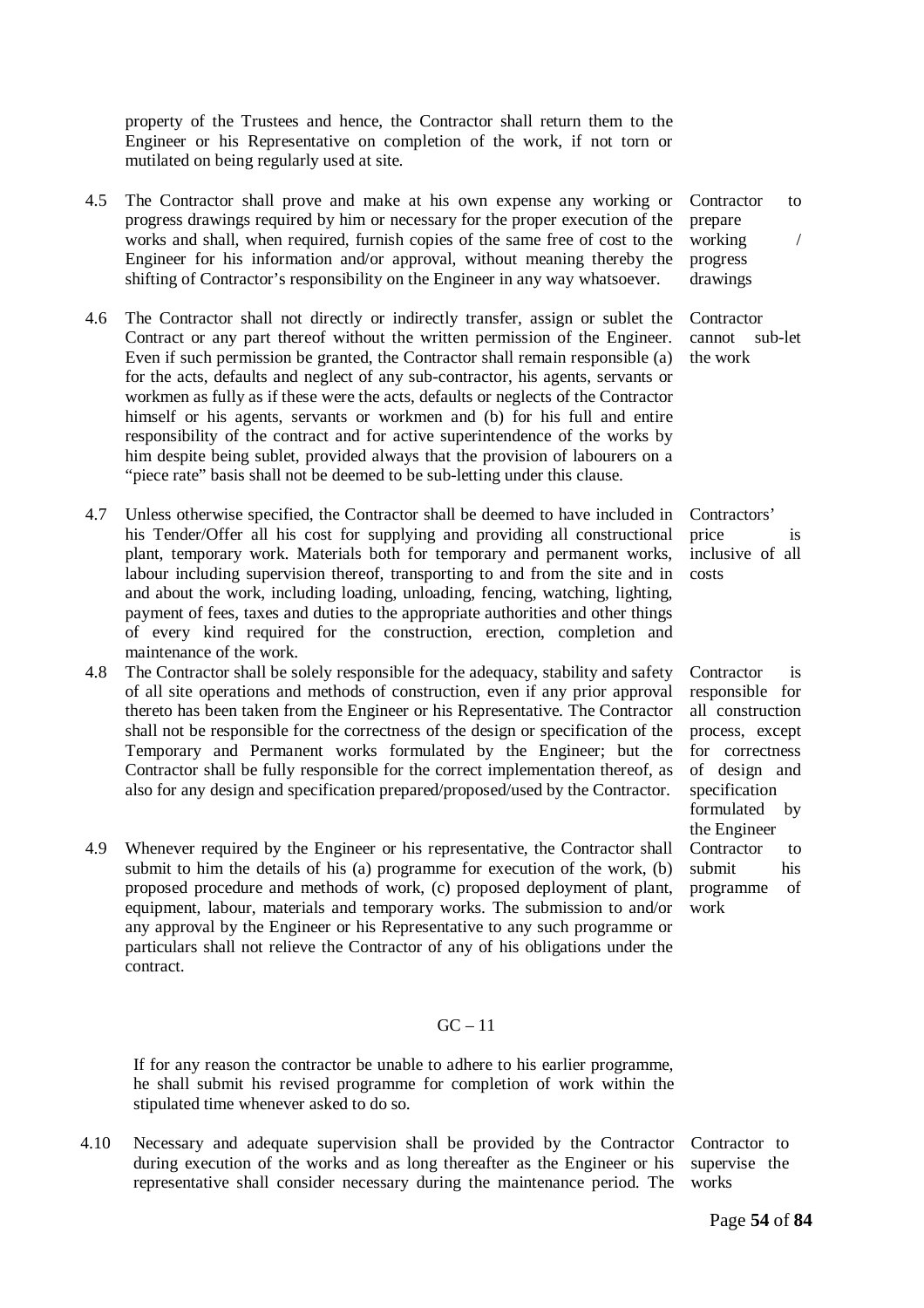property of the Trustees and hence, the Contractor shall return them to the Engineer or his Representative on completion of the work, if not torn or mutilated on being regularly used at site.

4.5 The Contractor shall prove and make at his own expense any working or progress drawings required by him or necessary for the proper execution of the works and shall, when required, furnish copies of the same free of cost to the Engineer for his information and/or approval, without meaning thereby the shifting of Contractor's responsibility on the Engineer in any way whatsoever.

*Contractor to prepare working / progress drawings*

4.6 The Contractor shall not directly or indirectly transfer, assign or sublet the Contract or any part thereof without the written permission of the Engineer. Even if such permission be granted, the Contractor shall remain responsible (a) for the acts, defaults and neglect of any sub-contractor, his agents, servants or workmen as fully as if these were the acts, defaults or neglects of the Contractor himself or his agents, servants or workmen and (b) for his full and entire responsibility of the contract and for active superintendence of the works by him despite being sublet, provided always that the provision of labourers on a "piece rate" basis shall not be deemed to be sub-letting under this clause.

*Contractor cannot sub-let the work*

4.7 Unless otherwise specified, the Contractor shall be deemed to have included in his Tender/Offer all his cost for supplying and providing all constructional plant, temporary work. Materials both for temporary and permanent works, labour including supervision thereof, transporting to and from the site and in and about the work, including loading, unloading, fencing, watching, lighting, payment of fees, taxes and duties to the appropriate authorities and other things of every kind required for the construction, erection, completion and maintenance of the work.

*Contractors' price is inclusive of all costs*

4.8 The Contractor shall be solely responsible for the adequacy, stability and safety of all site operations and methods of construction, even if any prior approval thereto has been taken from the Engineer or his Representative. The Contractor shall not be responsible for the correctness of the design or specification of the Temporary and Permanent works formulated by the Engineer; but the Contractor shall be fully responsible for the correct implementation thereof, as also for any design and specification prepared/proposed/used by the Contractor.

*Contractor is responsible for all construction process, except for correctness of design and specification formulated by the Engineer*

4.9 Whenever required by the Engineer or his representative, the Contractor shall submit to him the details of his (a) programme for execution of the work, (b) proposed procedure and methods of work, (c) proposed deployment of plant, equipment, labour, materials and temporary works. The submission to and/or any approval by the Engineer or his Representative to any such programme or particulars shall not relieve the Contractor of any of his obligations under the contract.

*Contractor to submit his programme of work*

GC – 11

If for any reason the contractor be unable to adhere to his earlier programme, he shall submit his revised programme for completion of work within the stipulated time whenever asked to do so.

4.10 Necessary and adequate supervision shall be provided by the Contractor during execution of the works and as long thereafter as the Engineer or his representative shall consider necessary during the maintenance period. The

*Contractor to supervise the works*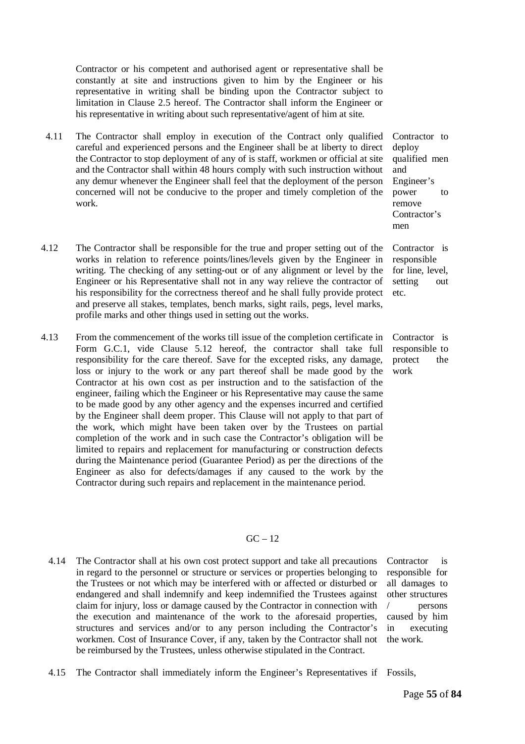Contractor or his competent and authorised agent or representative shall be constantly at site and instructions given to him by the Engineer or his representative in writing shall be binding upon the Contractor subject to limitation in Clause 2.5 hereof. The Contractor shall inform the Engineer or his representative in writing about such representative/agent of him at site.

| | | |
|---|---|---|
| 4.11 | The Contractor shall employ in execution of the Contract only qualified careful and experienced persons and the Engineer shall be at liberty to direct the Contractor to stop deployment of any of is staff, workmen or official at site and the Contractor shall within 48 hours comply with such instruction without any demur whenever the Engineer shall feel that the deployment of the person concerned will not be conducive to the proper and timely completion of the work. | Contractor to deploy qualified men and Engineer's power to remove Contractor's men |
| 4.12 | The Contractor shall be responsible for the true and proper setting out of the works in relation to reference points/lines/levels given by the Engineer in writing. The checking of any setting-out or of any alignment or level by the Engineer or his Representative shall not in any way relieve the contractor of his responsibility for the correctness thereof and he shall fully provide protect and preserve all stakes, templates, bench marks, sight rails, pegs, level marks, profile marks and other things used in setting out the works. | Contractor is responsible for line, level, setting out etc. |
| 4.13 | From the commencement of the works till issue of the completion certificate in Form G.C.1, vide Clause 5.12 hereof, the contractor shall take full responsibility for the care thereof. Save for the excepted risks, any damage, loss or injury to the work or any part thereof shall be made good by the Contractor at his own cost as per instruction and to the satisfaction of the engineer, failing which the Engineer or his Representative may cause the same to be made good by any other agency and the expenses incurred and certified by the Engineer shall deem proper. This Clause will not apply to that part of the work, which might have been taken over by the Trustees on partial completion of the work and in such case the Contractor's obligation will be limited to repairs and replacement for manufacturing or construction defects during the Maintenance period (Guarantee Period) as per the directions of the Engineer as also for defects/damages if any caused to the work by the Contractor during such repairs and replacement in the maintenance period. | Contractor is responsible to protect the work |

GC – 12

| | | |
|---|---|---|
| 4.14 | The Contractor shall at his own cost protect support and take all precautions in regard to the personnel or structure or services or properties belonging to the Trustees or not which may be interfered with or affected or disturbed or endangered and shall indemnify and keep indemnified the Trustees against claim for injury, loss or damage caused by the Contractor in connection with the execution and maintenance of the work to the aforesaid properties, structures and services and/or to any person including the Contractor's workmen. Cost of Insurance Cover, if any, taken by the Contractor shall not be reimbursed by the Trustees, unless otherwise stipulated in the Contract. | Contractor is responsible for all damages to other structures / persons caused by him in executing the work. |
| 4.15 | The Contractor shall immediately inform the Engineer's Representatives if | Fossils, |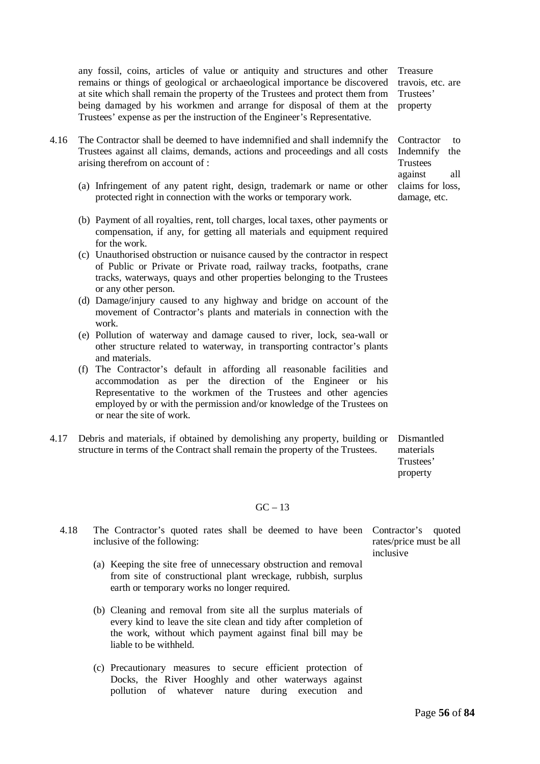any fossil, coins, articles of value or antiquity and structures and other remains or things of geological or archaeological importance be discovered at site which shall remain the property of the Trustees and protect them from being damaged by his workmen and arrange for disposal of them at the Trustees' expense as per the instruction of the Engineer's Representative.

*Treasure travois, etc. are Trustees' property*

4.16 The Contractor shall be deemed to have indemnified and shall indemnify the Trustees against all claims, demands, actions and proceedings and all costs arising therefrom on account of :

*Contractor to Indemnify the Trustees against all claims for loss, damage, etc.*

(a) Infringement of any patent right, design, trademark or name or other protected right in connection with the works or temporary work.

(b) Payment of all royalties, rent, toll charges, local taxes, other payments or compensation, if any, for getting all materials and equipment required for the work.

(c) Unauthorised obstruction or nuisance caused by the contractor in respect of Public or Private or Private road, railway tracks, footpaths, crane tracks, waterways, quays and other properties belonging to the Trustees or any other person.

(d) Damage/injury caused to any highway and bridge on account of the movement of Contractor's plants and materials in connection with the work.

(e) Pollution of waterway and damage caused to river, lock, sea-wall or other structure related to waterway, in transporting contractor's plants and materials.

(f) The Contractor's default in affording all reasonable facilities and accommodation as per the direction of the Engineer or his Representative to the workmen of the Trustees and other agencies employed by or with the permission and/or knowledge of the Trustees on or near the site of work.

4.17 Debris and materials, if obtained by demolishing any property, building or structure in terms of the Contract shall remain the property of the Trustees.

*Dismantled materials Trustees' property*

GC – 13

4.18 The Contractor's quoted rates shall be deemed to have been inclusive of the following:

*Contractor's quoted rates/price must be all inclusive*

(a) Keeping the site free of unnecessary obstruction and removal from site of constructional plant wreckage, rubbish, surplus earth or temporary works no longer required.

(b) Cleaning and removal from site all the surplus materials of every kind to leave the site clean and tidy after completion of the work, without which payment against final bill may be liable to be withheld.

(c) Precautionary measures to secure efficient protection of Docks, the River Hooghly and other waterways against pollution of whatever nature during execution and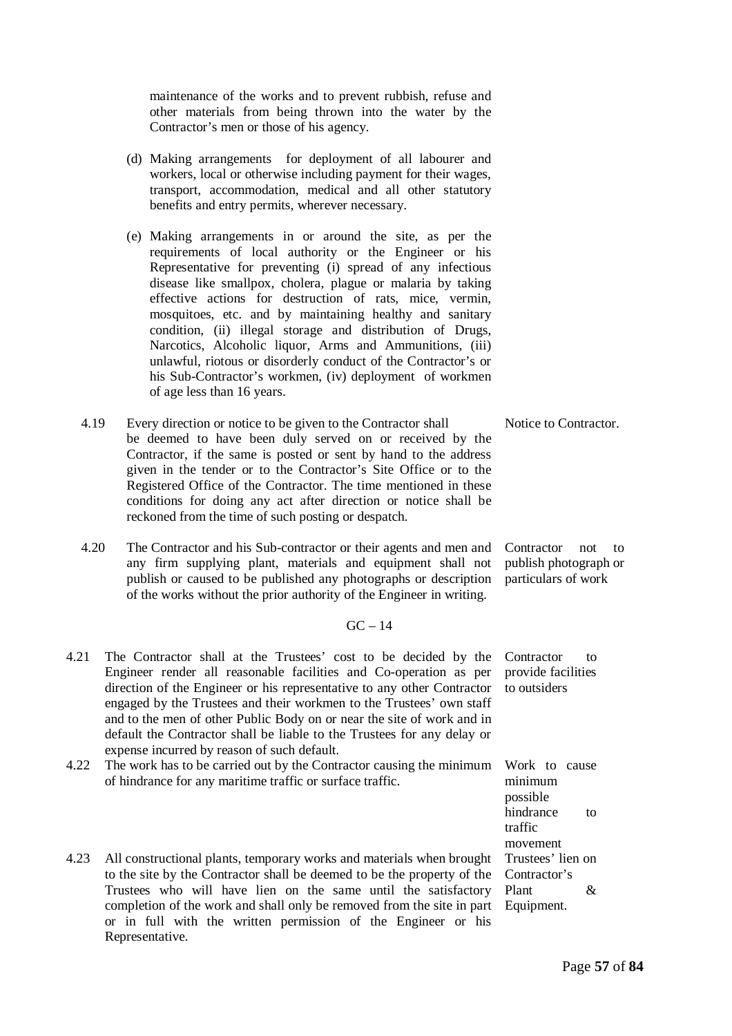maintenance of the works and to prevent rubbish, refuse and other materials from being thrown into the water by the Contractor's men or those of his agency.

(d) Making arrangements for deployment of all labourer and workers, local or otherwise including payment for their wages, transport, accommodation, medical and all other statutory benefits and entry permits, wherever necessary.

(e) Making arrangements in or around the site, as per the requirements of local authority or the Engineer or his Representative for preventing (i) spread of any infectious disease like smallpox, cholera, plague or malaria by taking effective actions for destruction of rats, mice, vermin, mosquitoes, etc. and by maintaining healthy and sanitary condition, (ii) illegal storage and distribution of Drugs, Narcotics, Alcoholic liquor, Arms and Ammunitions, (iii) unlawful, riotous or disorderly conduct of the Contractor's or his Sub-Contractor's workmen, (iv) deployment of workmen of age less than 16 years.

4.19 **Notice to Contractor.** Every direction or notice to be given to the Contractor shall be deemed to have been duly served on or received by the Contractor, if the same is posted or sent by hand to the address given in the tender or to the Contractor's Site Office or to the Registered Office of the Contractor. The time mentioned in these conditions for doing any act after direction or notice shall be reckoned from the time of such posting or despatch.

4.20 **Contractor not to publish photograph or particulars of work.** The Contractor and his Sub-contractor or their agents and men and any firm supplying plant, materials and equipment shall not publish or caused to be published any photographs or description of the works without the prior authority of the Engineer in writing.

GC – 14

4.21 **Contractor to provide facilities to outsiders.** The Contractor shall at the Trustees' cost to be decided by the Engineer render all reasonable facilities and Co-operation as per direction of the Engineer or his representative to any other Contractor engaged by the Trustees and their workmen to the Trustees' own staff and to the men of other Public Body on or near the site of work and in default the Contractor shall be liable to the Trustees for any delay or expense incurred by reason of such default.

4.22 **Work to cause minimum possible hindrance to traffic movement.** The work has to be carried out by the Contractor causing the minimum of hindrance for any maritime traffic or surface traffic.

4.23 **Trustees' lien on Contractor's Plant & Equipment.** All constructional plants, temporary works and materials when brought to the site by the Contractor shall be deemed to be the property of the Trustees who will have lien on the same until the satisfactory completion of the work and shall only be removed from the site in part or in full with the written permission of the Engineer or his Representative.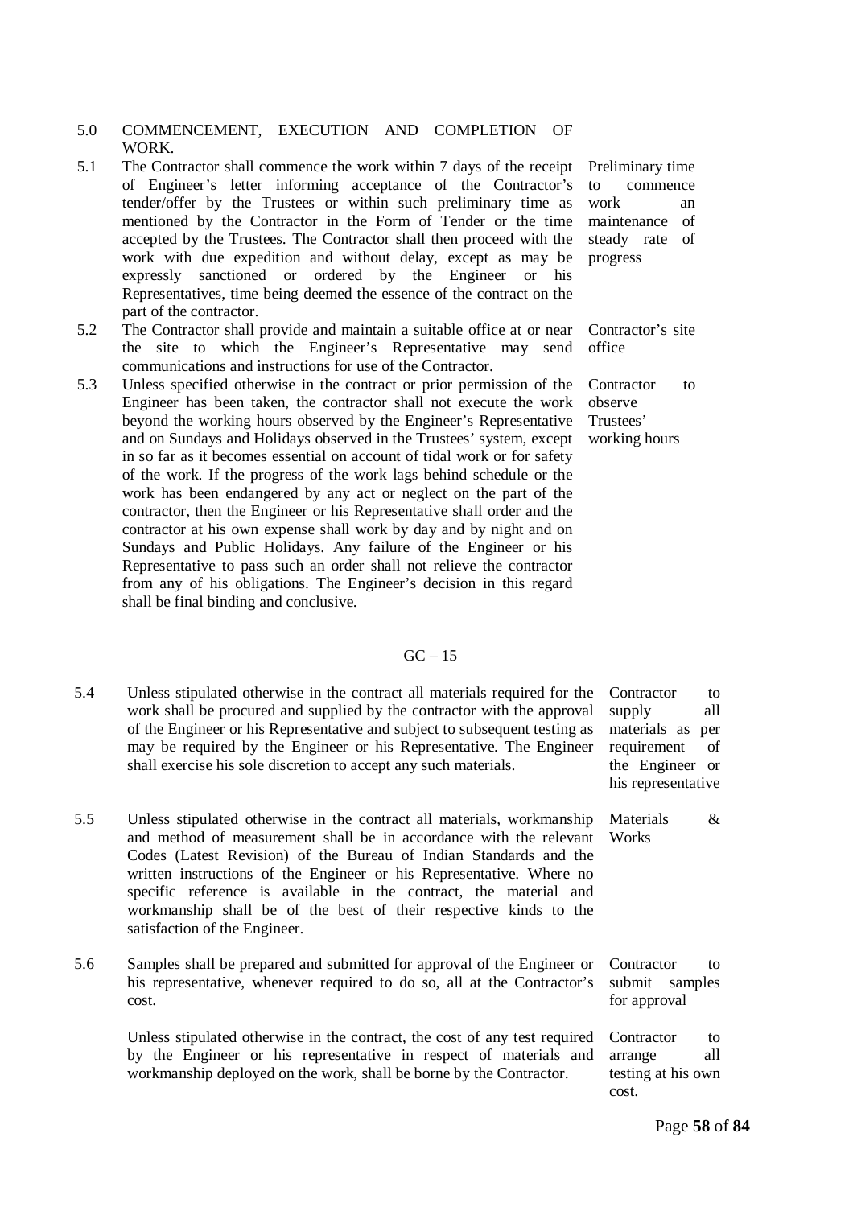## 5.0 COMMENCEMENT, EXECUTION AND COMPLETION OF WORK.

5.1 The Contractor shall commence the work within 7 days of the receipt of Engineer's letter informing acceptance of the Contractor's tender/offer by the Trustees or within such preliminary time as mentioned by the Contractor in the Form of Tender or the time accepted by the Trustees. The Contractor shall then proceed with the work with due expedition and without delay, except as may be expressly sanctioned or ordered by the Engineer or his Representatives, time being deemed the essence of the contract on the part of the contractor.

*Preliminary time to commence work an maintenance of steady rate of progress*

5.2 The Contractor shall provide and maintain a suitable office at or near the site to which the Engineer's Representative may send communications and instructions for use of the Contractor.

*Contractor's site office*

5.3 Unless specified otherwise in the contract or prior permission of the Engineer has been taken, the contractor shall not execute the work beyond the working hours observed by the Engineer's Representative and on Sundays and Holidays observed in the Trustees' system, except in so far as it becomes essential on account of tidal work or for safety of the work. If the progress of the work lags behind schedule or the work has been endangered by any act or neglect on the part of the contractor, then the Engineer or his Representative shall order and the contractor at his own expense shall work by day and by night and on Sundays and Public Holidays. Any failure of the Engineer or his Representative to pass such an order shall not relieve the contractor from any of his obligations. The Engineer's decision in this regard shall be final binding and conclusive.

*Contractor to observe Trustees' working hours*

GC – 15

5.4 Unless stipulated otherwise in the contract all materials required for the work shall be procured and supplied by the contractor with the approval of the Engineer or his Representative and subject to subsequent testing as may be required by the Engineer or his Representative. The Engineer shall exercise his sole discretion to accept any such materials.

*Contractor to supply all materials as per requirement of the Engineer or his representative*

5.5 Unless stipulated otherwise in the contract all materials, workmanship and method of measurement shall be in accordance with the relevant Codes (Latest Revision) of the Bureau of Indian Standards and the written instructions of the Engineer or his Representative. Where no specific reference is available in the contract, the material and workmanship shall be of the best of their respective kinds to the satisfaction of the Engineer.

*Materials & Works*

5.6 Samples shall be prepared and submitted for approval of the Engineer or his representative, whenever required to do so, all at the Contractor's cost.

*Contractor to submit samples for approval*

Unless stipulated otherwise in the contract, the cost of any test required by the Engineer or his representative in respect of materials and workmanship deployed on the work, shall be borne by the Contractor.

*Contractor to arrange all testing at his own cost.*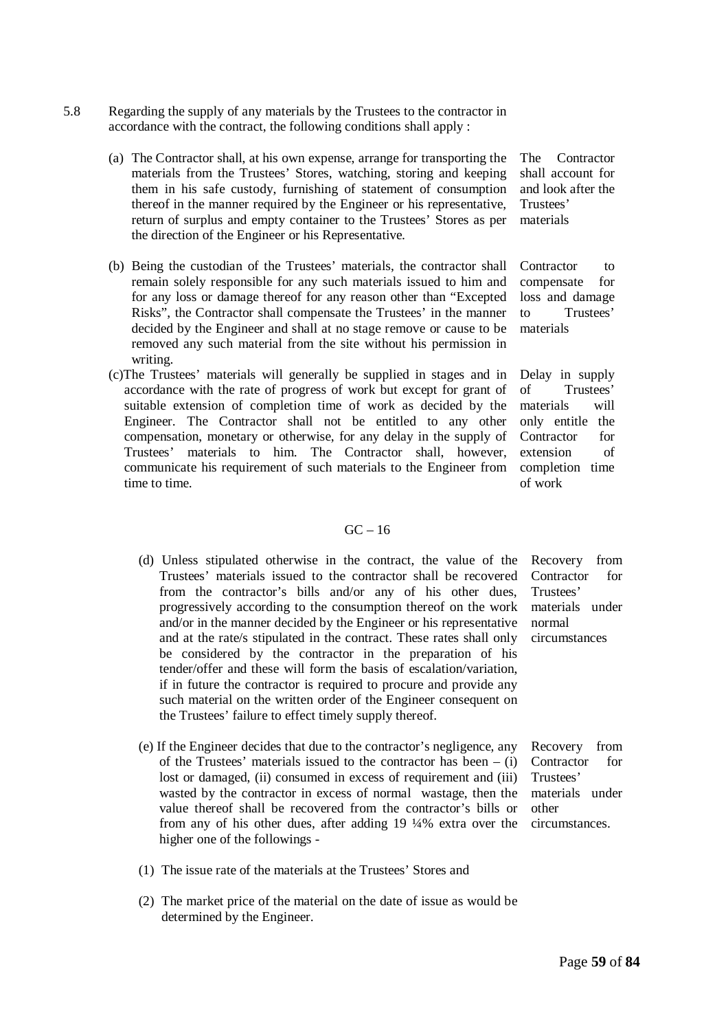5.8 Regarding the supply of any materials by the Trustees to the contractor in accordance with the contract, the following conditions shall apply :

(a) The Contractor shall, at his own expense, arrange for transporting the materials from the Trustees' Stores, watching, storing and keeping them in his safe custody, furnishing of statement of consumption thereof in the manner required by the Engineer or his representative, return of surplus and empty container to the Trustees' Stores as per the direction of the Engineer or his Representative.

*The Contractor shall account for and look after the Trustees' materials*

(b) Being the custodian of the Trustees' materials, the contractor shall remain solely responsible for any such materials issued to him and for any loss or damage thereof for any reason other than "Excepted Risks", the Contractor shall compensate the Trustees' in the manner decided by the Engineer and shall at no stage remove or cause to be removed any such material from the site without his permission in writing.

*Contractor to compensate for loss and damage to Trustees' materials*

(c) The Trustees' materials will generally be supplied in stages and in accordance with the rate of progress of work but except for grant of suitable extension of completion time of work as decided by the Engineer. The Contractor shall not be entitled to any other compensation, monetary or otherwise, for any delay in the supply of Trustees' materials to him. The Contractor shall, however, communicate his requirement of such materials to the Engineer from time to time.

*Delay in supply of Trustees' materials will only entitle the Contractor for extension of completion time of work*

GC – 16

(d) Unless stipulated otherwise in the contract, the value of the Trustees' materials issued to the contractor shall be recovered from the contractor's bills and/or any of his other dues, progressively according to the consumption thereof on the work and/or in the manner decided by the Engineer or his representative and at the rate/s stipulated in the contract. These rates shall only be considered by the contractor in the preparation of his tender/offer and these will form the basis of escalation/variation, if in future the contractor is required to procure and provide any such material on the written order of the Engineer consequent on the Trustees' failure to effect timely supply thereof.

*Recovery from Contractor for Trustees' materials under normal circumstances*

(e) If the Engineer decides that due to the contractor's negligence, any of the Trustees' materials issued to the contractor has been – (i) lost or damaged, (ii) consumed in excess of requirement and (iii) wasted by the contractor in excess of normal wastage, then the value thereof shall be recovered from the contractor's bills or from any of his other dues, after adding 19 ¼% extra over the higher one of the followings -

*Recovery from Contractor for Trustees' materials under other circumstances.*

(1) The issue rate of the materials at the Trustees' Stores and

(2) The market price of the material on the date of issue as would be determined by the Engineer.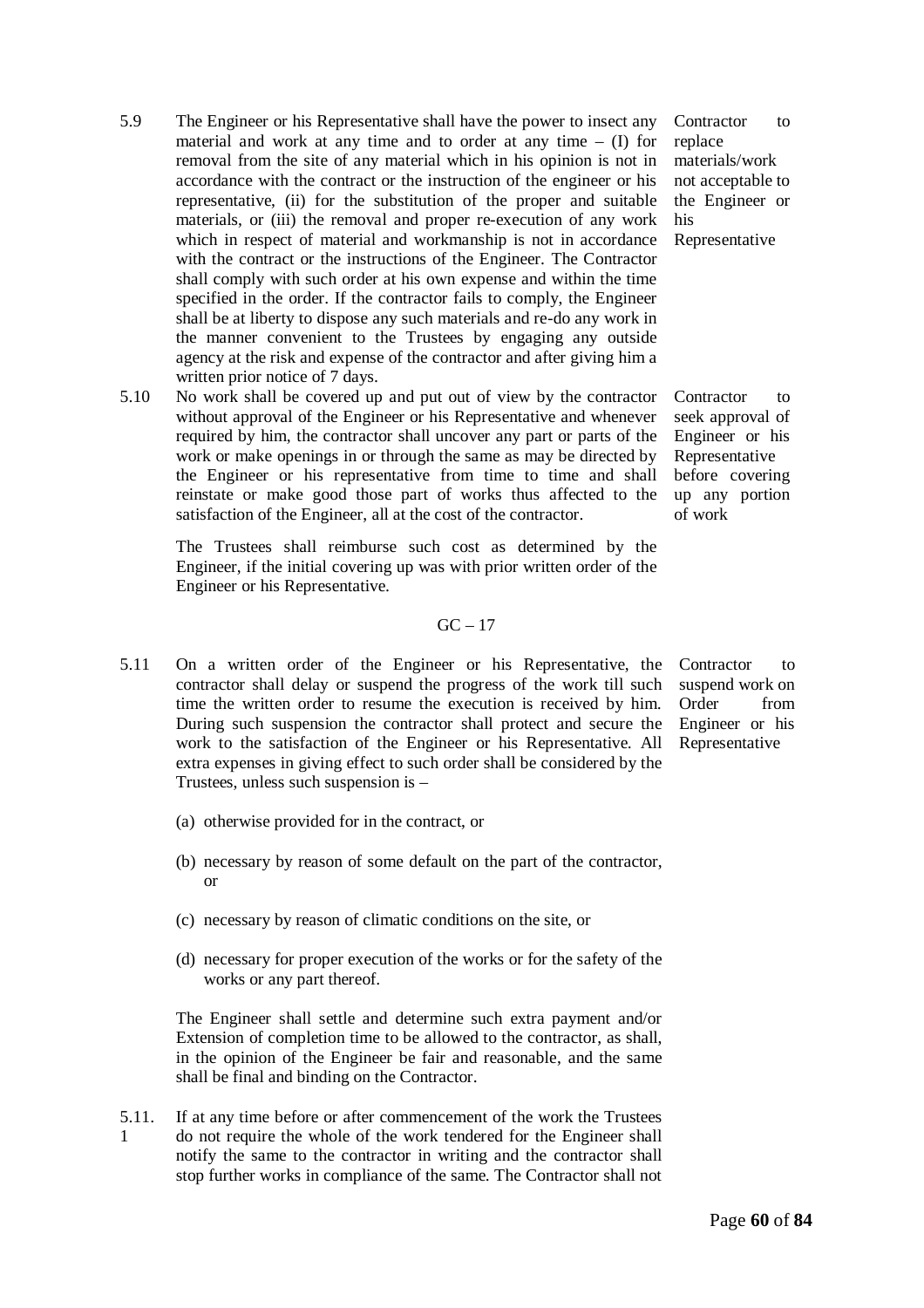5.9 The Engineer or his Representative shall have the power to insect any material and work at any time and to order at any time – (I) for removal from the site of any material which in his opinion is not in accordance with the contract or the instruction of the engineer or his representative, (ii) for the substitution of the proper and suitable materials, or (iii) the removal and proper re-execution of any work which in respect of material and workmanship is not in accordance with the contract or the instructions of the Engineer. The Contractor shall comply with such order at his own expense and within the time specified in the order. If the contractor fails to comply, the Engineer shall be at liberty to dispose any such materials and re-do any work in the manner convenient to the Trustees by engaging any outside agency at the risk and expense of the contractor and after giving him a written prior notice of 7 days.

*Contractor to replace materials/work not acceptable to the Engineer or his Representative*

5.10 No work shall be covered up and put out of view by the contractor without approval of the Engineer or his Representative and whenever required by him, the contractor shall uncover any part or parts of the work or make openings in or through the same as may be directed by the Engineer or his representative from time to time and shall reinstate or make good those part of works thus affected to the satisfaction of the Engineer, all at the cost of the contractor.

*Contractor to seek approval of Engineer or his Representative before covering up any portion of work*

The Trustees shall reimburse such cost as determined by the Engineer, if the initial covering up was with prior written order of the Engineer or his Representative.

GC – 17

5.11 On a written order of the Engineer or his Representative, the contractor shall delay or suspend the progress of the work till such time the written order to resume the execution is received by him. During such suspension the contractor shall protect and secure the work to the satisfaction of the Engineer or his Representative. All extra expenses in giving effect to such order shall be considered by the Trustees, unless such suspension is –

*Contractor to suspend work on Order from Engineer or his Representative*

(a) otherwise provided for in the contract, or

(b) necessary by reason of some default on the part of the contractor, or

(c) necessary by reason of climatic conditions on the site, or

(d) necessary for proper execution of the works or for the safety of the works or any part thereof.

The Engineer shall settle and determine such extra payment and/or Extension of completion time to be allowed to the contractor, as shall, in the opinion of the Engineer be fair and reasonable, and the same shall be final and binding on the Contractor.

5.11.1 If at any time before or after commencement of the work the Trustees do not require the whole of the work tendered for the Engineer shall notify the same to the contractor in writing and the contractor shall stop further works in compliance of the same. The Contractor shall not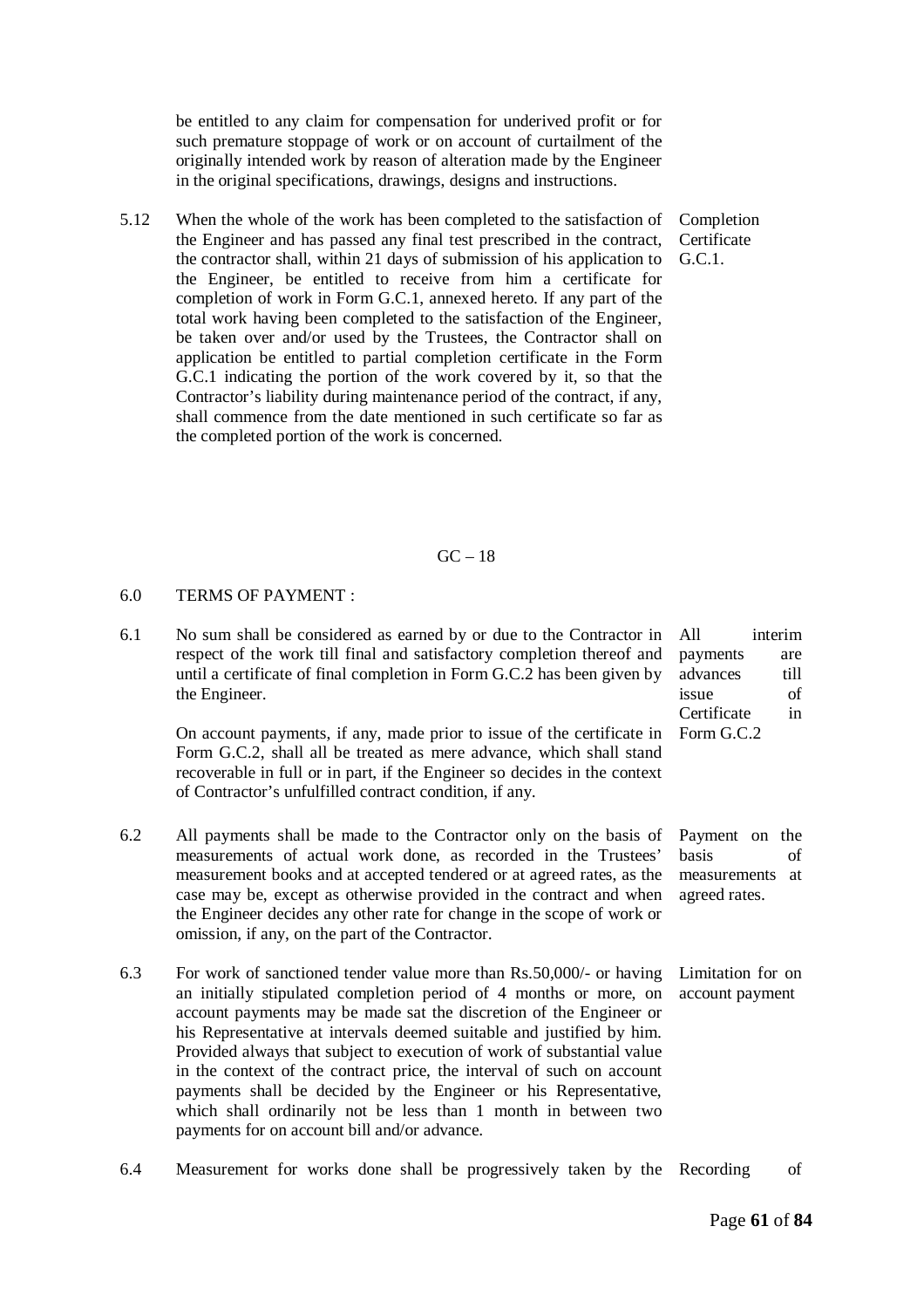be entitled to any claim for compensation for underived profit or for such premature stoppage of work or on account of curtailment of the originally intended work by reason of alteration made by the Engineer in the original specifications, drawings, designs and instructions.

5.12 When the whole of the work has been completed to the satisfaction of the Engineer and has passed any final test prescribed in the contract, the contractor shall, within 21 days of submission of his application to the Engineer, be entitled to receive from him a certificate for completion of work in Form G.C.1, annexed hereto. If any part of the total work having been completed to the satisfaction of the Engineer, be taken over and/or used by the Trustees, the Contractor shall on application be entitled to partial completion certificate in the Form G.C.1 indicating the portion of the work covered by it, so that the Contractor's liability during maintenance period of the contract, if any, shall commence from the date mentioned in such certificate so far as the completed portion of the work is concerned. *(Completion Certificate G.C.1.)*

GC – 18

## 6.0 TERMS OF PAYMENT :

6.1 No sum shall be considered as earned by or due to the Contractor in respect of the work till final and satisfactory completion thereof and until a certificate of final completion in Form G.C.2 has been given by the Engineer. *(All interim payments are advances till issue of Certificate in Form G.C.2)*

On account payments, if any, made prior to issue of the certificate in Form G.C.2, shall all be treated as mere advance, which shall stand recoverable in full or in part, if the Engineer so decides in the context of Contractor's unfulfilled contract condition, if any.

6.2 All payments shall be made to the Contractor only on the basis of measurements of actual work done, as recorded in the Trustees' measurement books and at accepted tendered or at agreed rates, as the case may be, except as otherwise provided in the contract and when the Engineer decides any other rate for change in the scope of work or omission, if any, on the part of the Contractor. *(Payment on the basis of measurements at agreed rates.)*

6.3 For work of sanctioned tender value more than Rs.50,000/- or having an initially stipulated completion period of 4 months or more, on account payments may be made sat the discretion of the Engineer or his Representative at intervals deemed suitable and justified by him. Provided always that subject to execution of work of substantial value in the context of the contract price, the interval of such on account payments shall be decided by the Engineer or his Representative, which shall ordinarily not be less than 1 month in between two payments for on account bill and/or advance. *(Limitation for on account payment)*

6.4 Measurement for works done shall be progressively taken by the *(Recording of)*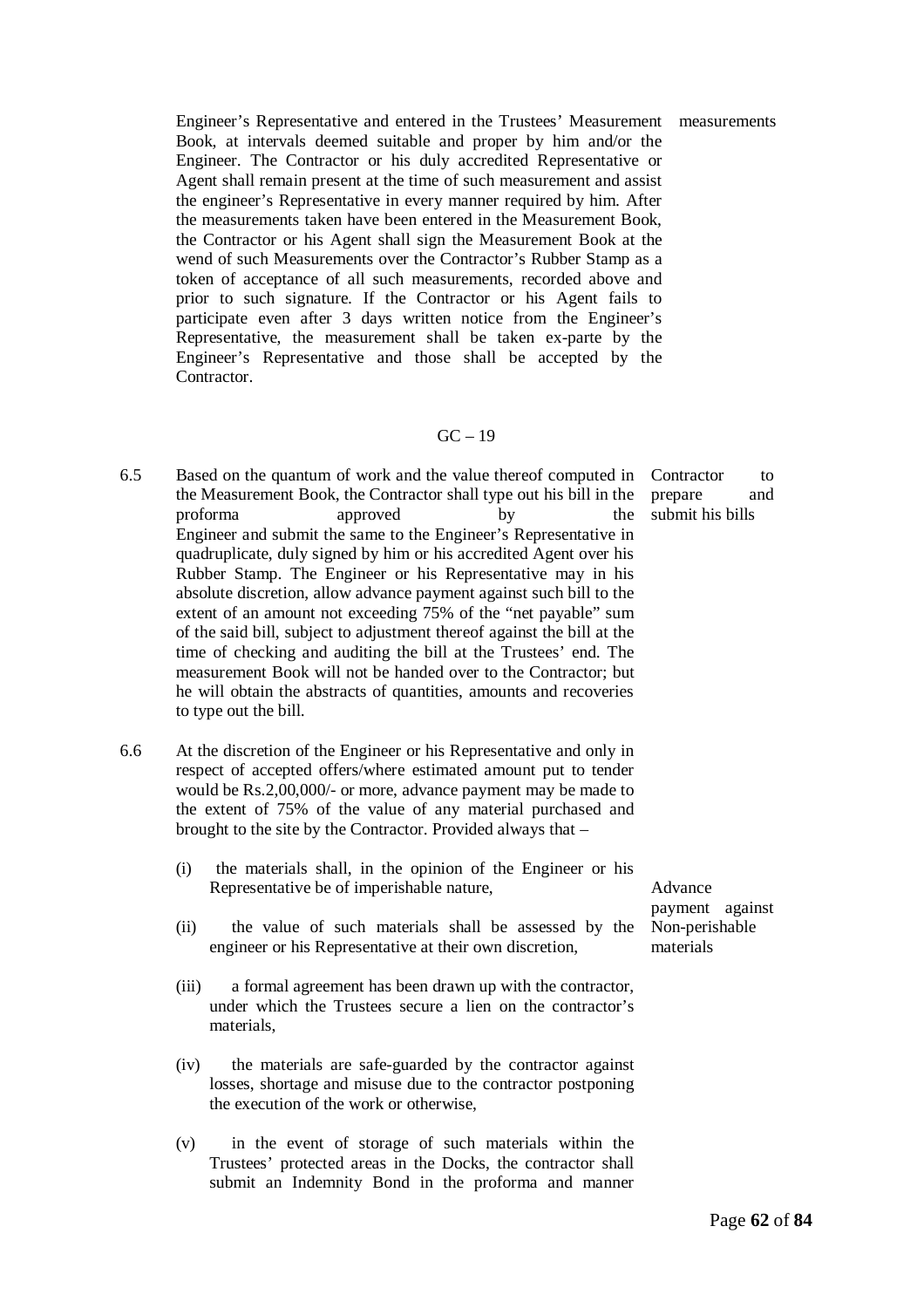Engineer's Representative and entered in the Trustees' Measurement Book, at intervals deemed suitable and proper by him and/or the Engineer. The Contractor or his duly accredited Representative or Agent shall remain present at the time of such measurement and assist the engineer's Representative in every manner required by him. After the measurements taken have been entered in the Measurement Book, the Contractor or his Agent shall sign the Measurement Book at the wend of such Measurements over the Contractor's Rubber Stamp as a token of acceptance of all such measurements, recorded above and prior to such signature. If the Contractor or his Agent fails to participate even after 3 days written notice from the Engineer's Representative, the measurement shall be taken ex-parte by the Engineer's Representative and those shall be accepted by the Contractor. *measurements*

GC – 19

6.5 Based on the quantum of work and the value thereof computed in the Measurement Book, the Contractor shall type out his bill in the proforma approved by the Engineer and submit the same to the Engineer's Representative in quadruplicate, duly signed by him or his accredited Agent over his Rubber Stamp. The Engineer or his Representative may in his absolute discretion, allow advance payment against such bill to the extent of an amount not exceeding 75% of the "net payable" sum of the said bill, subject to adjustment thereof against the bill at the time of checking and auditing the bill at the Trustees' end. The measurement Book will not be handed over to the Contractor; but he will obtain the abstracts of quantities, amounts and recoveries to type out the bill. *Contractor to prepare and submit his bills*

6.6 At the discretion of the Engineer or his Representative and only in respect of accepted offers/where estimated amount put to tender would be Rs.2,00,000/- or more, advance payment may be made to the extent of 75% of the value of any material purchased and brought to the site by the Contractor. Provided always that – *Advance payment against Non-perishable materials*

(i) the materials shall, in the opinion of the Engineer or his Representative be of imperishable nature,

(ii) the value of such materials shall be assessed by the engineer or his Representative at their own discretion,

(iii) a formal agreement has been drawn up with the contractor, under which the Trustees secure a lien on the contractor's materials,

(iv) the materials are safe-guarded by the contractor against losses, shortage and misuse due to the contractor postponing the execution of the work or otherwise,

(v) in the event of storage of such materials within the Trustees' protected areas in the Docks, the contractor shall submit an Indemnity Bond in the proforma and manner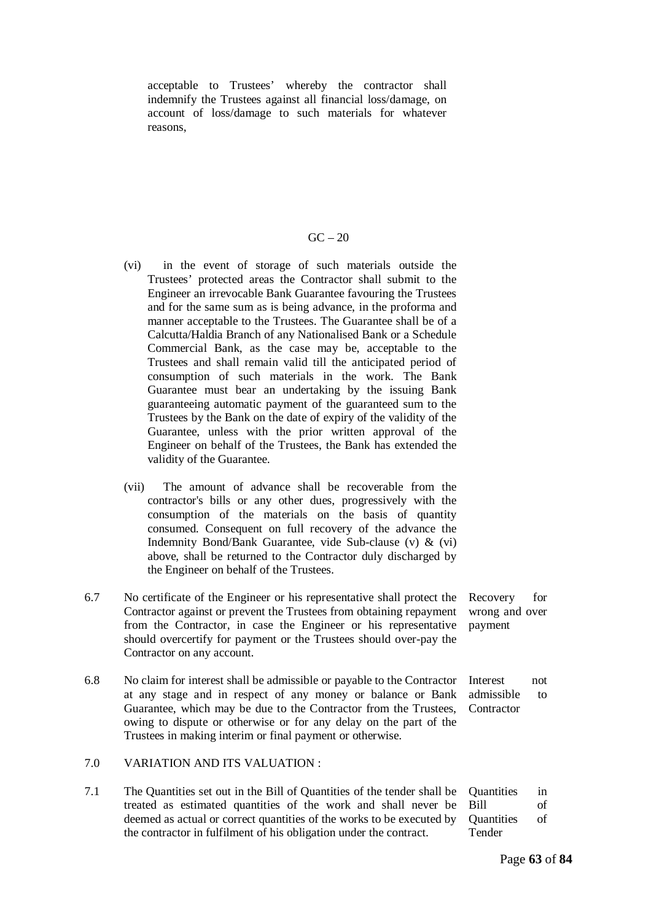acceptable to Trustees' whereby the contractor shall indemnify the Trustees against all financial loss/damage, on account of loss/damage to such materials for whatever reasons,

GC – 20

(vi) in the event of storage of such materials outside the Trustees' protected areas the Contractor shall submit to the Engineer an irrevocable Bank Guarantee favouring the Trustees and for the same sum as is being advance, in the proforma and manner acceptable to the Trustees. The Guarantee shall be of a Calcutta/Haldia Branch of any Nationalised Bank or a Schedule Commercial Bank, as the case may be, acceptable to the Trustees and shall remain valid till the anticipated period of consumption of such materials in the work. The Bank Guarantee must bear an undertaking by the issuing Bank guaranteeing automatic payment of the guaranteed sum to the Trustees by the Bank on the date of expiry of the validity of the Guarantee, unless with the prior written approval of the Engineer on behalf of the Trustees, the Bank has extended the validity of the Guarantee.

(vii) The amount of advance shall be recoverable from the contractor's bills or any other dues, progressively with the consumption of the materials on the basis of quantity consumed. Consequent on full recovery of the advance the Indemnity Bond/Bank Guarantee, vide Sub-clause (v) & (vi) above, shall be returned to the Contractor duly discharged by the Engineer on behalf of the Trustees.

6.7 No certificate of the Engineer or his representative shall protect the Contractor against or prevent the Trustees from obtaining repayment from the Contractor, in case the Engineer or his representative should overcertify for payment or the Trustees should over-pay the Contractor on any account. *Recovery for wrong and over payment*

6.8 No claim for interest shall be admissible or payable to the Contractor at any stage and in respect of any money or balance or Bank Guarantee, which may be due to the Contractor from the Trustees, owing to dispute or otherwise or for any delay on the part of the Trustees in making interim or final payment or otherwise. *Interest not admissible to Contractor*

7.0 VARIATION AND ITS VALUATION :

7.1 The Quantities set out in the Bill of Quantities of the tender shall be treated as estimated quantities of the work and shall never be deemed as actual or correct quantities of the works to be executed by the contractor in fulfilment of his obligation under the contract. *Quantities in Bill of Quantities of Tender*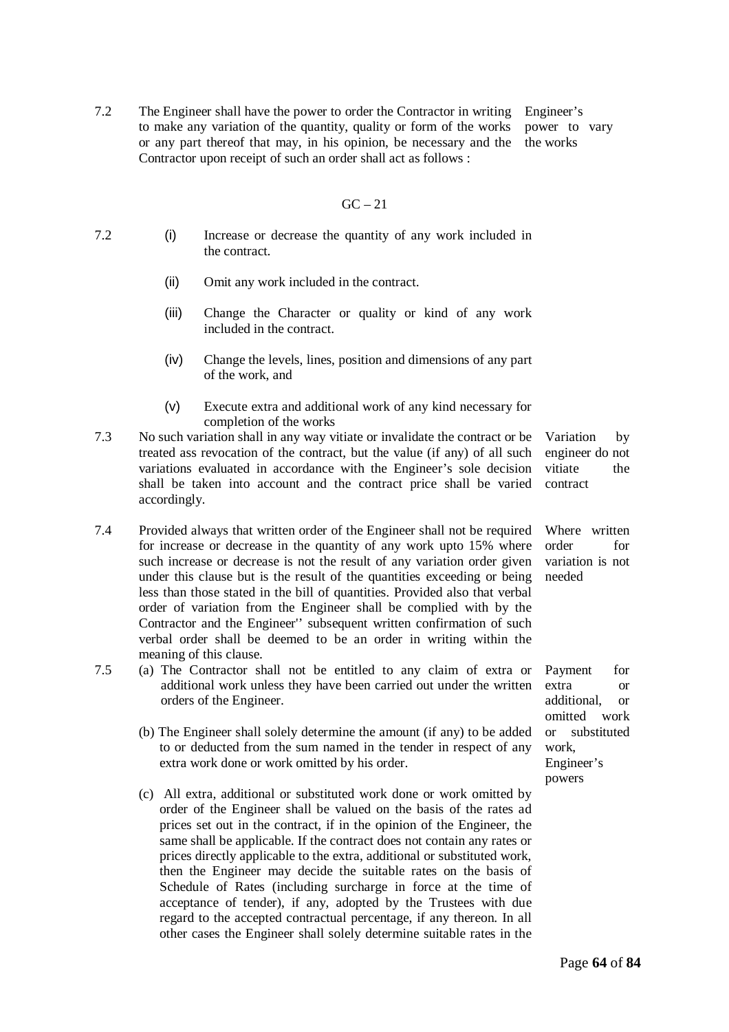7.2 The Engineer shall have the power to order the Contractor in writing to make any variation of the quantity, quality or form of the works or any part thereof that may, in his opinion, be necessary and the Contractor upon receipt of such an order shall act as follows :

*Engineer's power to vary the works*

GC – 21

7.2

(i) Increase or decrease the quantity of any work included in the contract.

(ii) Omit any work included in the contract.

(iii) Change the Character or quality or kind of any work included in the contract.

(iv) Change the levels, lines, position and dimensions of any part of the work, and

(v) Execute extra and additional work of any kind necessary for completion of the works

7.3 No such variation shall in any way vitiate or invalidate the contract or be treated ass revocation of the contract, but the value (if any) of all such variations evaluated in accordance with the Engineer's sole decision shall be taken into account and the contract price shall be varied accordingly.

*Variation by engineer do not vitiate the contract*

7.4 Provided always that written order of the Engineer shall not be required for increase or decrease in the quantity of any work upto 15% where such increase or decrease is not the result of any variation order given under this clause but is the result of the quantities exceeding or being less than those stated in the bill of quantities. Provided also that verbal order of variation from the Engineer shall be complied with by the Contractor and the Engineer'' subsequent written confirmation of such verbal order shall be deemed to be an order in writing within the meaning of this clause.

*Where written order for variation is not needed*

7.5 (a) The Contractor shall not be entitled to any claim of extra or additional work unless they have been carried out under the written orders of the Engineer.

*Payment for extra or additional, or omitted work or substituted work, Engineer's powers*

(b) The Engineer shall solely determine the amount (if any) to be added to or deducted from the sum named in the tender in respect of any extra work done or work omitted by his order.

(c) All extra, additional or substituted work done or work omitted by order of the Engineer shall be valued on the basis of the rates ad prices set out in the contract, if in the opinion of the Engineer, the same shall be applicable. If the contract does not contain any rates or prices directly applicable to the extra, additional or substituted work, then the Engineer may decide the suitable rates on the basis of Schedule of Rates (including surcharge in force at the time of acceptance of tender), if any, adopted by the Trustees with due regard to the accepted contractual percentage, if any thereon. In all other cases the Engineer shall solely determine suitable rates in the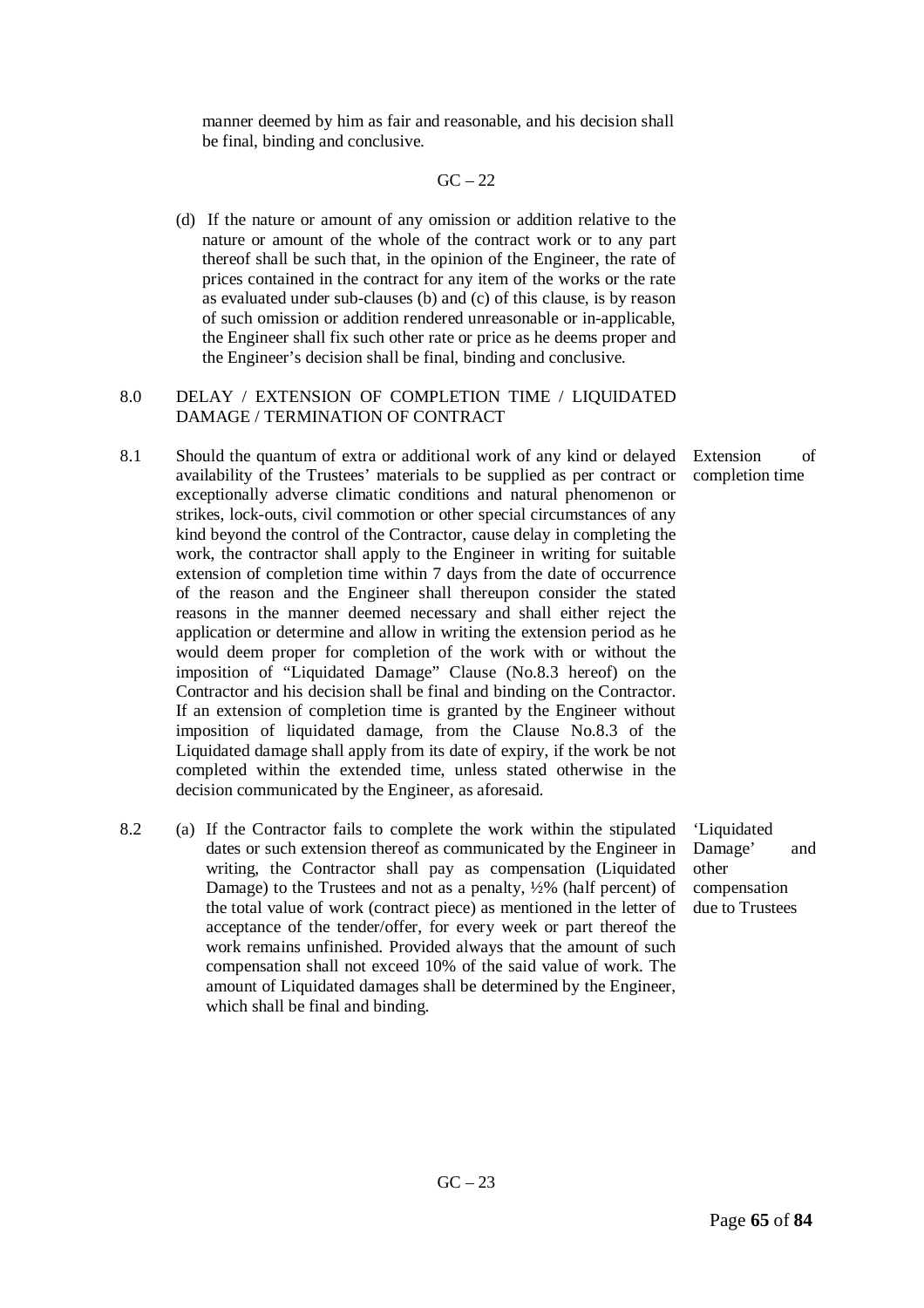manner deemed by him as fair and reasonable, and his decision shall be final, binding and conclusive.

GC – 22

(d) If the nature or amount of any omission or addition relative to the nature or amount of the whole of the contract work or to any part thereof shall be such that, in the opinion of the Engineer, the rate of prices contained in the contract for any item of the works or the rate as evaluated under sub-clauses (b) and (c) of this clause, is by reason of such omission or addition rendered unreasonable or in-applicable, the Engineer shall fix such other rate or price as he deems proper and the Engineer's decision shall be final, binding and conclusive.

## 8.0 DELAY / EXTENSION OF COMPLETION TIME / LIQUIDATED DAMAGE / TERMINATION OF CONTRACT

**Extension of completion time**

8.1 Should the quantum of extra or additional work of any kind or delayed availability of the Trustees' materials to be supplied as per contract or exceptionally adverse climatic conditions and natural phenomenon or strikes, lock-outs, civil commotion or other special circumstances of any kind beyond the control of the Contractor, cause delay in completing the work, the contractor shall apply to the Engineer in writing for suitable extension of completion time within 7 days from the date of occurrence of the reason and the Engineer shall thereupon consider the stated reasons in the manner deemed necessary and shall either reject the application or determine and allow in writing the extension period as he would deem proper for completion of the work with or without the imposition of "Liquidated Damage" Clause (No.8.3 hereof) on the Contractor and his decision shall be final and binding on the Contractor. If an extension of completion time is granted by the Engineer without imposition of liquidated damage, from the Clause No.8.3 of the Liquidated damage shall apply from its date of expiry, if the work be not completed within the extended time, unless stated otherwise in the decision communicated by the Engineer, as aforesaid.

**'Liquidated Damage' and other compensation due to Trustees**

8.2 (a) If the Contractor fails to complete the work within the stipulated dates or such extension thereof as communicated by the Engineer in writing, the Contractor shall pay as compensation (Liquidated Damage) to the Trustees and not as a penalty, ½% (half percent) of the total value of work (contract piece) as mentioned in the letter of acceptance of the tender/offer, for every week or part thereof the work remains unfinished. Provided always that the amount of such compensation shall not exceed 10% of the said value of work. The amount of Liquidated damages shall be determined by the Engineer, which shall be final and binding.

GC – 23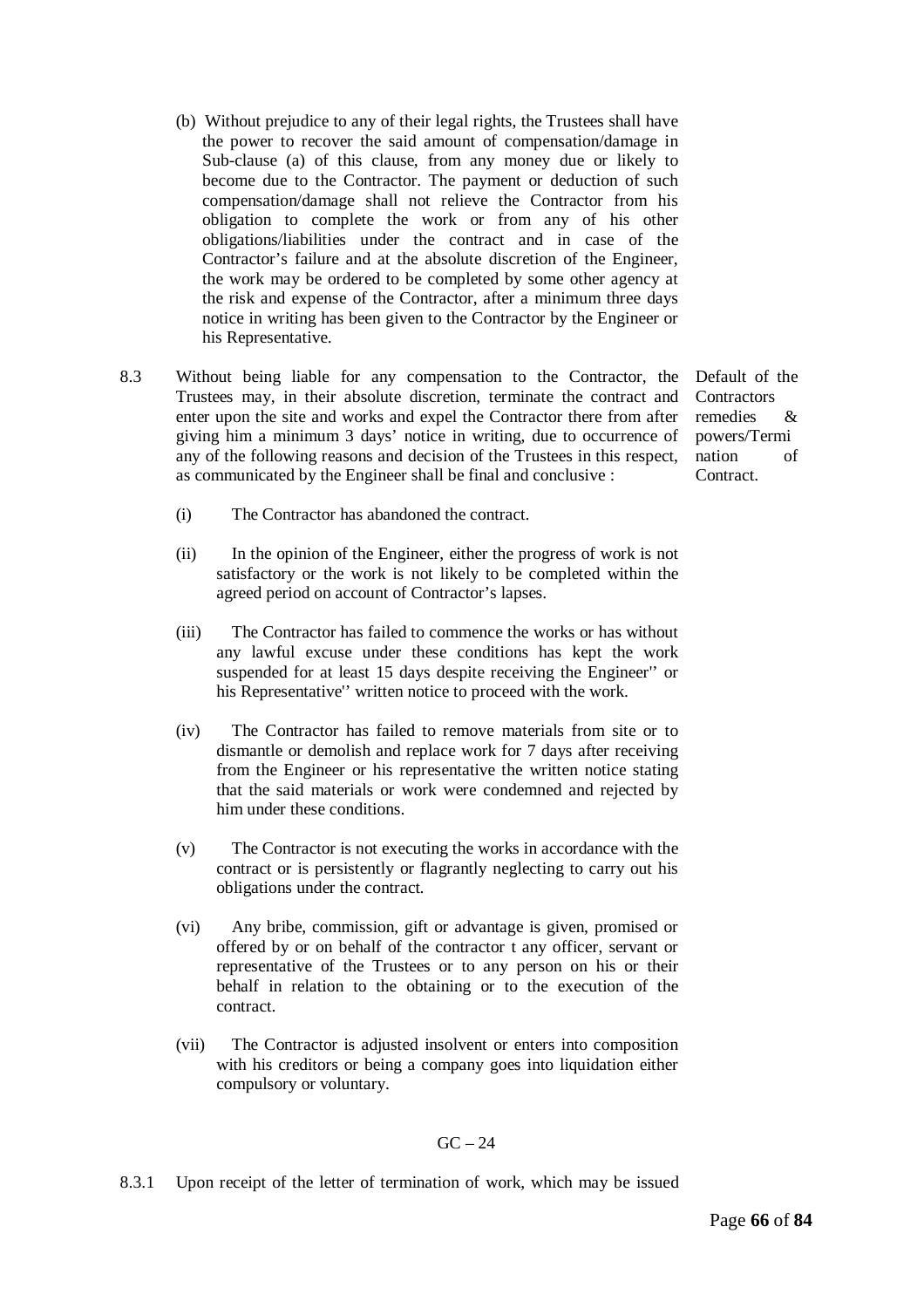(b) Without prejudice to any of their legal rights, the Trustees shall have the power to recover the said amount of compensation/damage in Sub-clause (a) of this clause, from any money due or likely to become due to the Contractor. The payment or deduction of such compensation/damage shall not relieve the Contractor from his obligation to complete the work or from any of his other obligations/liabilities under the contract and in case of the Contractor's failure and at the absolute discretion of the Engineer, the work may be ordered to be completed by some other agency at the risk and expense of the Contractor, after a minimum three days notice in writing has been given to the Contractor by the Engineer or his Representative.

**Default of the Contractors remedies & powers/Termination of Contract.**

8.3 Without being liable for any compensation to the Contractor, the Trustees may, in their absolute discretion, terminate the contract and enter upon the site and works and expel the Contractor there from after giving him a minimum 3 days' notice in writing, due to occurrence of any of the following reasons and decision of the Trustees in this respect, as communicated by the Engineer shall be final and conclusive :

(i) The Contractor has abandoned the contract.

(ii) In the opinion of the Engineer, either the progress of work is not satisfactory or the work is not likely to be completed within the agreed period on account of Contractor's lapses.

(iii) The Contractor has failed to commence the works or has without any lawful excuse under these conditions has kept the work suspended for at least 15 days despite receiving the Engineer'' or his Representative'' written notice to proceed with the work.

(iv) The Contractor has failed to remove materials from site or to dismantle or demolish and replace work for 7 days after receiving from the Engineer or his representative the written notice stating that the said materials or work were condemned and rejected by him under these conditions.

(v) The Contractor is not executing the works in accordance with the contract or is persistently or flagrantly neglecting to carry out his obligations under the contract.

(vi) Any bribe, commission, gift or advantage is given, promised or offered by or on behalf of the contractor t any officer, servant or representative of the Trustees or to any person on his or their behalf in relation to the obtaining or to the execution of the contract.

(vii) The Contractor is adjusted insolvent or enters into composition with his creditors or being a company goes into liquidation either compulsory or voluntary.

GC – 24

8.3.1 Upon receipt of the letter of termination of work, which may be issued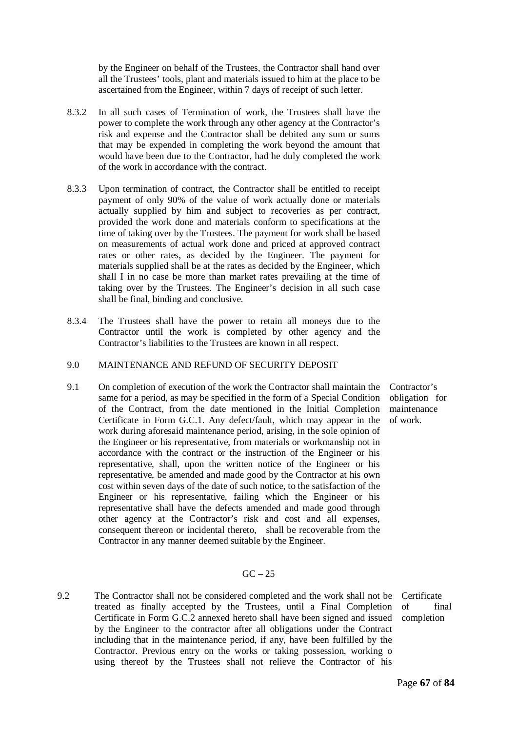by the Engineer on behalf of the Trustees, the Contractor shall hand over all the Trustees' tools, plant and materials issued to him at the place to be ascertained from the Engineer, within 7 days of receipt of such letter.

8.3.2 In all such cases of Termination of work, the Trustees shall have the power to complete the work through any other agency at the Contractor's risk and expense and the Contractor shall be debited any sum or sums that may be expended in completing the work beyond the amount that would have been due to the Contractor, had he duly completed the work of the work in accordance with the contract.

8.3.3 Upon termination of contract, the Contractor shall be entitled to receipt payment of only 90% of the value of work actually done or materials actually supplied by him and subject to recoveries as per contract, provided the work done and materials conform to specifications at the time of taking over by the Trustees. The payment for work shall be based on measurements of actual work done and priced at approved contract rates or other rates, as decided by the Engineer. The payment for materials supplied shall be at the rates as decided by the Engineer, which shall I in no case be more than market rates prevailing at the time of taking over by the Trustees. The Engineer's decision in all such case shall be final, binding and conclusive.

8.3.4 The Trustees shall have the power to retain all moneys due to the Contractor until the work is completed by other agency and the Contractor's liabilities to the Trustees are known in all respect.

9.0 MAINTENANCE AND REFUND OF SECURITY DEPOSIT

9.1 *Contractor's obligation for maintenance of work.*

On completion of execution of the work the Contractor shall maintain the same for a period, as may be specified in the form of a Special Condition of the Contract, from the date mentioned in the Initial Completion Certificate in Form G.C.1. Any defect/fault, which may appear in the work during aforesaid maintenance period, arising, in the sole opinion of the Engineer or his representative, from materials or workmanship not in accordance with the contract or the instruction of the Engineer or his representative, shall, upon the written notice of the Engineer or his representative, be amended and made good by the Contractor at his own cost within seven days of the date of such notice, to the satisfaction of the Engineer or his representative, failing which the Engineer or his representative shall have the defects amended and made good through other agency at the Contractor's risk and cost and all expenses, consequent thereon or incidental thereto, shall be recoverable from the Contractor in any manner deemed suitable by the Engineer.

GC – 25

9.2 *Certificate of final completion*

The Contractor shall not be considered completed and the work shall not be treated as finally accepted by the Trustees, until a Final Completion Certificate in Form G.C.2 annexed hereto shall have been signed and issued by the Engineer to the contractor after all obligations under the Contract including that in the maintenance period, if any, have been fulfilled by the Contractor. Previous entry on the works or taking possession, working o using thereof by the Trustees shall not relieve the Contractor of his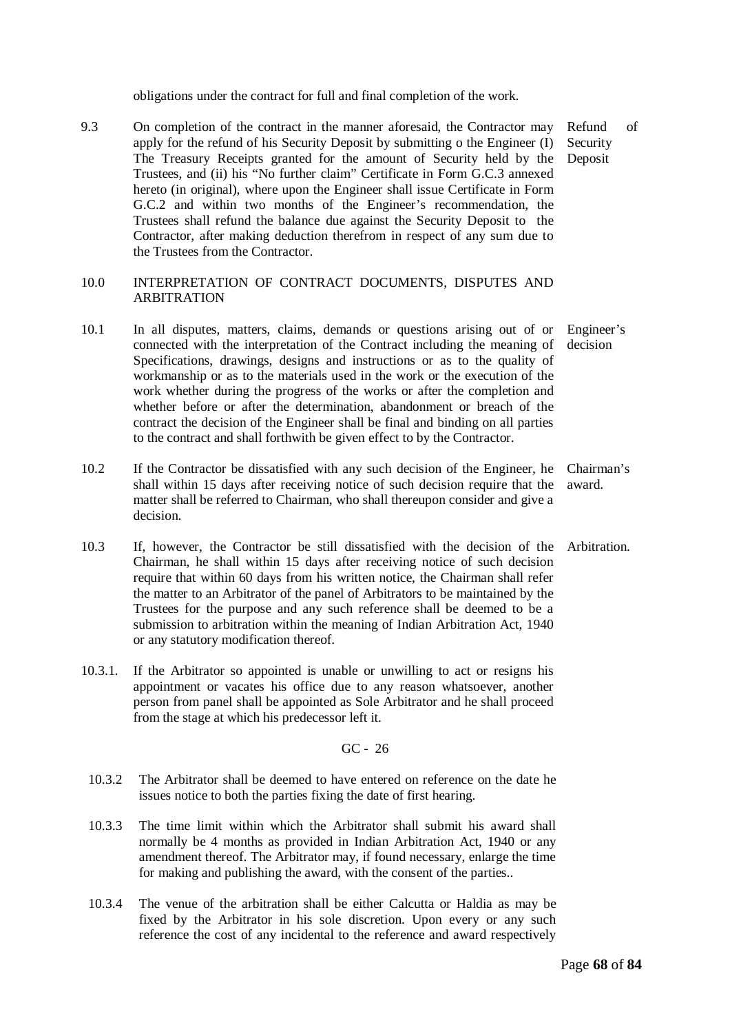obligations under the contract for full and final completion of the work.

9.3 On completion of the contract in the manner aforesaid, the Contractor may apply for the refund of his Security Deposit by submitting o the Engineer (I) The Treasury Receipts granted for the amount of Security held by the Trustees, and (ii) his "No further claim" Certificate in Form G.C.3 annexed hereto (in original), where upon the Engineer shall issue Certificate in Form G.C.2 and within two months of the Engineer's recommendation, the Trustees shall refund the balance due against the Security Deposit to the Contractor, after making deduction therefrom in respect of any sum due to the Trustees from the Contractor. *Refund of Security Deposit*

## 10.0 INTERPRETATION OF CONTRACT DOCUMENTS, DISPUTES AND ARBITRATION

10.1 In all disputes, matters, claims, demands or questions arising out of or connected with the interpretation of the Contract including the meaning of Specifications, drawings, designs and instructions or as to the quality of workmanship or as to the materials used in the work or the execution of the work whether during the progress of the works or after the completion and whether before or after the determination, abandonment or breach of the contract the decision of the Engineer shall be final and binding on all parties to the contract and shall forthwith be given effect to by the Contractor. *Engineer's decision*

10.2 If the Contractor be dissatisfied with any such decision of the Engineer, he shall within 15 days after receiving notice of such decision require that the matter shall be referred to Chairman, who shall thereupon consider and give a decision. *Chairman's award.*

10.3 If, however, the Contractor be still dissatisfied with the decision of the Chairman, he shall within 15 days after receiving notice of such decision require that within 60 days from his written notice, the Chairman shall refer the matter to an Arbitrator of the panel of Arbitrators to be maintained by the Trustees for the purpose and any such reference shall be deemed to be a submission to arbitration within the meaning of Indian Arbitration Act, 1940 or any statutory modification thereof. *Arbitration.*

10.3.1. If the Arbitrator so appointed is unable or unwilling to act or resigns his appointment or vacates his office due to any reason whatsoever, another person from panel shall be appointed as Sole Arbitrator and he shall proceed from the stage at which his predecessor left it.

GC - 26

10.3.2 The Arbitrator shall be deemed to have entered on reference on the date he issues notice to both the parties fixing the date of first hearing.

10.3.3 The time limit within which the Arbitrator shall submit his award shall normally be 4 months as provided in Indian Arbitration Act, 1940 or any amendment thereof. The Arbitrator may, if found necessary, enlarge the time for making and publishing the award, with the consent of the parties..

10.3.4 The venue of the arbitration shall be either Calcutta or Haldia as may be fixed by the Arbitrator in his sole discretion. Upon every or any such reference the cost of any incidental to the reference and award respectively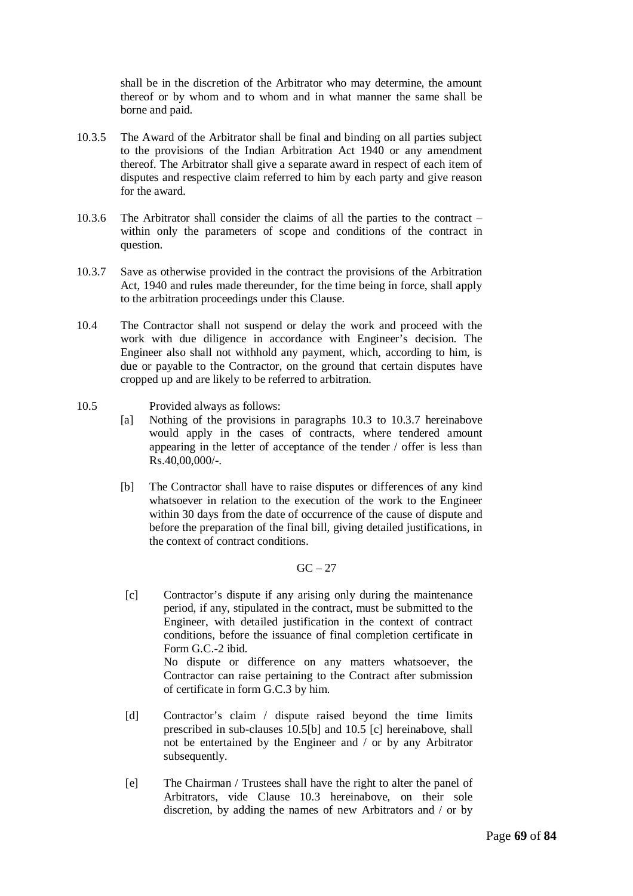shall be in the discretion of the Arbitrator who may determine, the amount thereof or by whom and to whom and in what manner the same shall be borne and paid.

10.3.5 The Award of the Arbitrator shall be final and binding on all parties subject to the provisions of the Indian Arbitration Act 1940 or any amendment thereof. The Arbitrator shall give a separate award in respect of each item of disputes and respective claim referred to him by each party and give reason for the award.

10.3.6 The Arbitrator shall consider the claims of all the parties to the contract – within only the parameters of scope and conditions of the contract in question.

10.3.7 Save as otherwise provided in the contract the provisions of the Arbitration Act, 1940 and rules made thereunder, for the time being in force, shall apply to the arbitration proceedings under this Clause.

10.4 The Contractor shall not suspend or delay the work and proceed with the work with due diligence in accordance with Engineer's decision. The Engineer also shall not withhold any payment, which, according to him, is due or payable to the Contractor, on the ground that certain disputes have cropped up and are likely to be referred to arbitration.

10.5 Provided always as follows:

[a] Nothing of the provisions in paragraphs 10.3 to 10.3.7 hereinabove would apply in the cases of contracts, where tendered amount appearing in the letter of acceptance of the tender / offer is less than Rs.40,00,000/-.

[b] The Contractor shall have to raise disputes or differences of any kind whatsoever in relation to the execution of the work to the Engineer within 30 days from the date of occurrence of the cause of dispute and before the preparation of the final bill, giving detailed justifications, in the context of contract conditions.

GC – 27

[c] Contractor's dispute if any arising only during the maintenance period, if any, stipulated in the contract, must be submitted to the Engineer, with detailed justification in the context of contract conditions, before the issuance of final completion certificate in Form G.C.-2 ibid.
No dispute or difference on any matters whatsoever, the Contractor can raise pertaining to the Contract after submission of certificate in form G.C.3 by him.

[d] Contractor's claim / dispute raised beyond the time limits prescribed in sub-clauses 10.5[b] and 10.5 [c] hereinabove, shall not be entertained by the Engineer and / or by any Arbitrator subsequently.

[e] The Chairman / Trustees shall have the right to alter the panel of Arbitrators, vide Clause 10.3 hereinabove, on their sole discretion, by adding the names of new Arbitrators and / or by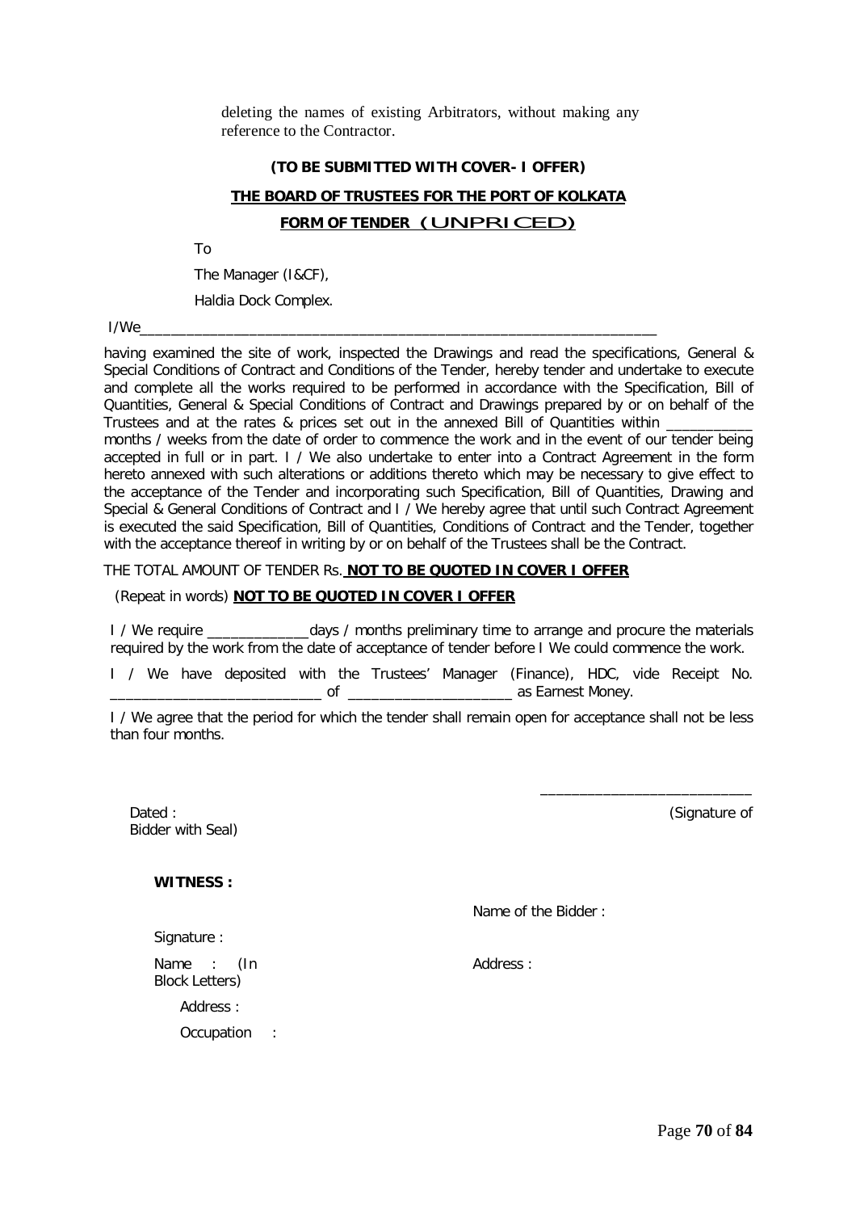deleting the names of existing Arbitrators, without making any reference to the Contractor.

**(TO BE SUBMITTED WITH COVER- I OFFER)**

**THE BOARD OF TRUSTEES FOR THE PORT OF KOLKATA**

**FORM OF TENDER (UNPRICED)**

To

The Manager (I&CF),

Haldia Dock Complex.

I/We_________________________________________________________________

having examined the site of work, inspected the Drawings and read the specifications, General & Special Conditions of Contract and Conditions of the Tender, hereby tender and undertake to execute and complete all the works required to be performed in accordance with the Specification, Bill of Quantities, General & Special Conditions of Contract and Drawings prepared by or on behalf of the Trustees and at the rates & prices set out in the annexed Bill of Quantities within ___________ months / weeks from the date of order to commence the work and in the event of our tender being accepted in full or in part. I / We also undertake to enter into a Contract Agreement in the form hereto annexed with such alterations or additions thereto which may be necessary to give effect to the acceptance of the Tender and incorporating such Specification, Bill of Quantities, Drawing and Special & General Conditions of Contract and I / We hereby agree that until such Contract Agreement is executed the said Specification, Bill of Quantities, Conditions of Contract and the Tender, together with the acceptance thereof in writing by or on behalf of the Trustees shall be the Contract.

THE TOTAL AMOUNT OF TENDER Rs. **NOT TO BE QUOTED IN COVER I OFFER**

(Repeat in words) **NOT TO BE QUOTED IN COVER I OFFER**

I / We require _____________days / months preliminary time to arrange and procure the materials required by the work from the date of acceptance of tender before I We could commence the work.

I / We have deposited with the Trustees' Manager (Finance), HDC, vide Receipt No. __________________________ of ____________________ as Earnest Money.

I / We agree that the period for which the tender shall remain open for acceptance shall not be less than four months.

__________________________

Dated : (Signature of Bidder with Seal)

**WITNESS :**

Name of the Bidder :

Signature :

Name : (In Block Letters)

Address :

Address :

Occupation :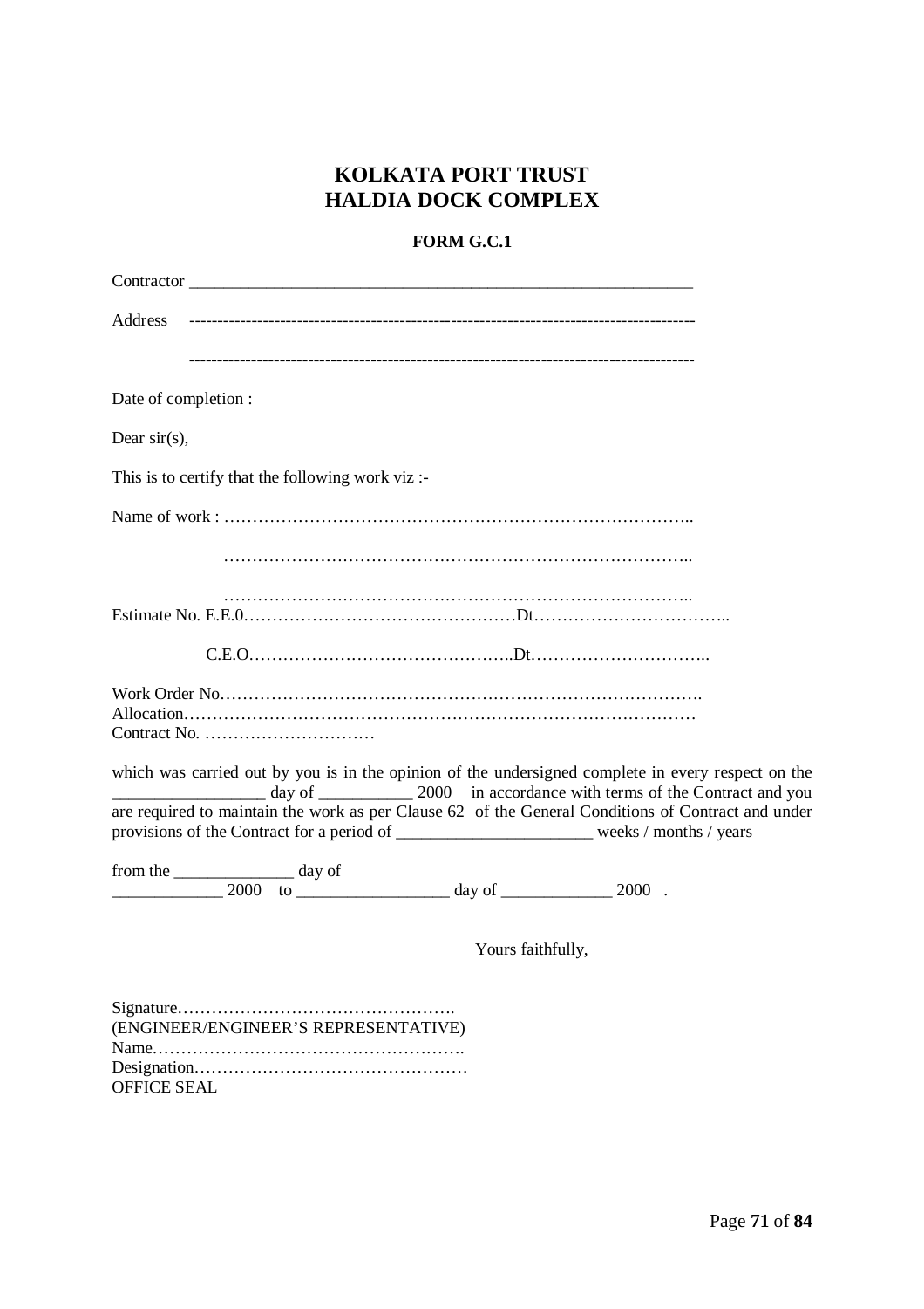# KOLKATA PORT TRUST
# HALDIA DOCK COMPLEX

**FORM G.C.1**

Contractor ____________________________________________________________

Address ------------------------------------------------------------------------------------------

------------------------------------------------------------------------------------------

Date of completion :

Dear sir(s),

This is to certify that the following work viz :-

Name of work : …………………………………………………………………………..

…………………………………………………………………………..

…………………………………………………………………………..

Estimate No. E.E.0…………………………………………Dt……………………………..

C.E.O………………………………………..Dt…………………………..

Work Order No……………………………………………………………………………

Allocation…………………………………………………………………………………

Contract No. …………………………

which was carried out by you is in the opinion of the undersigned complete in every respect on the __________________ day of ___________ 2000 in accordance with terms of the Contract and you are required to maintain the work as per Clause 62 of the General Conditions of Contract and under provisions of the Contract for a period of _______________________ weeks / months / years

from the ______________ day of _____________ 2000 to __________________ day of _____________ 2000 .

Yours faithfully,

Signature………………………………………….

(ENGINEER/ENGINEER'S REPRESENTATIVE)

Name……………………………………………….

Designation…………………………………………

OFFICE SEAL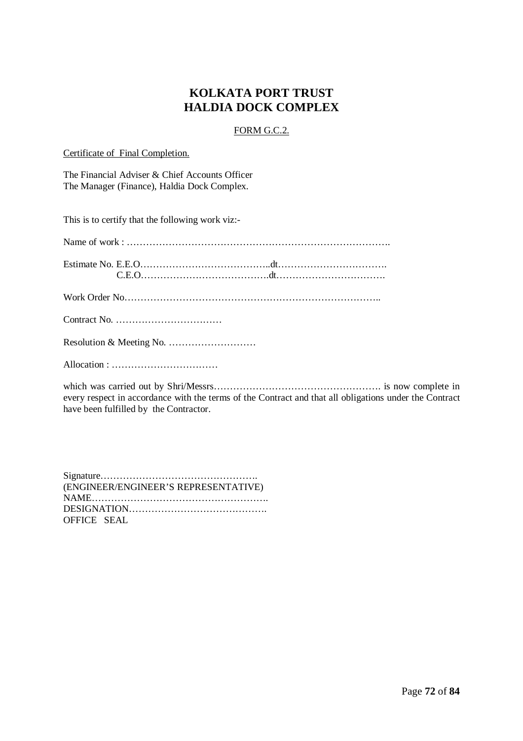# KOLKATA PORT TRUST
# HALDIA DOCK COMPLEX

FORM G.C.2.

Certificate of Final Completion.

The Financial Adviser & Chief Accounts Officer
The Manager (Finance), Haldia Dock Complex.

This is to certify that the following work viz:-

Name of work : ……………………………………………………………………….

Estimate No. E.E.O…………………………………..dt…………………………….
C.E.O………………………………….dt…………………………….

Work Order No……………………………………………………………………..

Contract No. ……………………………

Resolution & Meeting No. ………………………

Allocation : ……………………………

which was carried out by Shri/Messrs……………………………………………. is now complete in every respect in accordance with the terms of the Contract and that all obligations under the Contract have been fulfilled by the Contractor.

Signature…………………………………………..
(ENGINEER/ENGINEER'S REPRESENTATIVE)
NAME……………………………………………….
DESIGNATION…………………………………….
OFFICE SEAL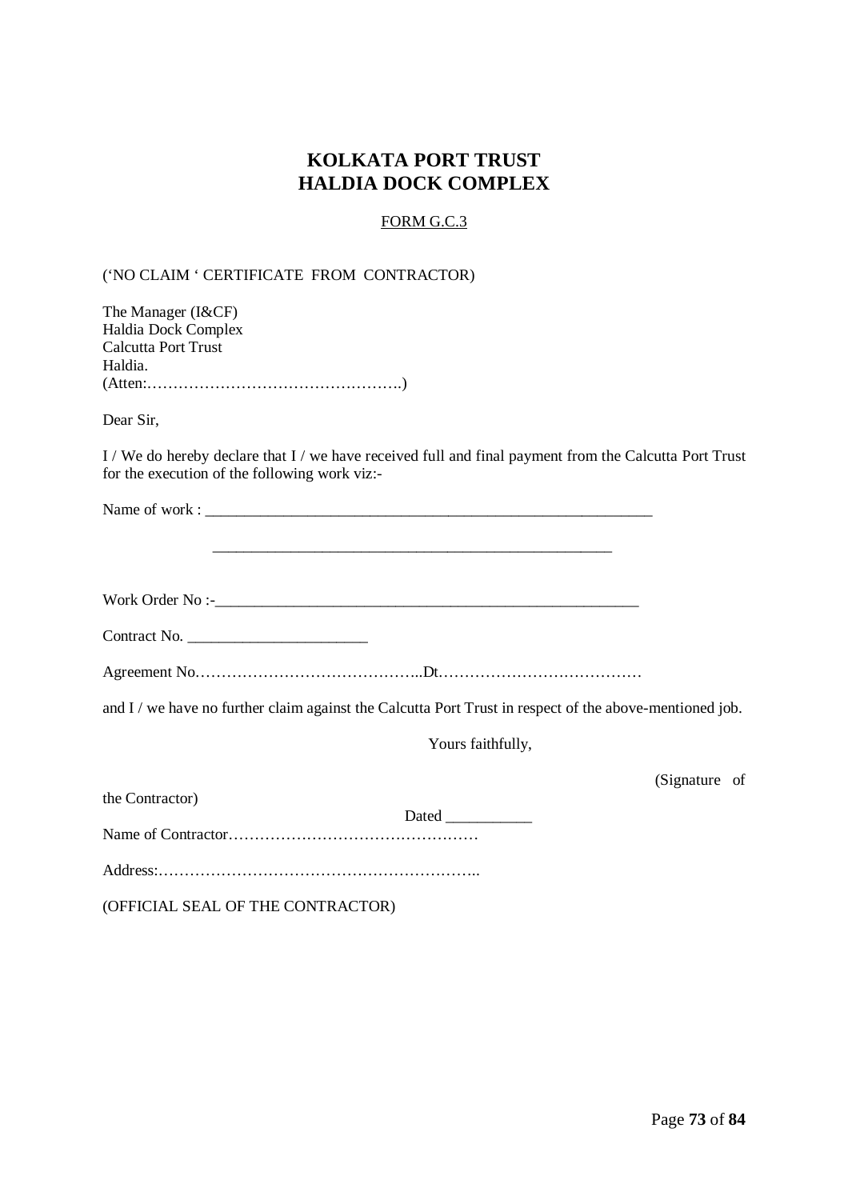# KOLKATA PORT TRUST
# HALDIA DOCK COMPLEX

FORM G.C.3

(‘NO CLAIM ‘ CERTIFICATE FROM CONTRACTOR)

The Manager (I&CF)
Haldia Dock Complex
Calcutta Port Trust
Haldia.
(Atten:………………………………………….)

Dear Sir,

I / We do hereby declare that I / we have received full and final payment from the Calcutta Port Trust for the execution of the following work viz:-

Name of work : ___________________________________________________________

_____________________________________________________

Work Order No :-________________________________________________________

Contract No. ______________________

Agreement No……………………………………..Dt…………………………………

and I / we have no further claim against the Calcutta Port Trust in respect of the above-mentioned job.

Yours faithfully,

(Signature of the Contractor)

Dated ___________

Name of Contractor…………………………………………

Address:……………………………………………………..

(OFFICIAL SEAL OF THE CONTRACTOR)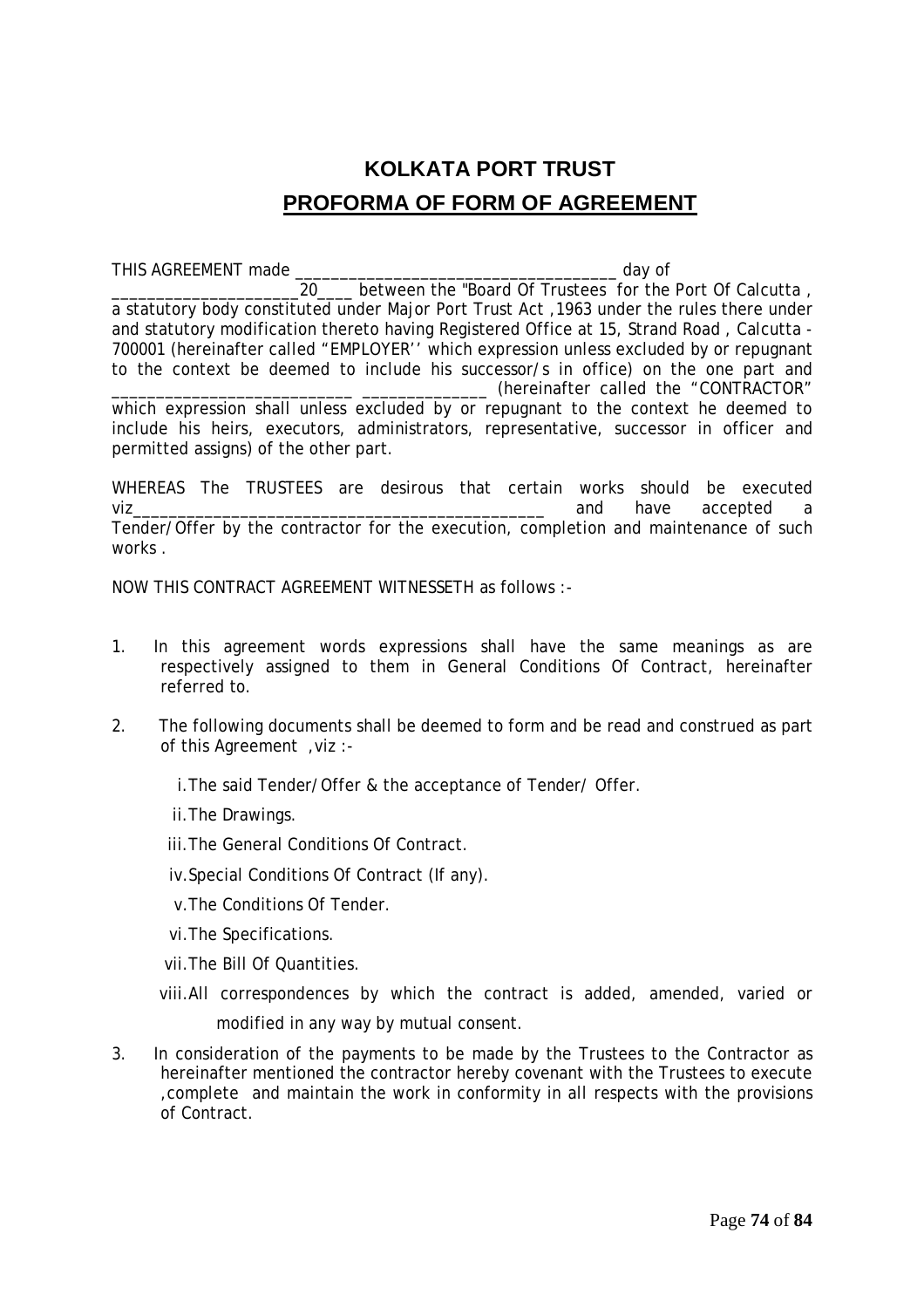# KOLKATA PORT TRUST

## PROFORMA OF FORM OF AGREEMENT

THIS AGREEMENT made _____________________________________ day of _____________________20____ between the "Board Of Trustees for the Port Of Calcutta , a statutory body constituted under Major Port Trust Act ,1963 under the rules there under and statutory modification thereto having Registered Office at 15, Strand Road , Calcutta - 700001 (hereinafter called "EMPLOYER'' which expression unless excluded by or repugnant to the context be deemed to include his successor/s in office) on the one part and ___________________________ ______________ (hereinafter called the "CONTRACTOR" which expression shall unless excluded by or repugnant to the context he deemed to include his heirs, executors, administrators, representative, successor in officer and permitted assigns) of the other part.

WHEREAS The TRUSTEES are desirous that certain works should be executed viz_________________________________________________ and have accepted a Tender/Offer by the contractor for the execution, completion and maintenance of such works .

NOW THIS CONTRACT AGREEMENT WITNESSETH as follows :-

1. In this agreement words expressions shall have the same meanings as are respectively assigned to them in General Conditions Of Contract, hereinafter referred to.

2. The following documents shall be deemed to form and be read and construed as part of this Agreement , viz :-

   i. The said Tender/Offer & the acceptance of Tender/ Offer.

   ii. The Drawings.

   iii. The General Conditions Of Contract.

   iv. Special Conditions Of Contract (If any).

   v. The Conditions Of Tender.

   vi. The Specifications.

   vii. The Bill Of Quantities.

   viii. All correspondences by which the contract is added, amended, varied or modified in any way by mutual consent.

3. In consideration of the payments to be made by the Trustees to the Contractor as hereinafter mentioned the contractor hereby covenant with the Trustees to execute ,complete and maintain the work in conformity in all respects with the provisions of Contract.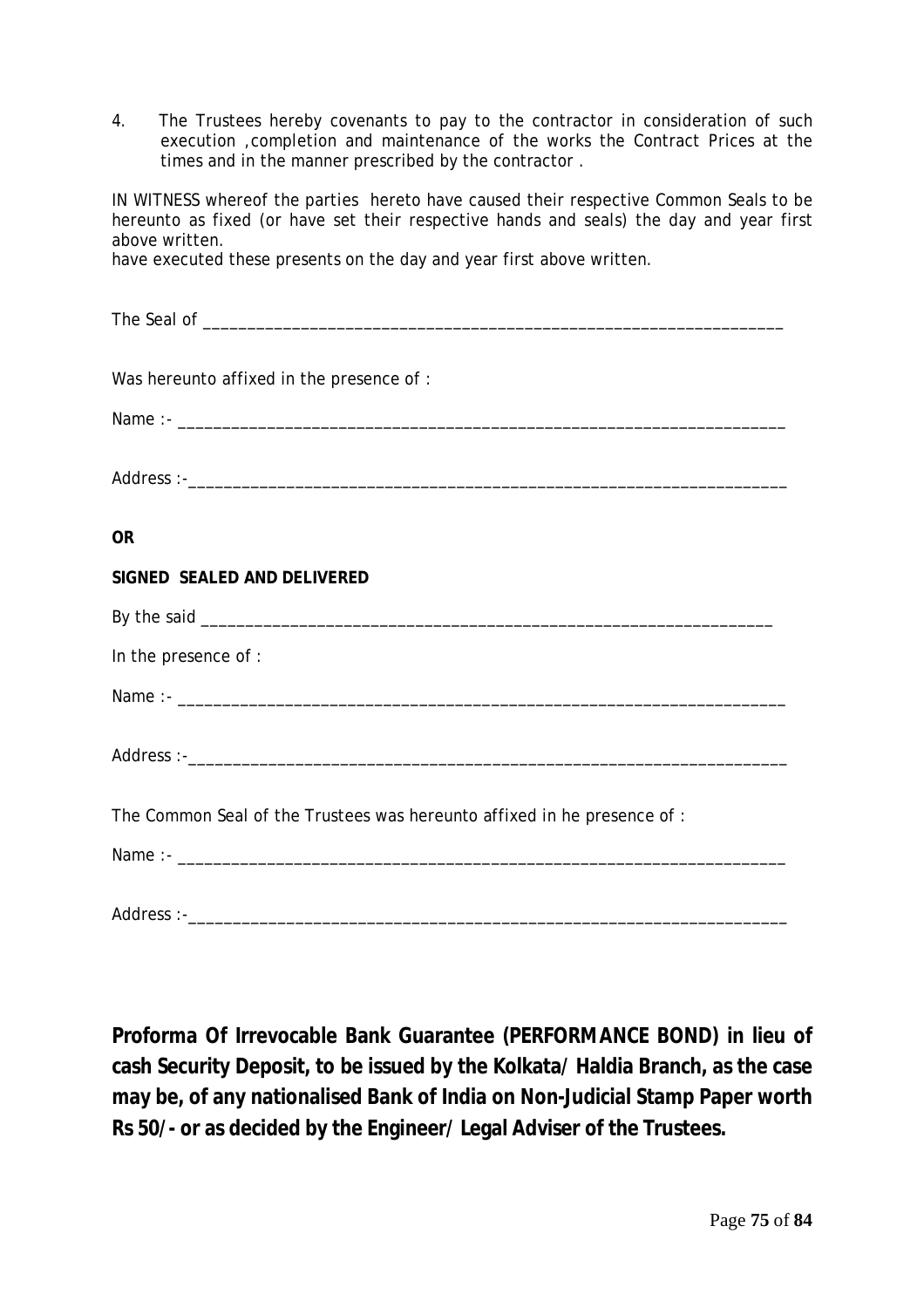4. The Trustees hereby covenants to pay to the contractor in consideration of such execution ,completion and maintenance of the works the Contract Prices at the times and in the manner prescribed by the contractor .

IN WITNESS whereof the parties hereto have caused their respective Common Seals to be hereunto as fixed (or have set their respective hands and seals) the day and year first above written.
have executed these presents on the day and year first above written.

The Seal of _________________________________________________________________

Was hereunto affixed in the presence of :

Name :- ____________________________________________________________________

Address :-___________________________________________________________________

**OR**

**SIGNED SEALED AND DELIVERED**

By the said _________________________________________________________________

In the presence of :

Name :- ____________________________________________________________________

Address :-___________________________________________________________________

The Common Seal of the Trustees was hereunto affixed in he presence of :

Name :- ____________________________________________________________________

Address :-___________________________________________________________________

**Proforma Of Irrevocable Bank Guarantee (PERFORMANCE BOND) in lieu of cash Security Deposit, to be issued by the Kolkata/ Haldia Branch, as the case may be, of any nationalised Bank of India on Non-Judicial Stamp Paper worth Rs 50/- or as decided by the Engineer/ Legal Adviser of the Trustees.**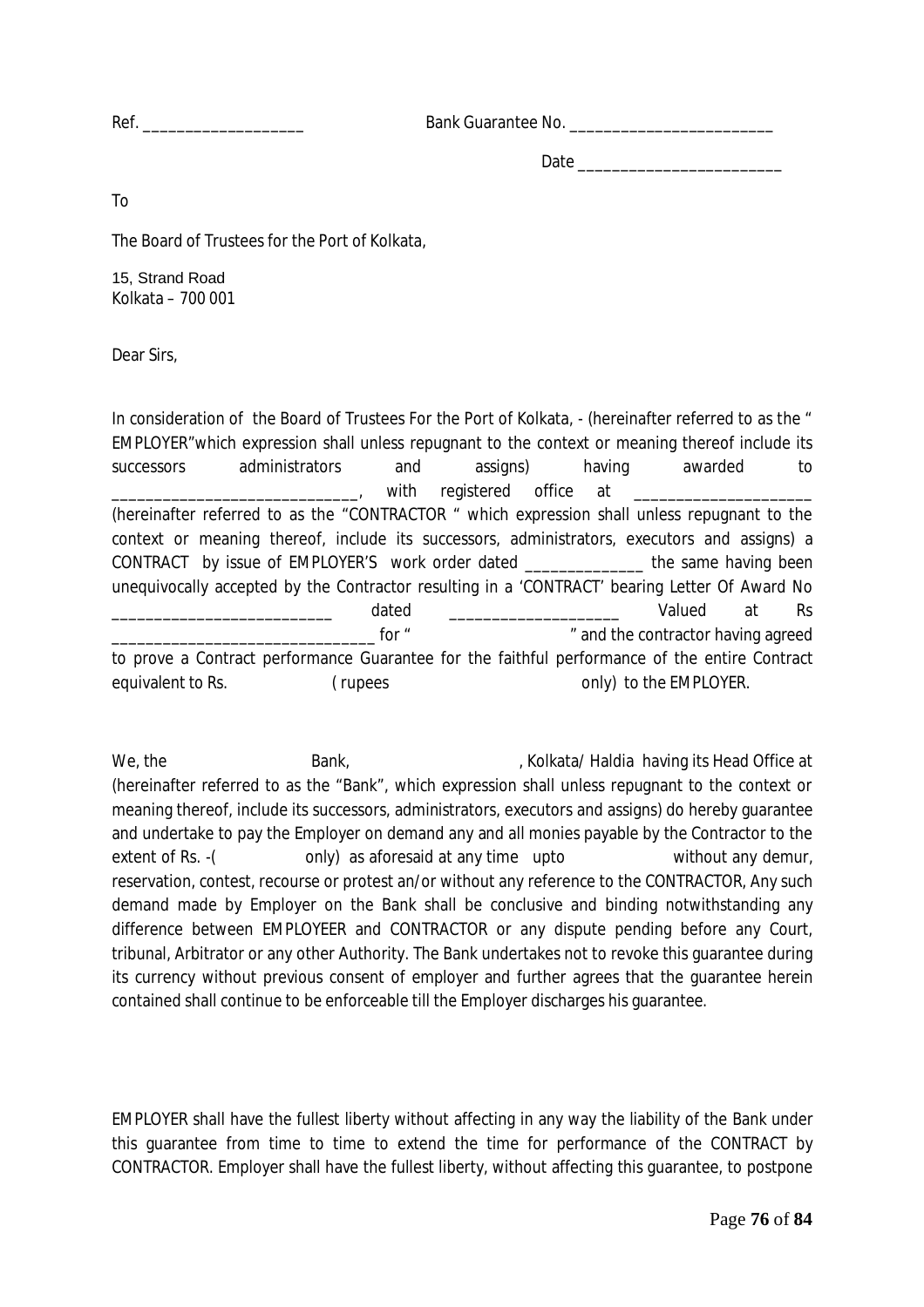Ref. ___________________ Bank Guarantee No. ________________________

Date ________________________

To

The Board of Trustees for the Port of Kolkata,

15, Strand Road
Kolkata – 700 001

Dear Sirs,

In consideration of the Board of Trustees For the Port of Kolkata, - (hereinafter referred to as the " EMPLOYER"which expression shall unless repugnant to the context or meaning thereof include its successors administrators and assigns) having awarded to ____________________________, with registered office at ____________________ (hereinafter referred to as the "CONTRACTOR " which expression shall unless repugnant to the context or meaning thereof, include its successors, administrators, executors and assigns) a CONTRACT by issue of EMPLOYER'S work order dated ______________ the same having been unequivocally accepted by the Contractor resulting in a 'CONTRACT' bearing Letter Of Award No _________________________ dated ____________________ Valued at Rs ______________________________ for " " and the contractor having agreed to prove a Contract performance Guarantee for the faithful performance of the entire Contract equivalent to Rs. ( rupees only) to the EMPLOYER.

We, the Bank, , Kolkata/ Haldia having its Head Office at (hereinafter referred to as the "Bank", which expression shall unless repugnant to the context or meaning thereof, include its successors, administrators, executors and assigns) do hereby guarantee and undertake to pay the Employer on demand any and all monies payable by the Contractor to the extent of Rs. -( only) as aforesaid at any time upto without any demur, reservation, contest, recourse or protest an/or without any reference to the CONTRACTOR, Any such demand made by Employer on the Bank shall be conclusive and binding notwithstanding any difference between EMPLOYEER and CONTRACTOR or any dispute pending before any Court, tribunal, Arbitrator or any other Authority. The Bank undertakes not to revoke this guarantee during its currency without previous consent of employer and further agrees that the guarantee herein contained shall continue to be enforceable till the Employer discharges his guarantee.

EMPLOYER shall have the fullest liberty without affecting in any way the liability of the Bank under this guarantee from time to time to extend the time for performance of the CONTRACT by CONTRACTOR. Employer shall have the fullest liberty, without affecting this guarantee, to postpone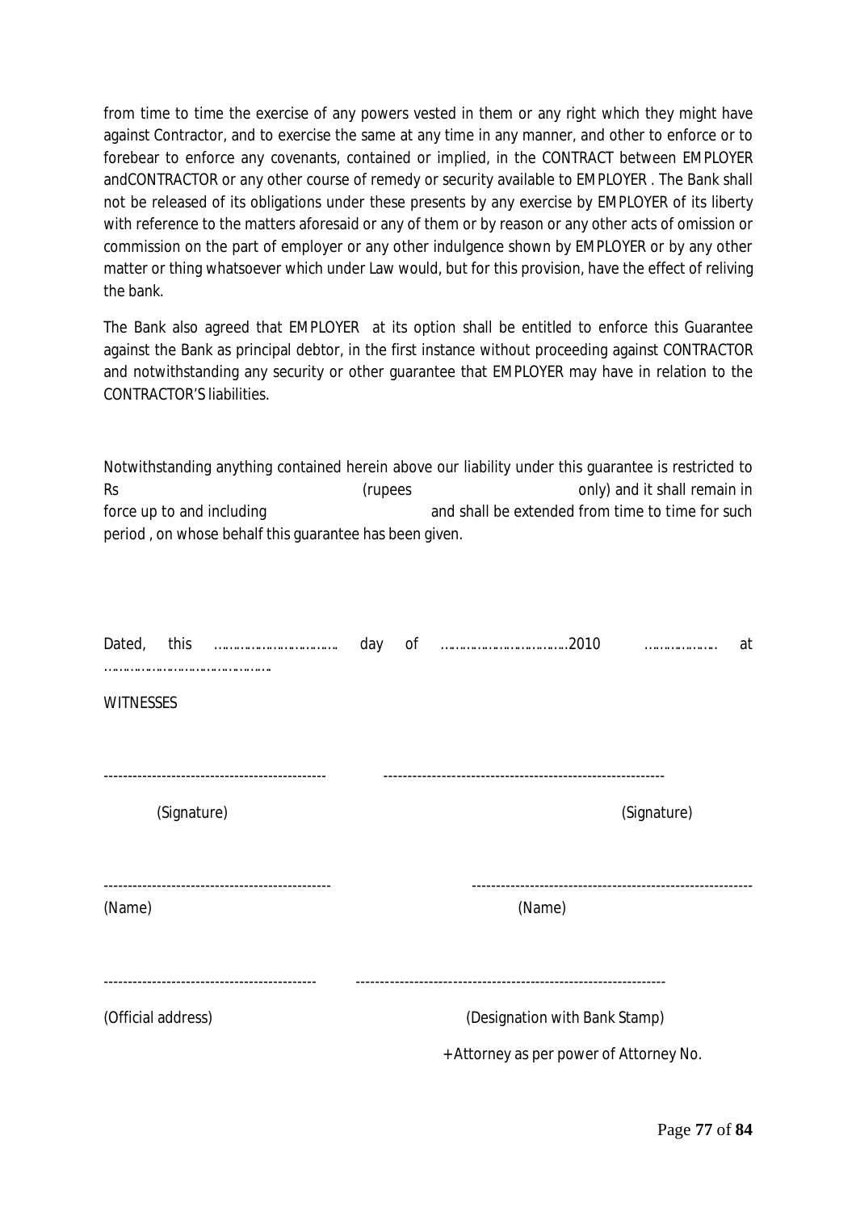from time to time the exercise of any powers vested in them or any right which they might have against Contractor, and to exercise the same at any time in any manner, and other to enforce or to forebear to enforce any covenants, contained or implied, in the CONTRACT between EMPLOYER andCONTRACTOR or any other course of remedy or security available to EMPLOYER . The Bank shall not be released of its obligations under these presents by any exercise by EMPLOYER of its liberty with reference to the matters aforesaid or any of them or by reason or any other acts of omission or commission on the part of employer or any other indulgence shown by EMPLOYER or by any other matter or thing whatsoever which under Law would, but for this provision, have the effect of reliving the bank.

The Bank also agreed that EMPLOYER at its option shall be entitled to enforce this Guarantee against the Bank as principal debtor, in the first instance without proceeding against CONTRACTOR and notwithstanding any security or other guarantee that EMPLOYER may have in relation to the CONTRACTOR'S liabilities.

Notwithstanding anything contained herein above our liability under this guarantee is restricted to Rs (rupees only) and it shall remain in force up to and including and shall be extended from time to time for such period , on whose behalf this guarantee has been given.

Dated, this ………………………… day of …………………………2010 ……………… at ………………………………………

WITNESSES

| | |
|---|---|
| --------------------------------------------- | --------------------------------------------------------- |
| (Signature) | (Signature) |
| ---------------------------------------------- | --------------------------------------------------------- |
| (Name) | (Name) |
| -------------------------------------------- | --------------------------------------------------------------- |
| (Official address) | (Designation with Bank Stamp) |
| | +Attorney as per power of Attorney No. |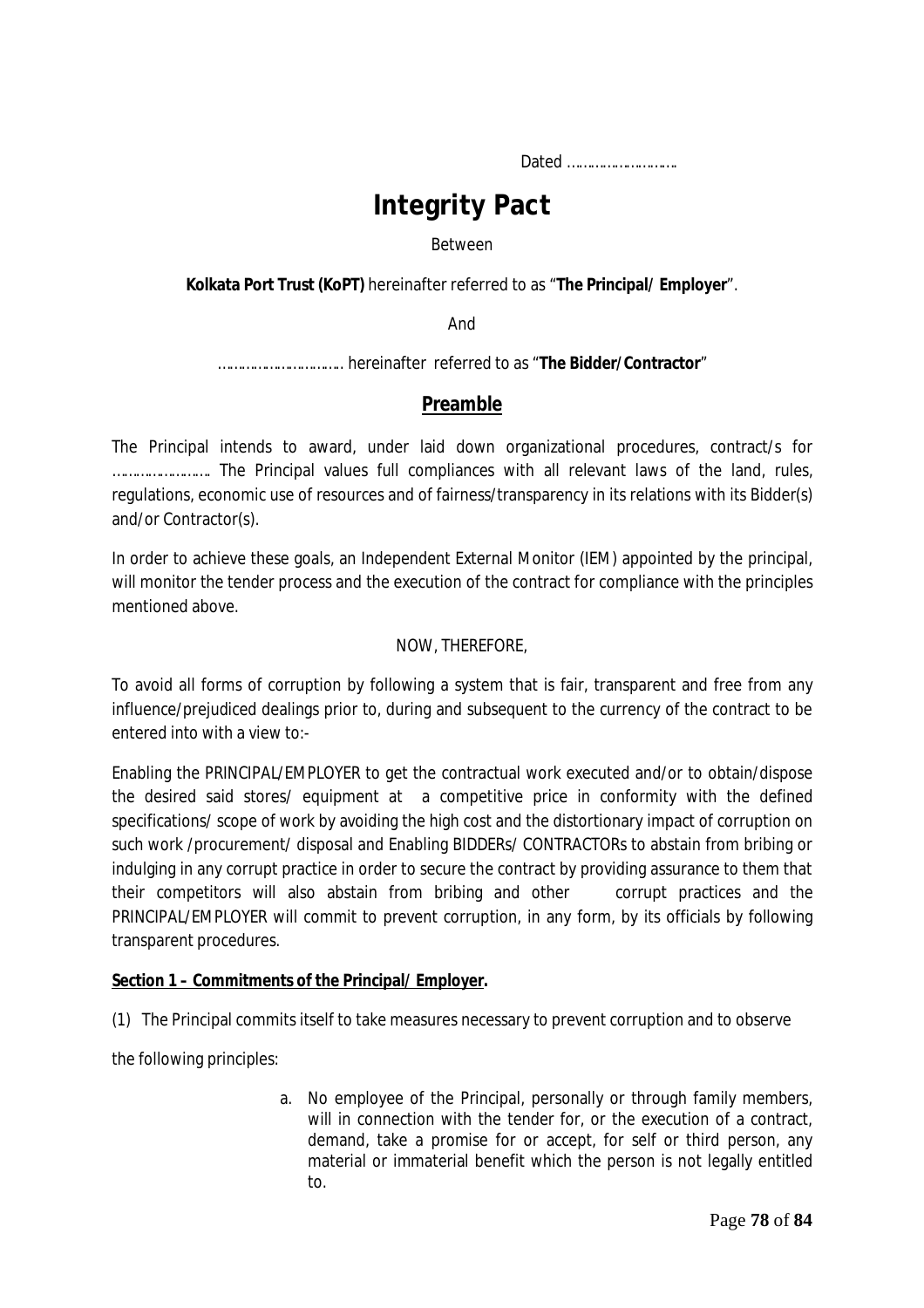Dated ……………………….

# Integrity Pact

Between

**Kolkata Port Trust (KoPT)** hereinafter referred to as "**The Principal/ Employer**".

And

………………………….. hereinafter referred to as "**The Bidder/Contractor**"

## Preamble

The Principal intends to award, under laid down organizational procedures, contract/s for ……………………. The Principal values full compliances with all relevant laws of the land, rules, regulations, economic use of resources and of fairness/transparency in its relations with its Bidder(s) and/or Contractor(s).

In order to achieve these goals, an Independent External Monitor (IEM) appointed by the principal, will monitor the tender process and the execution of the contract for compliance with the principles mentioned above.

NOW, THEREFORE,

To avoid all forms of corruption by following a system that is fair, transparent and free from any influence/prejudiced dealings prior to, during and subsequent to the currency of the contract to be entered into with a view to:-

Enabling the PRINCIPAL/EMPLOYER to get the contractual work executed and/or to obtain/dispose the desired said stores/ equipment at a competitive price in conformity with the defined specifications/ scope of work by avoiding the high cost and the distortionary impact of corruption on such work /procurement/ disposal and Enabling BIDDERs/ CONTRACTORs to abstain from bribing or indulging in any corrupt practice in order to secure the contract by providing assurance to them that their competitors will also abstain from bribing and other corrupt practices and the PRINCIPAL/EMPLOYER will commit to prevent corruption, in any form, by its officials by following transparent procedures.

**Section 1 – Commitments of the Principal/ Employer.**

(1) The Principal commits itself to take measures necessary to prevent corruption and to observe

the following principles:

a. No employee of the Principal, personally or through family members, will in connection with the tender for, or the execution of a contract, demand, take a promise for or accept, for self or third person, any material or immaterial benefit which the person is not legally entitled to.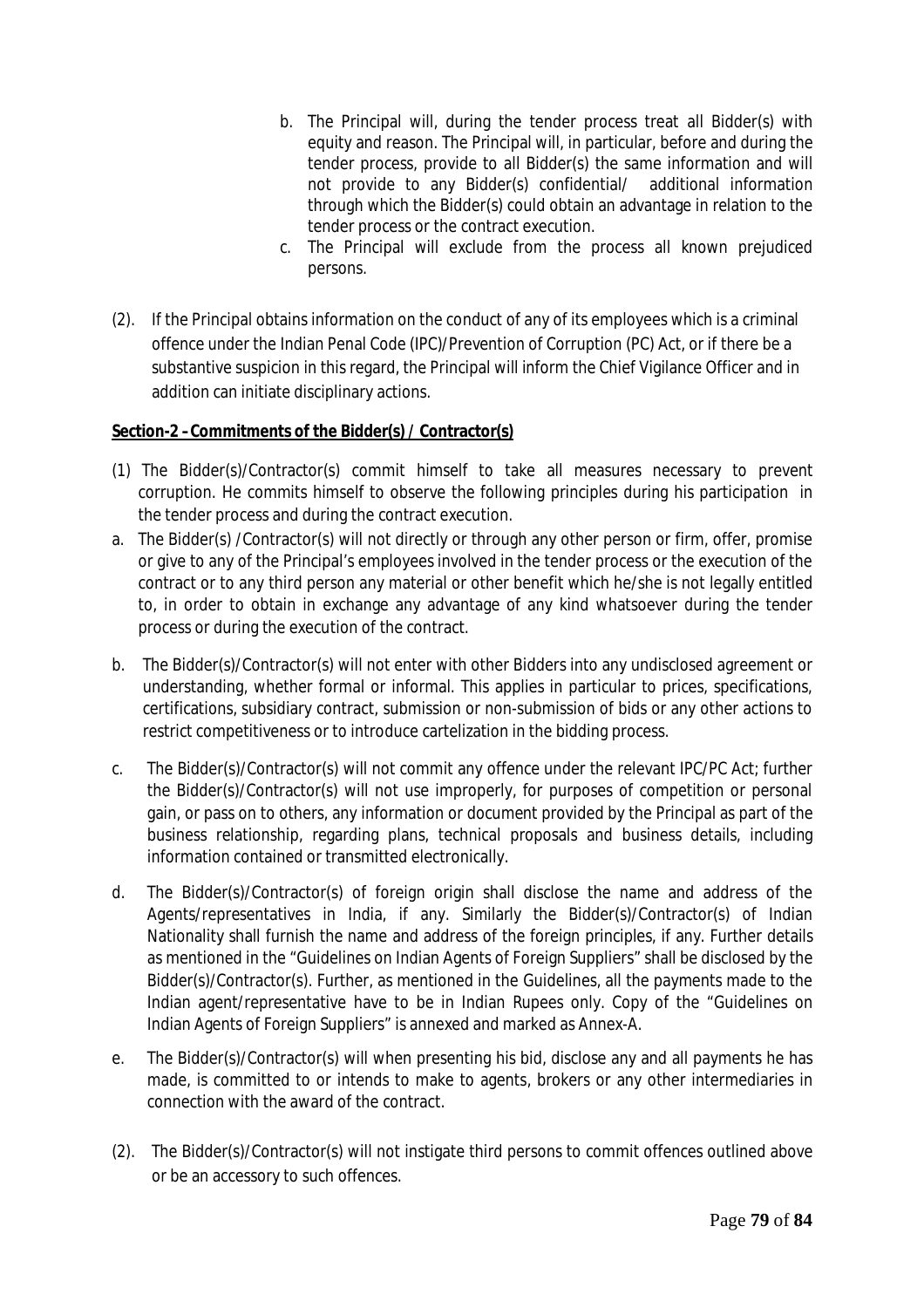b. The Principal will, during the tender process treat all Bidder(s) with equity and reason. The Principal will, in particular, before and during the tender process, provide to all Bidder(s) the same information and will not provide to any Bidder(s) confidential/ additional information through which the Bidder(s) could obtain an advantage in relation to the tender process or the contract execution.

c. The Principal will exclude from the process all known prejudiced persons.

(2). If the Principal obtains information on the conduct of any of its employees which is a criminal offence under the Indian Penal Code (IPC)/Prevention of Corruption (PC) Act, or if there be a substantive suspicion in this regard, the Principal will inform the Chief Vigilance Officer and in addition can initiate disciplinary actions.

**Section-2 – Commitments of the Bidder(s) / Contractor(s)**

(1) The Bidder(s)/Contractor(s) commit himself to take all measures necessary to prevent corruption. He commits himself to observe the following principles during his participation in the tender process and during the contract execution.

a. The Bidder(s) /Contractor(s) will not directly or through any other person or firm, offer, promise or give to any of the Principal's employees involved in the tender process or the execution of the contract or to any third person any material or other benefit which he/she is not legally entitled to, in order to obtain in exchange any advantage of any kind whatsoever during the tender process or during the execution of the contract.

b. The Bidder(s)/Contractor(s) will not enter with other Bidders into any undisclosed agreement or understanding, whether formal or informal. This applies in particular to prices, specifications, certifications, subsidiary contract, submission or non-submission of bids or any other actions to restrict competitiveness or to introduce cartelization in the bidding process.

c. The Bidder(s)/Contractor(s) will not commit any offence under the relevant IPC/PC Act; further the Bidder(s)/Contractor(s) will not use improperly, for purposes of competition or personal gain, or pass on to others, any information or document provided by the Principal as part of the business relationship, regarding plans, technical proposals and business details, including information contained or transmitted electronically.

d. The Bidder(s)/Contractor(s) of foreign origin shall disclose the name and address of the Agents/representatives in India, if any. Similarly the Bidder(s)/Contractor(s) of Indian Nationality shall furnish the name and address of the foreign principles, if any. Further details as mentioned in the "Guidelines on Indian Agents of Foreign Suppliers" shall be disclosed by the Bidder(s)/Contractor(s). Further, as mentioned in the Guidelines, all the payments made to the Indian agent/representative have to be in Indian Rupees only. Copy of the "Guidelines on Indian Agents of Foreign Suppliers" is annexed and marked as Annex-A.

e. The Bidder(s)/Contractor(s) will when presenting his bid, disclose any and all payments he has made, is committed to or intends to make to agents, brokers or any other intermediaries in connection with the award of the contract.

(2). The Bidder(s)/Contractor(s) will not instigate third persons to commit offences outlined above or be an accessory to such offences.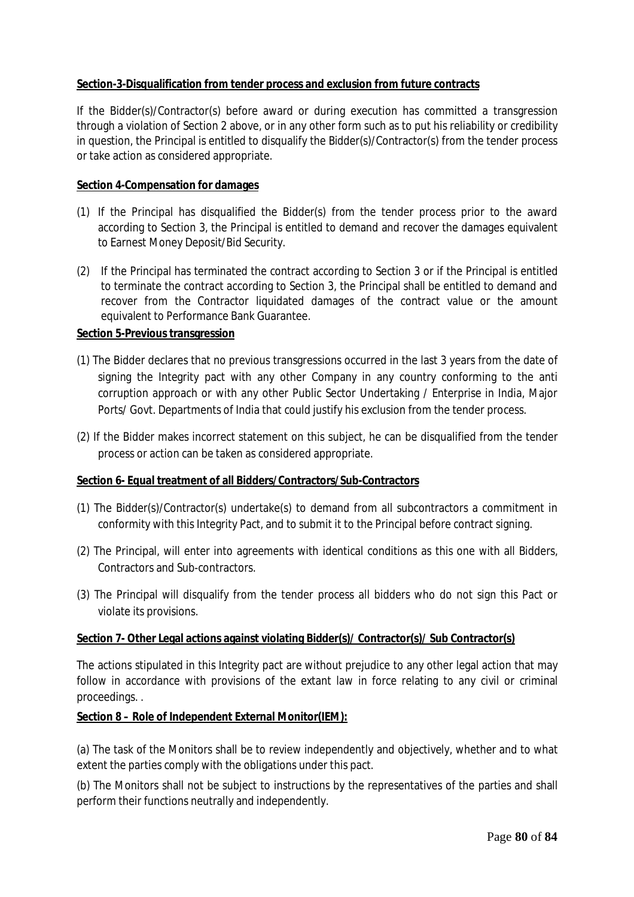**Section-3-Disqualification from tender process and exclusion from future contracts**

If the Bidder(s)/Contractor(s) before award or during execution has committed a transgression through a violation of Section 2 above, or in any other form such as to put his reliability or credibility in question, the Principal is entitled to disqualify the Bidder(s)/Contractor(s) from the tender process or take action as considered appropriate.

**Section 4-Compensation for damages**

(1) If the Principal has disqualified the Bidder(s) from the tender process prior to the award according to Section 3, the Principal is entitled to demand and recover the damages equivalent to Earnest Money Deposit/Bid Security.

(2) If the Principal has terminated the contract according to Section 3 or if the Principal is entitled to terminate the contract according to Section 3, the Principal shall be entitled to demand and recover from the Contractor liquidated damages of the contract value or the amount equivalent to Performance Bank Guarantee.

**Section 5-Previous transgression**

(1) The Bidder declares that no previous transgressions occurred in the last 3 years from the date of signing the Integrity pact with any other Company in any country conforming to the anti corruption approach or with any other Public Sector Undertaking / Enterprise in India, Major Ports/ Govt. Departments of India that could justify his exclusion from the tender process.

(2) If the Bidder makes incorrect statement on this subject, he can be disqualified from the tender process or action can be taken as considered appropriate.

**Section 6- Equal treatment of all Bidders/Contractors/Sub-Contractors**

(1) The Bidder(s)/Contractor(s) undertake(s) to demand from all subcontractors a commitment in conformity with this Integrity Pact, and to submit it to the Principal before contract signing.

(2) The Principal, will enter into agreements with identical conditions as this one with all Bidders, Contractors and Sub-contractors.

(3) The Principal will disqualify from the tender process all bidders who do not sign this Pact or violate its provisions.

**Section 7- Other Legal actions against violating Bidder(s)/ Contractor(s)/ Sub Contractor(s)**

The actions stipulated in this Integrity pact are without prejudice to any other legal action that may follow in accordance with provisions of the extant law in force relating to any civil or criminal proceedings. .

**Section 8 – Role of Independent External Monitor(IEM):**

(a) The task of the Monitors shall be to review independently and objectively, whether and to what extent the parties comply with the obligations under this pact.

(b) The Monitors shall not be subject to instructions by the representatives of the parties and shall perform their functions neutrally and independently.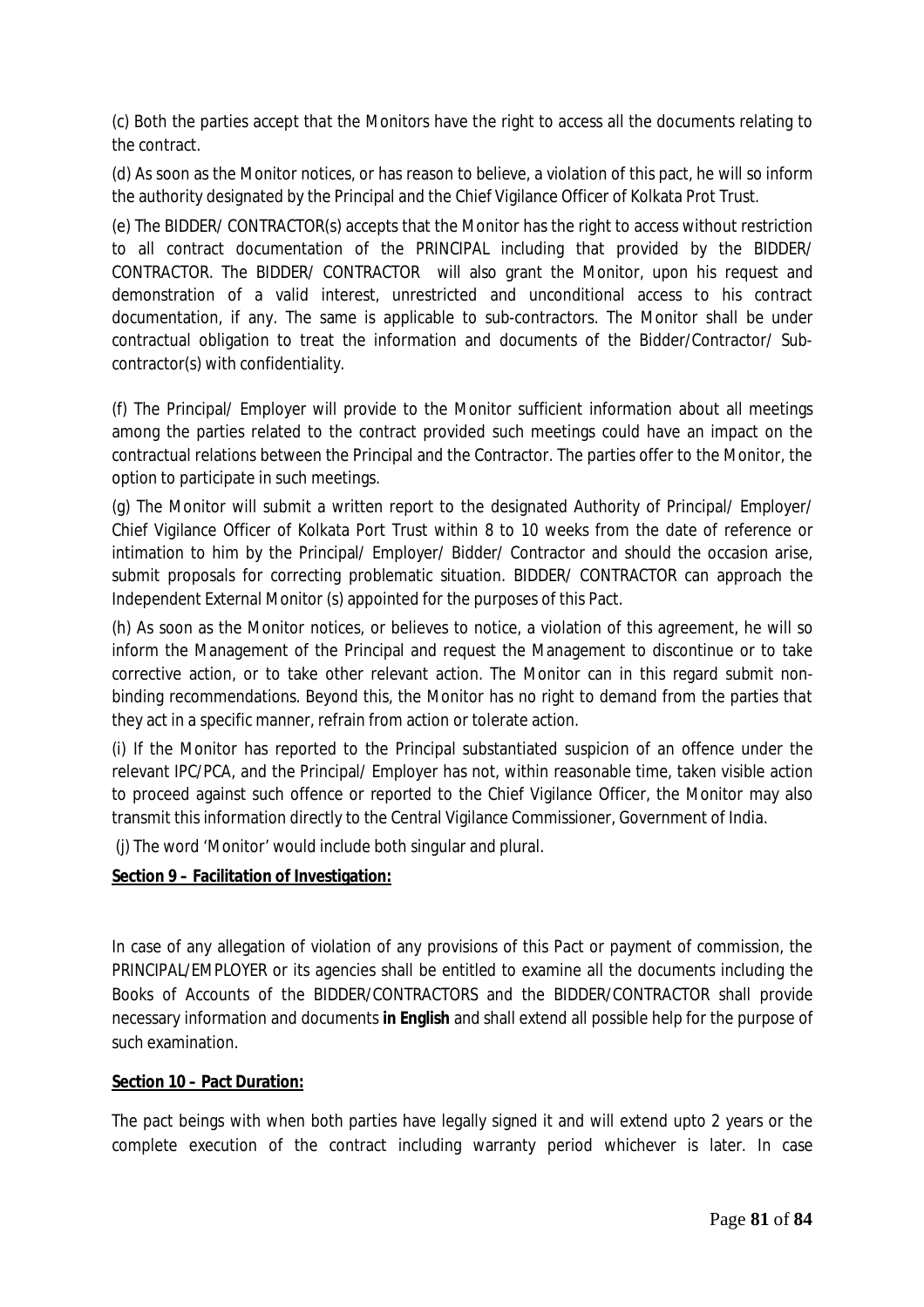(c) Both the parties accept that the Monitors have the right to access all the documents relating to the contract.

(d) As soon as the Monitor notices, or has reason to believe, a violation of this pact, he will so inform the authority designated by the Principal and the Chief Vigilance Officer of Kolkata Prot Trust.

(e) The BIDDER/ CONTRACTOR(s) accepts that the Monitor has the right to access without restriction to all contract documentation of the PRINCIPAL including that provided by the BIDDER/ CONTRACTOR. The BIDDER/ CONTRACTOR will also grant the Monitor, upon his request and demonstration of a valid interest, unrestricted and unconditional access to his contract documentation, if any. The same is applicable to sub-contractors. The Monitor shall be under contractual obligation to treat the information and documents of the Bidder/Contractor/ Sub-contractor(s) with confidentiality.

(f) The Principal/ Employer will provide to the Monitor sufficient information about all meetings among the parties related to the contract provided such meetings could have an impact on the contractual relations between the Principal and the Contractor. The parties offer to the Monitor, the option to participate in such meetings.

(g) The Monitor will submit a written report to the designated Authority of Principal/ Employer/ Chief Vigilance Officer of Kolkata Port Trust within 8 to 10 weeks from the date of reference or intimation to him by the Principal/ Employer/ Bidder/ Contractor and should the occasion arise, submit proposals for correcting problematic situation. BIDDER/ CONTRACTOR can approach the Independent External Monitor (s) appointed for the purposes of this Pact.

(h) As soon as the Monitor notices, or believes to notice, a violation of this agreement, he will so inform the Management of the Principal and request the Management to discontinue or to take corrective action, or to take other relevant action. The Monitor can in this regard submit non-binding recommendations. Beyond this, the Monitor has no right to demand from the parties that they act in a specific manner, refrain from action or tolerate action.

(i) If the Monitor has reported to the Principal substantiated suspicion of an offence under the relevant IPC/PCA, and the Principal/ Employer has not, within reasonable time, taken visible action to proceed against such offence or reported to the Chief Vigilance Officer, the Monitor may also transmit this information directly to the Central Vigilance Commissioner, Government of India.

(j) The word 'Monitor' would include both singular and plural.

**Section 9 – Facilitation of Investigation:**

In case of any allegation of violation of any provisions of this Pact or payment of commission, the PRINCIPAL/EMPLOYER or its agencies shall be entitled to examine all the documents including the Books of Accounts of the BIDDER/CONTRACTORS and the BIDDER/CONTRACTOR shall provide necessary information and documents **in English** and shall extend all possible help for the purpose of such examination.

**Section 10 – Pact Duration:**

The pact beings with when both parties have legally signed it and will extend upto 2 years or the complete execution of the contract including warranty period whichever is later. In case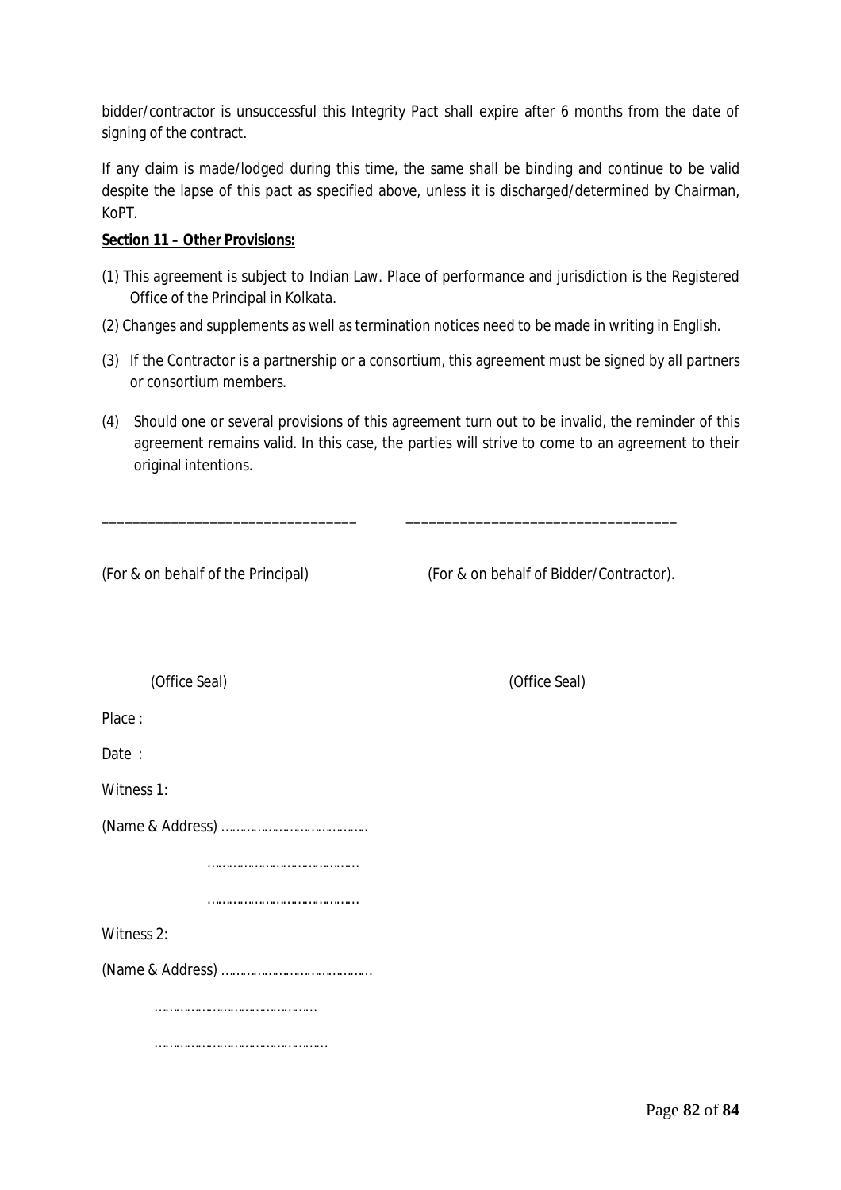bidder/contractor is unsuccessful this Integrity Pact shall expire after 6 months from the date of signing of the contract.

If any claim is made/lodged during this time, the same shall be binding and continue to be valid despite the lapse of this pact as specified above, unless it is discharged/determined by Chairman, KoPT.

**Section 11 – Other Provisions:**

(1) This agreement is subject to Indian Law. Place of performance and jurisdiction is the Registered Office of the Principal in Kolkata.

(2) Changes and supplements as well as termination notices need to be made in writing in English.

(3) If the Contractor is a partnership or a consortium, this agreement must be signed by all partners or consortium members.

(4) Should one or several provisions of this agreement turn out to be invalid, the reminder of this agreement remains valid. In this case, the parties will strive to come to an agreement to their original intentions.

_________________________________ _________________________________

(For & on behalf of the Principal) (For & on behalf of Bidder/Contractor).

(Office Seal) (Office Seal)

Place :

Date :

Witness 1:

(Name & Address) ……………………………………

……………………………………

……………………………………

Witness 2:

(Name & Address) ……………………………………

……………………………………

……………………………………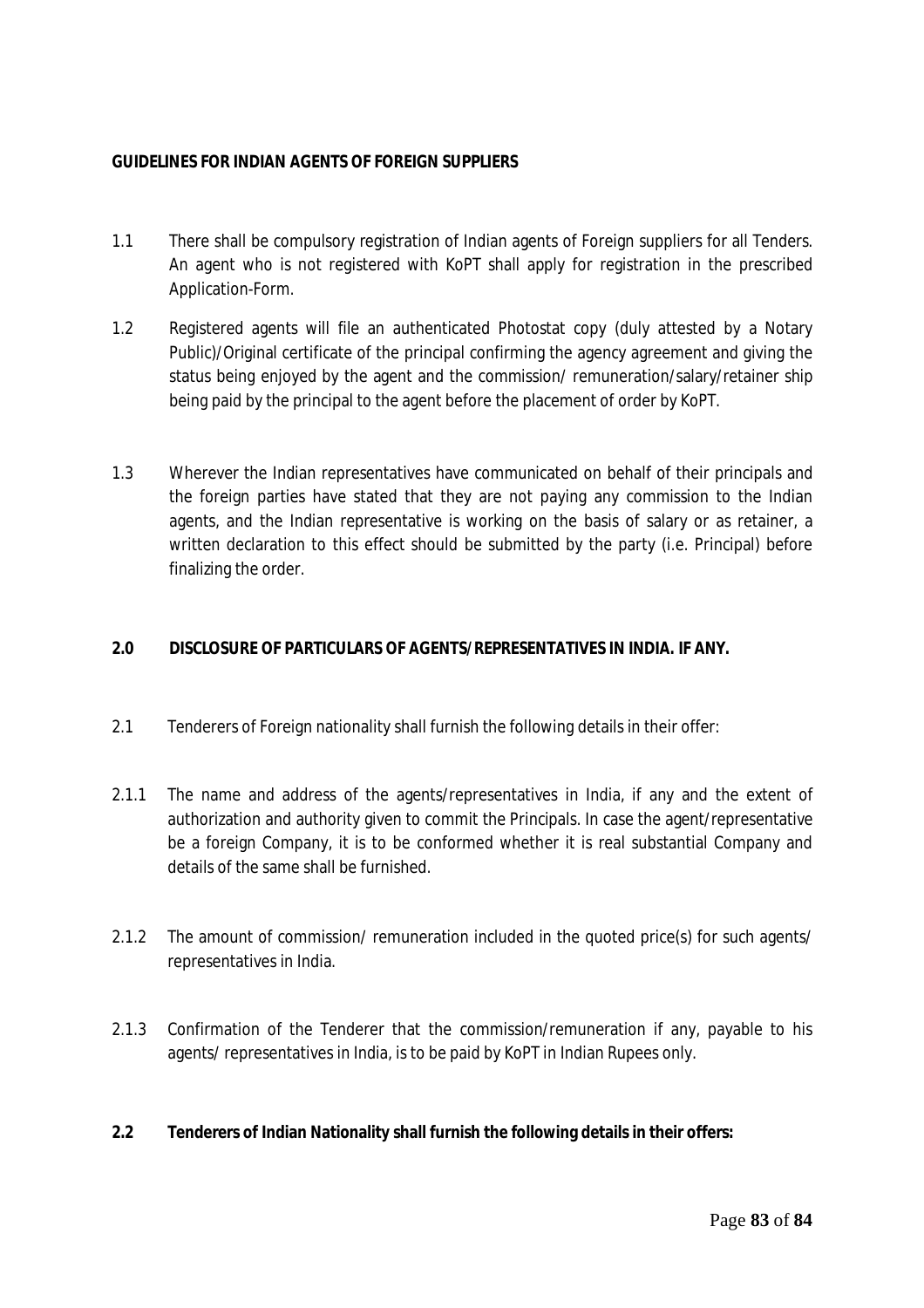**GUIDELINES FOR INDIAN AGENTS OF FOREIGN SUPPLIERS**

1.1 There shall be compulsory registration of Indian agents of Foreign suppliers for all Tenders. An agent who is not registered with KoPT shall apply for registration in the prescribed Application-Form.

1.2 Registered agents will file an authenticated Photostat copy (duly attested by a Notary Public)/Original certificate of the principal confirming the agency agreement and giving the status being enjoyed by the agent and the commission/ remuneration/salary/retainer ship being paid by the principal to the agent before the placement of order by KoPT.

1.3 Wherever the Indian representatives have communicated on behalf of their principals and the foreign parties have stated that they are not paying any commission to the Indian agents, and the Indian representative is working on the basis of salary or as retainer, a written declaration to this effect should be submitted by the party (i.e. Principal) before finalizing the order.

**2.0 DISCLOSURE OF PARTICULARS OF AGENTS/REPRESENTATIVES IN INDIA. IF ANY.**

2.1 Tenderers of Foreign nationality shall furnish the following details in their offer:

2.1.1 The name and address of the agents/representatives in India, if any and the extent of authorization and authority given to commit the Principals. In case the agent/representative be a foreign Company, it is to be conformed whether it is real substantial Company and details of the same shall be furnished.

2.1.2 The amount of commission/ remuneration included in the quoted price(s) for such agents/ representatives in India.

2.1.3 Confirmation of the Tenderer that the commission/remuneration if any, payable to his agents/ representatives in India, is to be paid by KoPT in Indian Rupees only.

**2.2 Tenderers of Indian Nationality shall furnish the following details in their offers:**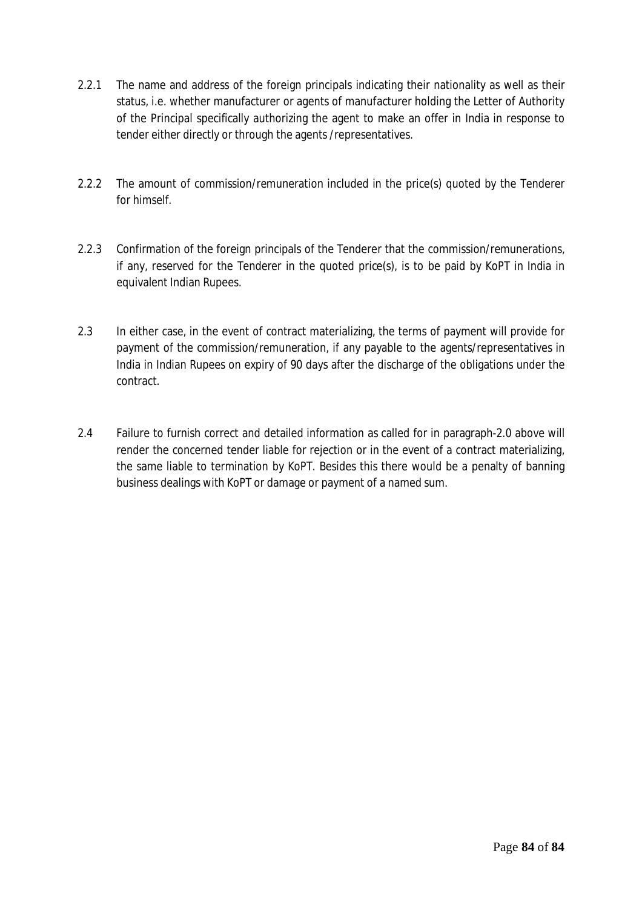2.2.1 The name and address of the foreign principals indicating their nationality as well as their status, i.e. whether manufacturer or agents of manufacturer holding the Letter of Authority of the Principal specifically authorizing the agent to make an offer in India in response to tender either directly or through the agents /representatives.

2.2.2 The amount of commission/remuneration included in the price(s) quoted by the Tenderer for himself.

2.2.3 Confirmation of the foreign principals of the Tenderer that the commission/remunerations, if any, reserved for the Tenderer in the quoted price(s), is to be paid by KoPT in India in equivalent Indian Rupees.

2.3 In either case, in the event of contract materializing, the terms of payment will provide for payment of the commission/remuneration, if any payable to the agents/representatives in India in Indian Rupees on expiry of 90 days after the discharge of the obligations under the contract.

2.4 Failure to furnish correct and detailed information as called for in paragraph-2.0 above will render the concerned tender liable for rejection or in the event of a contract materializing, the same liable to termination by KoPT. Besides this there would be a penalty of banning business dealings with KoPT or damage or payment of a named sum.